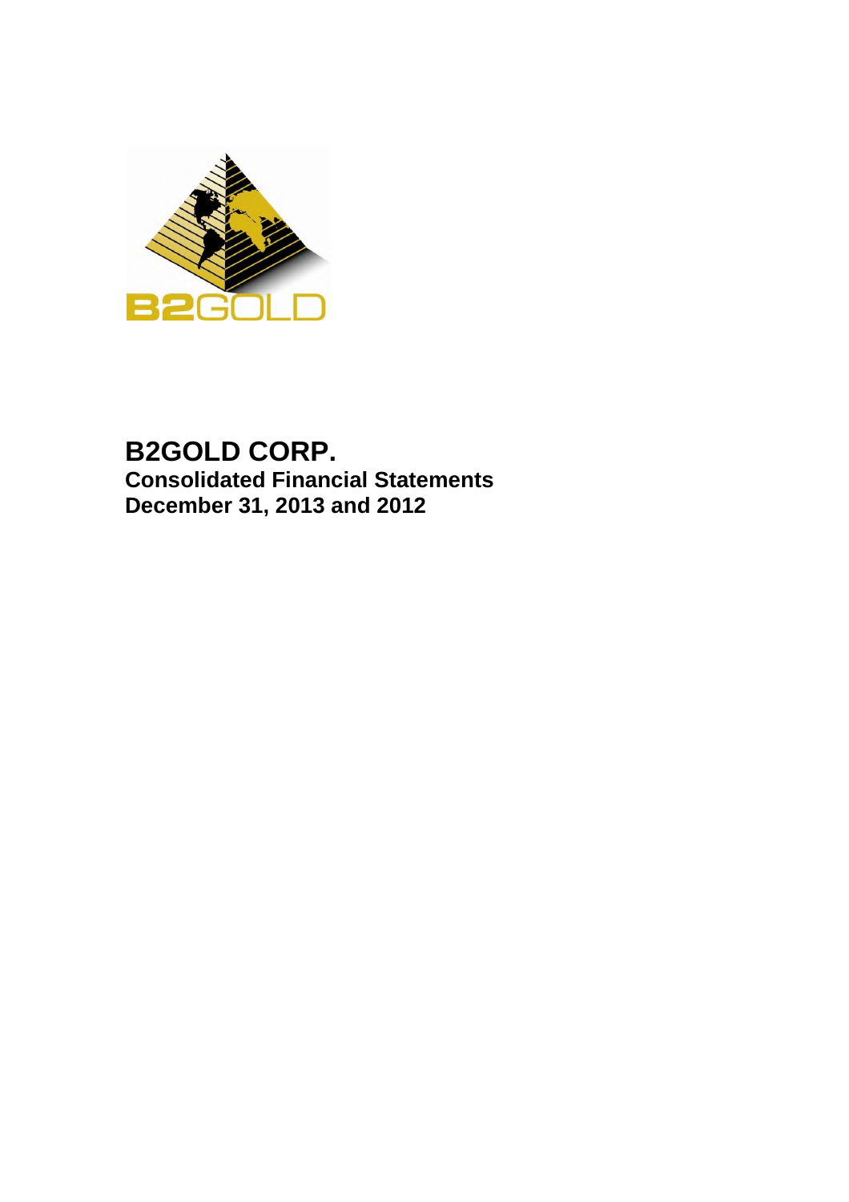# B2GOLD CORP.

## Consolidated Financial Statements

## December 31, 2013 and 2012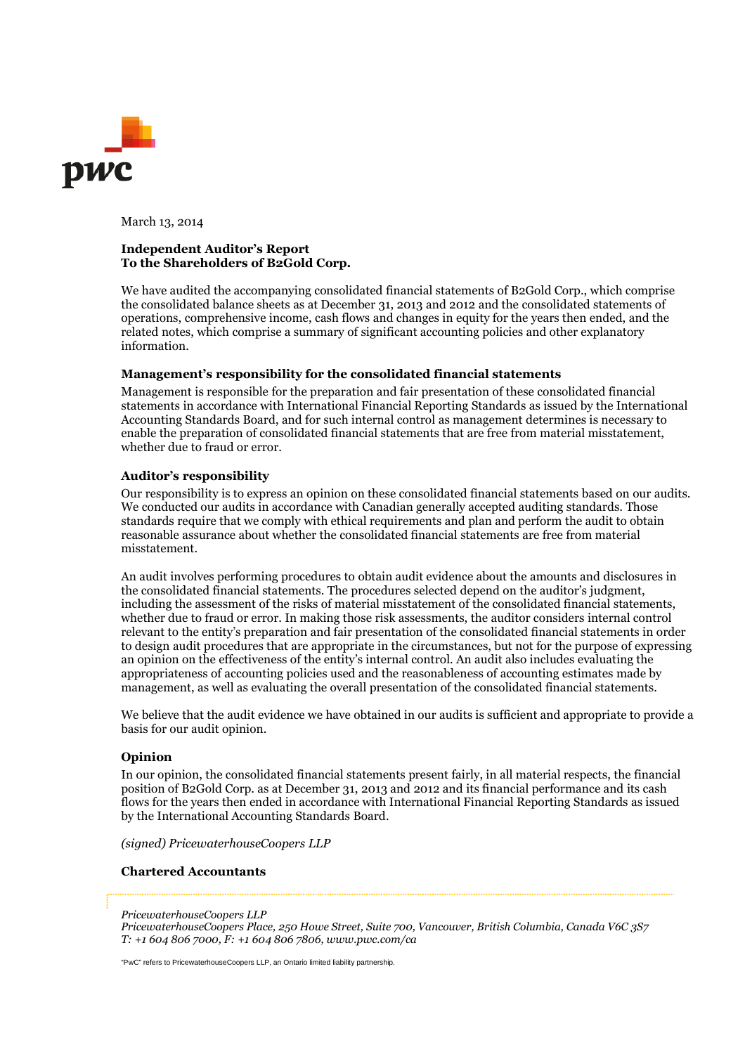March 13, 2014

**Independent Auditor's Report**
**To the Shareholders of B2Gold Corp.**

We have audited the accompanying consolidated financial statements of B2Gold Corp., which comprise the consolidated balance sheets as at December 31, 2013 and 2012 and the consolidated statements of operations, comprehensive income, cash flows and changes in equity for the years then ended, and the related notes, which comprise a summary of significant accounting policies and other explanatory information.

**Management's responsibility for the consolidated financial statements**

Management is responsible for the preparation and fair presentation of these consolidated financial statements in accordance with International Financial Reporting Standards as issued by the International Accounting Standards Board, and for such internal control as management determines is necessary to enable the preparation of consolidated financial statements that are free from material misstatement, whether due to fraud or error.

**Auditor's responsibility**

Our responsibility is to express an opinion on these consolidated financial statements based on our audits. We conducted our audits in accordance with Canadian generally accepted auditing standards. Those standards require that we comply with ethical requirements and plan and perform the audit to obtain reasonable assurance about whether the consolidated financial statements are free from material misstatement.

An audit involves performing procedures to obtain audit evidence about the amounts and disclosures in the consolidated financial statements. The procedures selected depend on the auditor's judgment, including the assessment of the risks of material misstatement of the consolidated financial statements, whether due to fraud or error. In making those risk assessments, the auditor considers internal control relevant to the entity's preparation and fair presentation of the consolidated financial statements in order to design audit procedures that are appropriate in the circumstances, but not for the purpose of expressing an opinion on the effectiveness of the entity's internal control. An audit also includes evaluating the appropriateness of accounting policies used and the reasonableness of accounting estimates made by management, as well as evaluating the overall presentation of the consolidated financial statements.

We believe that the audit evidence we have obtained in our audits is sufficient and appropriate to provide a basis for our audit opinion.

**Opinion**

In our opinion, the consolidated financial statements present fairly, in all material respects, the financial position of B2Gold Corp. as at December 31, 2013 and 2012 and its financial performance and its cash flows for the years then ended in accordance with International Financial Reporting Standards as issued by the International Accounting Standards Board.

*(signed) PricewaterhouseCoopers LLP*

**Chartered Accountants**

*PricewaterhouseCoopers LLP*
*PricewaterhouseCoopers Place, 250 Howe Street, Suite 700, Vancouver, British Columbia, Canada V6C 3S7*
*T: +1 604 806 7000, F: +1 604 806 7806, www.pwc.com/ca*

"PwC" refers to PricewaterhouseCoopers LLP, an Ontario limited liability partnership.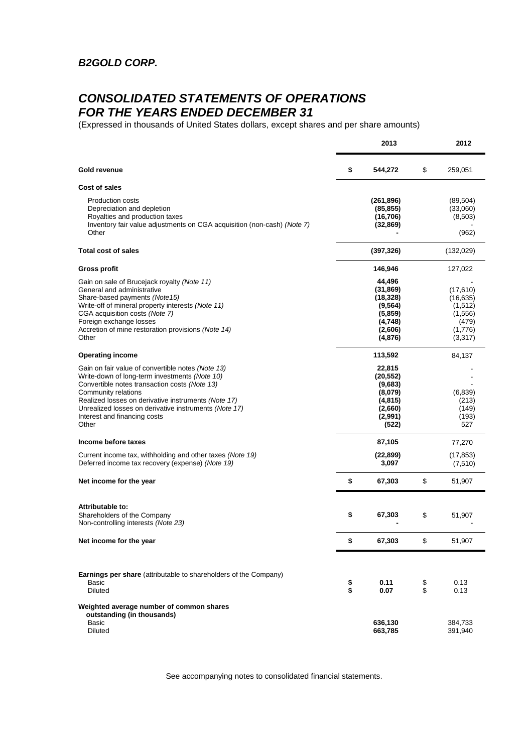***B2GOLD CORP.***

# *CONSOLIDATED STATEMENTS OF OPERATIONS*
# *FOR THE YEARS ENDED DECEMBER 31*

(Expressed in thousands of United States dollars, except shares and per share amounts)

| | 2013 | 2012 |
|---|---|---|
| **Gold revenue** | **$ 544,272** | $ 259,051 |
| **Cost of sales** | | |
| Production costs | **(261,896)** | (89,504) |
| Depreciation and depletion | **(85,855)** | (33,060) |
| Royalties and production taxes | **(16,706)** | (8,503) |
| Inventory fair value adjustments on CGA acquisition (non-cash) *(Note 7)* | **(32,869)** | - |
| Other | **-** | (962) |
| **Total cost of sales** | **(397,326)** | (132,029) |
| **Gross profit** | **146,946** | 127,022 |
| Gain on sale of Brucejack royalty *(Note 11)* | **44,496** | - |
| General and administrative | **(31,869)** | (17,610) |
| Share-based payments *(Note15)* | **(18,328)** | (16,635) |
| Write-off of mineral property interests *(Note 11)* | **(9,564)** | (1,512) |
| CGA acquisition costs *(Note 7)* | **(5,859)** | (1,556) |
| Foreign exchange losses | **(4,748)** | (479) |
| Accretion of mine restoration provisions *(Note 14)* | **(2,606)** | (1,776) |
| Other | **(4,876)** | (3,317) |
| **Operating income** | **113,592** | 84,137 |
| Gain on fair value of convertible notes *(Note 13)* | **22,815** | - |
| Write-down of long-term investments *(Note 10)* | **(20,552)** | - |
| Convertible notes transaction costs *(Note 13)* | **(9,683)** | - |
| Community relations | **(8,079)** | (6,839) |
| Realized losses on derivative instruments *(Note 17)* | **(4,815)** | (213) |
| Unrealized losses on derivative instruments *(Note 17)* | **(2,660)** | (149) |
| Interest and financing costs | **(2,991)** | (193) |
| Other | **(522)** | 527 |
| **Income before taxes** | **87,105** | 77,270 |
| Current income tax, withholding and other taxes *(Note 19)* | **(22,899)** | (17,853) |
| Deferred income tax recovery (expense) *(Note 19)* | **3,097** | (7,510) |
| **Net income for the year** | **$ 67,303** | $ 51,907 |
| **Attributable to:** | | |
| Shareholders of the Company | **$ 67,303** | $ 51,907 |
| Non-controlling interests *(Note 23)* | **-** | - |
| **Net income for the year** | **$ 67,303** | $ 51,907 |
| **Earnings per share** (attributable to shareholders of the Company) | | |
| Basic | **$ 0.11** | $ 0.13 |
| Diluted | **$ 0.07** | $ 0.13 |
| **Weighted average number of common shares outstanding (in thousands)** | | |
| Basic | **636,130** | 384,733 |
| Diluted | **663,785** | 391,940 |

See accompanying notes to consolidated financial statements.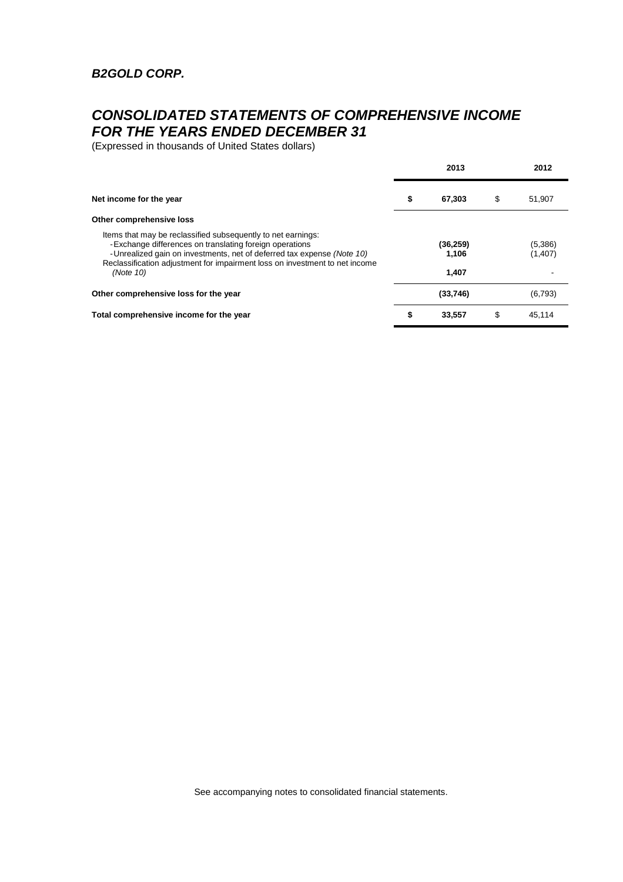***B2GOLD CORP.***

## *CONSOLIDATED STATEMENTS OF COMPREHENSIVE INCOME FOR THE YEARS ENDED DECEMBER 31*

(Expressed in thousands of United States dollars)

| | 2013 | 2012 |
|---|---|---|
| **Net income for the year** | **$ 67,303** | $ 51,907 |
| **Other comprehensive loss** | | |
| Items that may be reclassified subsequently to net earnings: | | |
| - Exchange differences on translating foreign operations | **(36,259)** | (5,386) |
| - Unrealized gain on investments, net of deferred tax expense *(Note 10)* | **1,106** | (1,407) |
| Reclassification adjustment for impairment loss on investment to net income *(Note 10)* | **1,407** | - |
| **Other comprehensive loss for the year** | **(33,746)** | (6,793) |
| **Total comprehensive income for the year** | **$ 33,557** | $ 45,114 |

See accompanying notes to consolidated financial statements.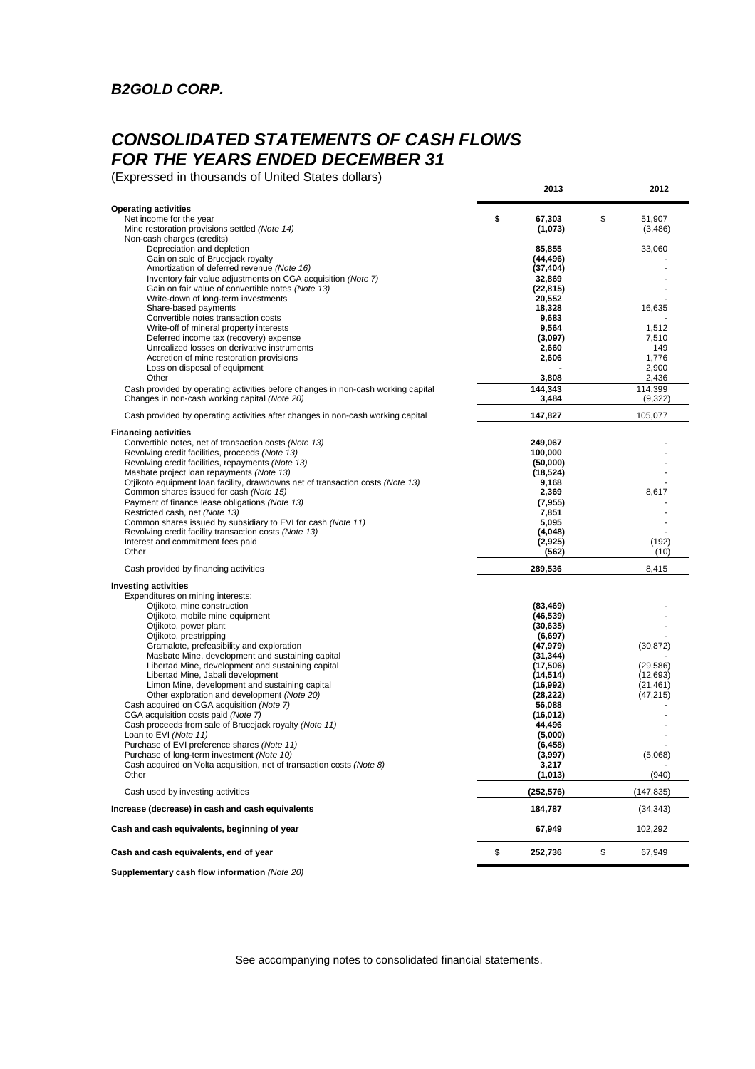## *B2GOLD CORP.*

# *CONSOLIDATED STATEMENTS OF CASH FLOWS*
# *FOR THE YEARS ENDED DECEMBER 31*

(Expressed in thousands of United States dollars)

| | 2013 | 2012 |
|---|---|---|
| **Operating activities** | | |
| Net income for the year | **$ 67,303** | $ 51,907 |
| Mine restoration provisions settled *(Note 14)* | **(1,073)** | (3,486) |
| Non-cash charges (credits) | | |
| Depreciation and depletion | **85,855** | 33,060 |
| Gain on sale of Brucejack royalty | **(44,496)** | - |
| Amortization of deferred revenue *(Note 16)* | **(37,404)** | - |
| Inventory fair value adjustments on CGA acquisition *(Note 7)* | **32,869** | - |
| Gain on fair value of convertible notes *(Note 13)* | **(22,815)** | - |
| Write-down of long-term investments | **20,552** | - |
| Share-based payments | **18,328** | 16,635 |
| Convertible notes transaction costs | **9,683** | - |
| Write-off of mineral property interests | **9,564** | 1,512 |
| Deferred income tax (recovery) expense | **(3,097)** | 7,510 |
| Unrealized losses on derivative instruments | **2,660** | 149 |
| Accretion of mine restoration provisions | **2,606** | 1,776 |
| Loss on disposal of equipment | **-** | 2,900 |
| Other | **3,808** | 2,436 |
| Cash provided by operating activities before changes in non-cash working capital | **144,343** | 114,399 |
| Changes in non-cash working capital *(Note 20)* | **3,484** | (9,322) |
| Cash provided by operating activities after changes in non-cash working capital | **147,827** | 105,077 |
| **Financing activities** | | |
| Convertible notes, net of transaction costs *(Note 13)* | **249,067** | - |
| Revolving credit facilities, proceeds *(Note 13)* | **100,000** | - |
| Revolving credit facilities, repayments *(Note 13)* | **(50,000)** | - |
| Masbate project loan repayments *(Note 13)* | **(18,524)** | - |
| Otjikoto equipment loan facility, drawdowns net of transaction costs *(Note 13)* | **9,168** | - |
| Common shares issued for cash *(Note 15)* | **2,369** | 8,617 |
| Payment of finance lease obligations *(Note 13)* | **(7,955)** | - |
| Restricted cash, net *(Note 13)* | **7,851** | - |
| Common shares issued by subsidiary to EVI for cash *(Note 11)* | **5,095** | - |
| Revolving credit facility transaction costs *(Note 13)* | **(4,048)** | - |
| Interest and commitment fees paid | **(2,925)** | (192) |
| Other | **(562)** | (10) |
| Cash provided by financing activities | **289,536** | 8,415 |
| **Investing activities** | | |
| Expenditures on mining interests: | | |
| Otjikoto, mine construction | **(83,469)** | - |
| Otjikoto, mobile mine equipment | **(46,539)** | - |
| Otjikoto, power plant | **(30,635)** | - |
| Otjikoto, prestripping | **(6,697)** | - |
| Gramalote, prefeasibility and exploration | **(47,979)** | (30,872) |
| Masbate Mine, development and sustaining capital | **(31,344)** | - |
| Libertad Mine, development and sustaining capital | **(17,506)** | (29,586) |
| Libertad Mine, Jabali development | **(14,514)** | (12,693) |
| Limon Mine, development and sustaining capital | **(16,992)** | (21,461) |
| Other exploration and development *(Note 20)* | **(28,222)** | (47,215) |
| Cash acquired on CGA acquisition *(Note 7)* | **56,088** | - |
| CGA acquisition costs paid *(Note 7)* | **(16,012)** | - |
| Cash proceeds from sale of Brucejack royalty *(Note 11)* | **44,496** | - |
| Loan to EVI *(Note 11)* | **(5,000)** | - |
| Purchase of EVI preference shares *(Note 11)* | **(6,458)** | - |
| Purchase of long-term investment *(Note 10)* | **(3,997)** | (5,068) |
| Cash acquired on Volta acquisition, net of transaction costs *(Note 8)* | **3,217** | - |
| Other | **(1,013)** | (940) |
| Cash used by investing activities | **(252,576)** | (147,835) |
| **Increase (decrease) in cash and cash equivalents** | **184,787** | (34,343) |
| **Cash and cash equivalents, beginning of year** | **67,949** | 102,292 |
| **Cash and cash equivalents, end of year** | **$ 252,736** | $ 67,949 |

**Supplementary cash flow information** *(Note 20)*

See accompanying notes to consolidated financial statements.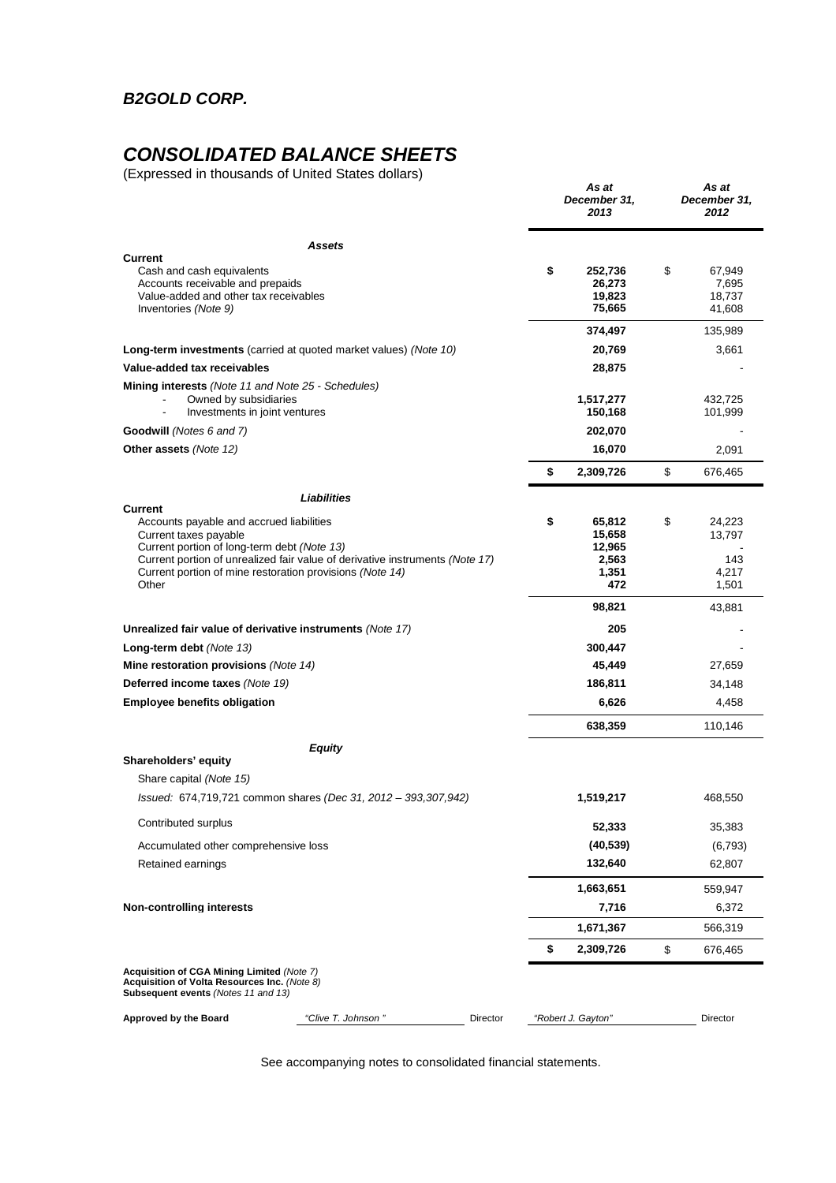# *B2GOLD CORP.*

# *CONSOLIDATED BALANCE SHEETS*

(Expressed in thousands of United States dollars)

| | *As at December 31, 2013* | *As at December 31, 2012* |
|---|---|---|
| ***Assets*** | | |
| **Current** | | |
| Cash and cash equivalents | **$ 252,736** | $ 67,949 |
| Accounts receivable and prepaids | **26,273** | 7,695 |
| Value-added and other tax receivables | **19,823** | 18,737 |
| Inventories *(Note 9)* | **75,665** | 41,608 |
| | **374,497** | 135,989 |
| **Long-term investments** (carried at quoted market values) *(Note 10)* | **20,769** | 3,661 |
| **Value-added tax receivables** | **28,875** | - |
| **Mining interests** *(Note 11 and Note 25 - Schedules)* | | |
| - Owned by subsidiaries | **1,517,277** | 432,725 |
| - Investments in joint ventures | **150,168** | 101,999 |
| **Goodwill** *(Notes 6 and 7)* | **202,070** | - |
| **Other assets** *(Note 12)* | **16,070** | 2,091 |
| | **$ 2,309,726** | $ 676,465 |
| ***Liabilities*** | | |
| **Current** | | |
| Accounts payable and accrued liabilities | **$ 65,812** | $ 24,223 |
| Current taxes payable | **15,658** | 13,797 |
| Current portion of long-term debt *(Note 13)* | **12,965** | - |
| Current portion of unrealized fair value of derivative instruments *(Note 17)* | **2,563** | 143 |
| Current portion of mine restoration provisions *(Note 14)* | **1,351** | 4,217 |
| Other | **472** | 1,501 |
| | **98,821** | 43,881 |
| **Unrealized fair value of derivative instruments** *(Note 17)* | **205** | - |
| **Long-term debt** *(Note 13)* | **300,447** | - |
| **Mine restoration provisions** *(Note 14)* | **45,449** | 27,659 |
| **Deferred income taxes** *(Note 19)* | **186,811** | 34,148 |
| **Employee benefits obligation** | **6,626** | 4,458 |
| | **638,359** | 110,146 |
| ***Equity*** | | |
| **Shareholders' equity** | | |
| Share capital *(Note 15)* | | |
| *Issued: 674,719,721 common shares (Dec 31, 2012 – 393,307,942)* | **1,519,217** | 468,550 |
| Contributed surplus | **52,333** | 35,383 |
| Accumulated other comprehensive loss | **(40,539)** | (6,793) |
| Retained earnings | **132,640** | 62,807 |
| | **1,663,651** | 559,947 |
| **Non-controlling interests** | **7,716** | 6,372 |
| | **1,671,367** | 566,319 |
| | **$ 2,309,726** | $ 676,465 |

**Acquisition of CGA Mining Limited** *(Note 7)*
**Acquisition of Volta Resources Inc.** *(Note 8)*
**Subsequent events** *(Notes 11 and 13)*

**Approved by the Board** *"Clive T. Johnson "* Director *"Robert J. Gayton"* Director

See accompanying notes to consolidated financial statements.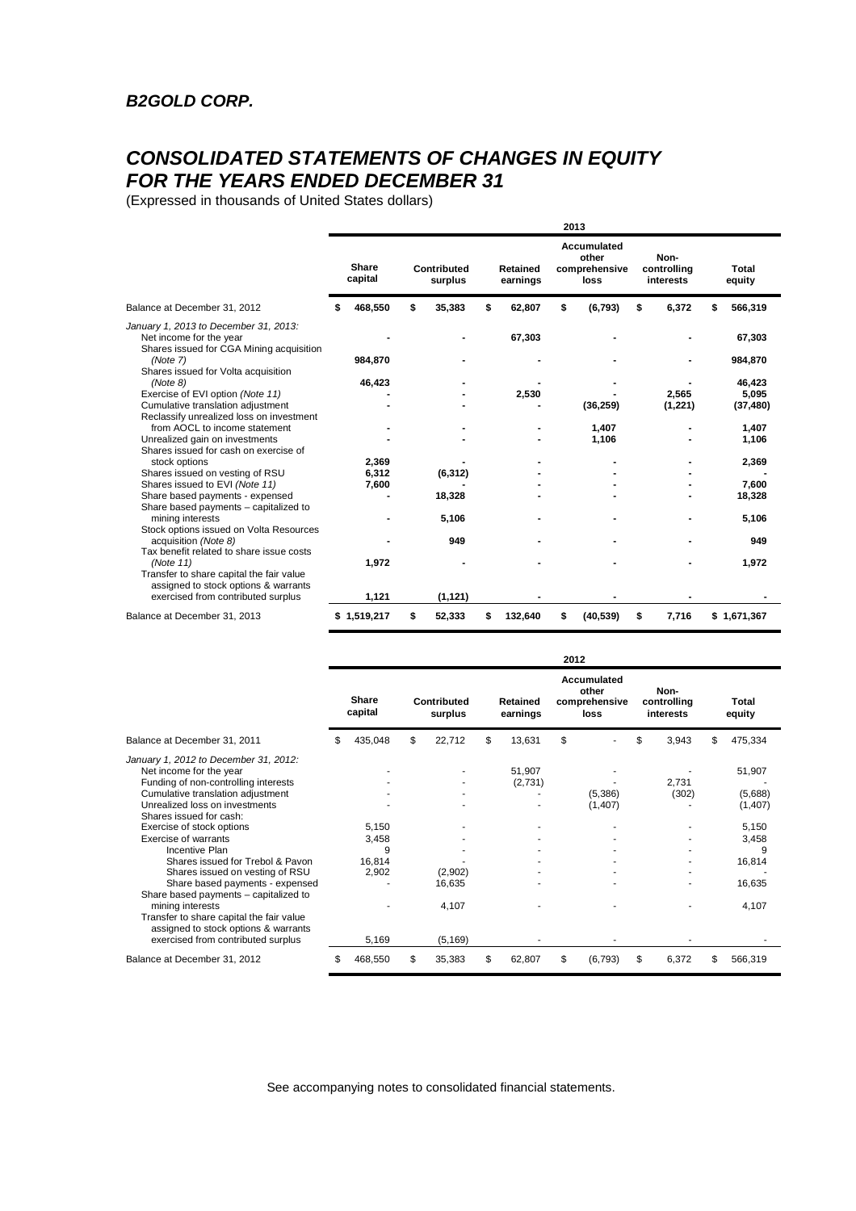## *B2GOLD CORP.*

# *CONSOLIDATED STATEMENTS OF CHANGES IN EQUITY FOR THE YEARS ENDED DECEMBER 31*

(Expressed in thousands of United States dollars)

**2013**

| | **Share capital** | **Contributed surplus** | **Retained earnings** | **Accumulated other comprehensive loss** | **Non-controlling interests** | **Total equity** |
|---|---|---|---|---|---|---|
| Balance at December 31, 2012 | **$ 468,550** | **$ 35,383** | **$ 62,807** | **$ (6,793)** | **$ 6,372** | **$ 566,319** |
| *January 1, 2013 to December 31, 2013:* | | | | | | |
| Net income for the year | **-** | **-** | **67,303** | **-** | **-** | **67,303** |
| Shares issued for CGA Mining acquisition *(Note 7)* | **984,870** | **-** | **-** | **-** | **-** | **984,870** |
| Shares issued for Volta acquisition *(Note 8)* | **46,423** | **-** | **-** | **-** | **-** | **46,423** |
| Exercise of EVI option *(Note 11)* | **-** | **-** | **2,530** | **-** | **2,565** | **5,095** |
| Cumulative translation adjustment | **-** | **-** | **-** | **(36,259)** | **(1,221)** | **(37,480)** |
| Reclassify unrealized loss on investment from AOCL to income statement | **-** | **-** | **-** | **1,407** | **-** | **1,407** |
| Unrealized gain on investments | **-** | **-** | **-** | **1,106** | **-** | **1,106** |
| Shares issued for cash on exercise of stock options | **2,369** | **-** | **-** | **-** | **-** | **2,369** |
| Shares issued on vesting of RSU | **6,312** | **(6,312)** | **-** | **-** | **-** | **-** |
| Shares issued to EVI *(Note 11)* | **7,600** | **-** | **-** | **-** | **-** | **7,600** |
| Share based payments - expensed | **-** | **18,328** | **-** | **-** | **-** | **18,328** |
| Share based payments – capitalized to mining interests | **-** | **5,106** | **-** | **-** | **-** | **5,106** |
| Stock options issued on Volta Resources acquisition *(Note 8)* | **-** | **949** | **-** | **-** | **-** | **949** |
| Tax benefit related to share issue costs *(Note 11)* | **1,972** | **-** | **-** | **-** | **-** | **1,972** |
| Transfer to share capital the fair value assigned to stock options & warrants exercised from contributed surplus | **1,121** | **(1,121)** | **-** | **-** | **-** | **-** |
| Balance at December 31, 2013 | **$ 1,519,217** | **$ 52,333** | **$ 132,640** | **$ (40,539)** | **$ 7,716** | **$ 1,671,367** |

**2012**

| | **Share capital** | **Contributed surplus** | **Retained earnings** | **Accumulated other comprehensive loss** | **Non-controlling interests** | **Total equity** |
|---|---|---|---|---|---|---|
| Balance at December 31, 2011 | $ 435,048 | $ 22,712 | $ 13,631 | $ - | $ 3,943 | $ 475,334 |
| *January 1, 2012 to December 31, 2012:* | | | | | | |
| Net income for the year | - | - | 51,907 | - | - | 51,907 |
| Funding of non-controlling interests | - | - | (2,731) | - | 2,731 | - |
| Cumulative translation adjustment | - | - | - | (5,386) | (302) | (5,688) |
| Unrealized loss on investments | - | - | - | (1,407) | - | (1,407) |
| Shares issued for cash: | | | | | | |
| Exercise of stock options | 5,150 | - | - | - | - | 5,150 |
| Exercise of warrants | 3,458 | - | - | - | - | 3,458 |
| Incentive Plan | 9 | - | - | - | - | 9 |
| Shares issued for Trebol & Pavon | 16,814 | - | - | - | - | 16,814 |
| Shares issued on vesting of RSU | 2,902 | (2,902) | - | - | - | - |
| Share based payments - expensed | - | 16,635 | - | - | - | 16,635 |
| Share based payments – capitalized to mining interests | - | 4,107 | - | - | - | 4,107 |
| Transfer to share capital the fair value assigned to stock options & warrants exercised from contributed surplus | 5,169 | (5,169) | - | - | - | - |
| Balance at December 31, 2012 | $ 468,550 | $ 35,383 | $ 62,807 | $ (6,793) | $ 6,372 | $ 566,319 |

See accompanying notes to consolidated financial statements.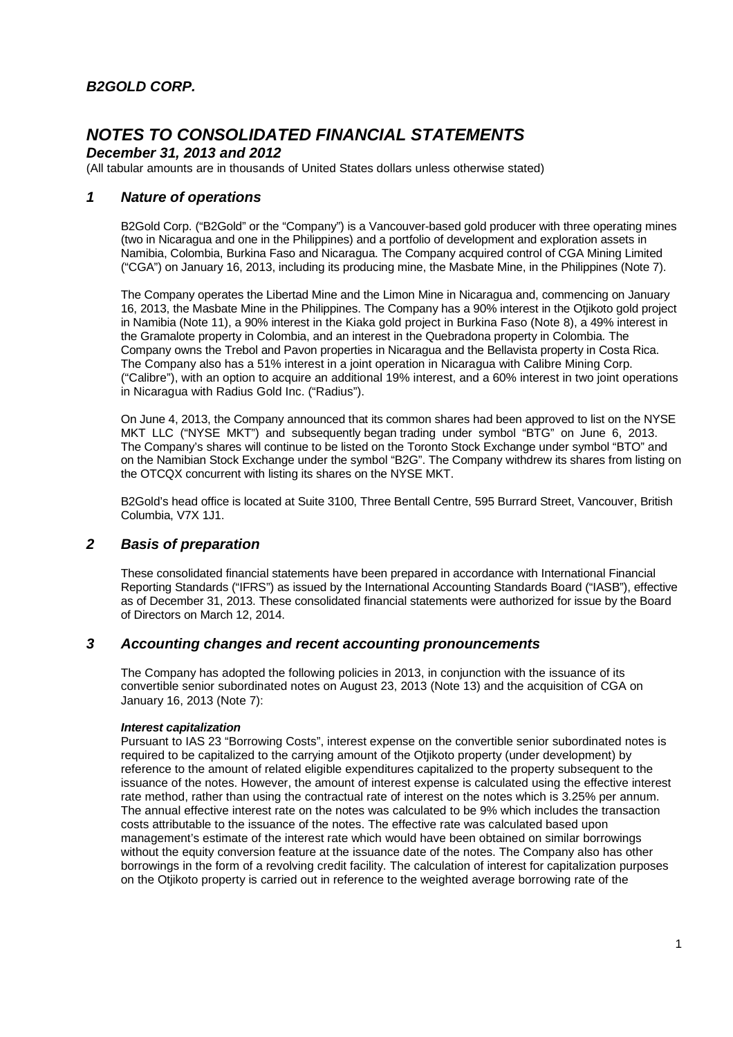***B2GOLD CORP.***

# ***NOTES TO CONSOLIDATED FINANCIAL STATEMENTS***

***December 31, 2013 and 2012***

(All tabular amounts are in thousands of United States dollars unless otherwise stated)

## ***1 Nature of operations***

B2Gold Corp. ("B2Gold" or the "Company") is a Vancouver-based gold producer with three operating mines (two in Nicaragua and one in the Philippines) and a portfolio of development and exploration assets in Namibia, Colombia, Burkina Faso and Nicaragua. The Company acquired control of CGA Mining Limited ("CGA") on January 16, 2013, including its producing mine, the Masbate Mine, in the Philippines (Note 7).

The Company operates the Libertad Mine and the Limon Mine in Nicaragua and, commencing on January 16, 2013, the Masbate Mine in the Philippines. The Company has a 90% interest in the Otjikoto gold project in Namibia (Note 11), a 90% interest in the Kiaka gold project in Burkina Faso (Note 8), a 49% interest in the Gramalote property in Colombia, and an interest in the Quebradona property in Colombia. The Company owns the Trebol and Pavon properties in Nicaragua and the Bellavista property in Costa Rica. The Company also has a 51% interest in a joint operation in Nicaragua with Calibre Mining Corp. ("Calibre"), with an option to acquire an additional 19% interest, and a 60% interest in two joint operations in Nicaragua with Radius Gold Inc. ("Radius").

On June 4, 2013, the Company announced that its common shares had been approved to list on the NYSE MKT LLC ("NYSE MKT") and subsequently began trading under symbol "BTG" on June 6, 2013. The Company's shares will continue to be listed on the Toronto Stock Exchange under symbol "BTO" and on the Namibian Stock Exchange under the symbol "B2G". The Company withdrew its shares from listing on the OTCQX concurrent with listing its shares on the NYSE MKT.

B2Gold's head office is located at Suite 3100, Three Bentall Centre, 595 Burrard Street, Vancouver, British Columbia, V7X 1J1.

## ***2 Basis of preparation***

These consolidated financial statements have been prepared in accordance with International Financial Reporting Standards ("IFRS") as issued by the International Accounting Standards Board ("IASB"), effective as of December 31, 2013. These consolidated financial statements were authorized for issue by the Board of Directors on March 12, 2014.

## ***3 Accounting changes and recent accounting pronouncements***

The Company has adopted the following policies in 2013, in conjunction with the issuance of its convertible senior subordinated notes on August 23, 2013 (Note 13) and the acquisition of CGA on January 16, 2013 (Note 7):

***Interest capitalization***

Pursuant to IAS 23 "Borrowing Costs", interest expense on the convertible senior subordinated notes is required to be capitalized to the carrying amount of the Otjikoto property (under development) by reference to the amount of related eligible expenditures capitalized to the property subsequent to the issuance of the notes. However, the amount of interest expense is calculated using the effective interest rate method, rather than using the contractual rate of interest on the notes which is 3.25% per annum. The annual effective interest rate on the notes was calculated to be 9% which includes the transaction costs attributable to the issuance of the notes. The effective rate was calculated based upon management's estimate of the interest rate which would have been obtained on similar borrowings without the equity conversion feature at the issuance date of the notes. The Company also has other borrowings in the form of a revolving credit facility. The calculation of interest for capitalization purposes on the Otjikoto property is carried out in reference to the weighted average borrowing rate of the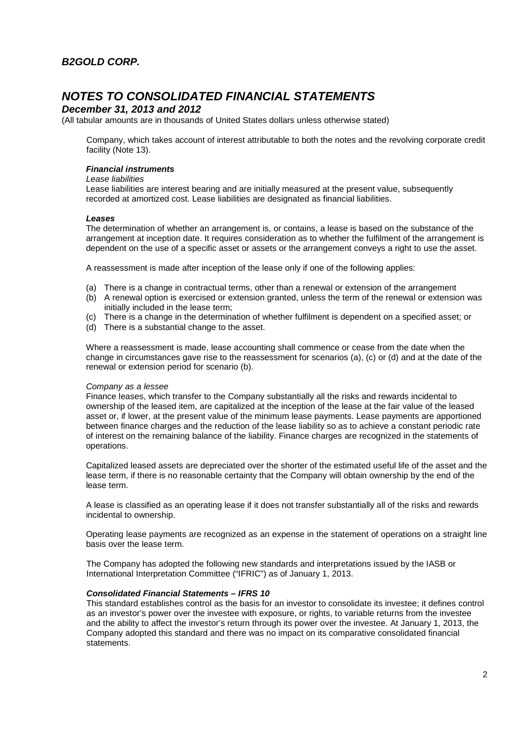Company, which takes account of interest attributable to both the notes and the revolving corporate credit facility (Note 13).

***Financial instruments***

*Lease liabilities*

Lease liabilities are interest bearing and are initially measured at the present value, subsequently recorded at amortized cost. Lease liabilities are designated as financial liabilities.

***Leases***

The determination of whether an arrangement is, or contains, a lease is based on the substance of the arrangement at inception date. It requires consideration as to whether the fulfilment of the arrangement is dependent on the use of a specific asset or assets or the arrangement conveys a right to use the asset.

A reassessment is made after inception of the lease only if one of the following applies:

(a) There is a change in contractual terms, other than a renewal or extension of the arrangement
(b) A renewal option is exercised or extension granted, unless the term of the renewal or extension was initially included in the lease term;
(c) There is a change in the determination of whether fulfilment is dependent on a specified asset; or
(d) There is a substantial change to the asset.

Where a reassessment is made, lease accounting shall commence or cease from the date when the change in circumstances gave rise to the reassessment for scenarios (a), (c) or (d) and at the date of the renewal or extension period for scenario (b).

*Company as a lessee*

Finance leases, which transfer to the Company substantially all the risks and rewards incidental to ownership of the leased item, are capitalized at the inception of the lease at the fair value of the leased asset or, if lower, at the present value of the minimum lease payments. Lease payments are apportioned between finance charges and the reduction of the lease liability so as to achieve a constant periodic rate of interest on the remaining balance of the liability. Finance charges are recognized in the statements of operations.

Capitalized leased assets are depreciated over the shorter of the estimated useful life of the asset and the lease term, if there is no reasonable certainty that the Company will obtain ownership by the end of the lease term.

A lease is classified as an operating lease if it does not transfer substantially all of the risks and rewards incidental to ownership.

Operating lease payments are recognized as an expense in the statement of operations on a straight line basis over the lease term.

The Company has adopted the following new standards and interpretations issued by the IASB or International Interpretation Committee ("IFRIC") as of January 1, 2013.

***Consolidated Financial Statements – IFRS 10***

This standard establishes control as the basis for an investor to consolidate its investee; it defines control as an investor's power over the investee with exposure, or rights, to variable returns from the investee and the ability to affect the investor's return through its power over the investee. At January 1, 2013, the Company adopted this standard and there was no impact on its comparative consolidated financial statements.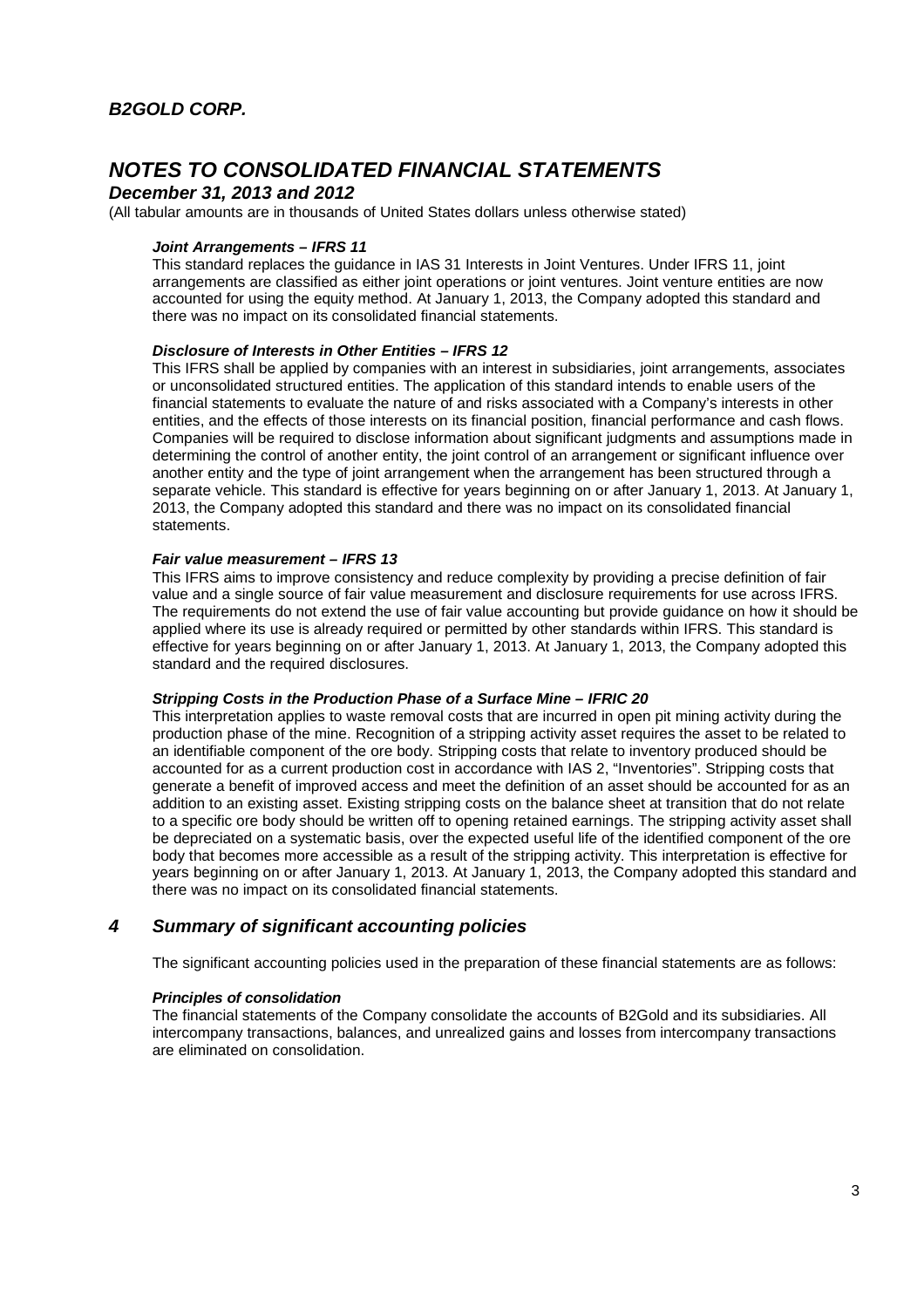#### *Joint Arrangements – IFRS 11*

This standard replaces the guidance in IAS 31 Interests in Joint Ventures. Under IFRS 11, joint arrangements are classified as either joint operations or joint ventures. Joint venture entities are now accounted for using the equity method. At January 1, 2013, the Company adopted this standard and there was no impact on its consolidated financial statements.

#### *Disclosure of Interests in Other Entities – IFRS 12*

This IFRS shall be applied by companies with an interest in subsidiaries, joint arrangements, associates or unconsolidated structured entities. The application of this standard intends to enable users of the financial statements to evaluate the nature of and risks associated with a Company's interests in other entities, and the effects of those interests on its financial position, financial performance and cash flows. Companies will be required to disclose information about significant judgments and assumptions made in determining the control of another entity, the joint control of an arrangement or significant influence over another entity and the type of joint arrangement when the arrangement has been structured through a separate vehicle. This standard is effective for years beginning on or after January 1, 2013. At January 1, 2013, the Company adopted this standard and there was no impact on its consolidated financial statements.

#### *Fair value measurement – IFRS 13*

This IFRS aims to improve consistency and reduce complexity by providing a precise definition of fair value and a single source of fair value measurement and disclosure requirements for use across IFRS. The requirements do not extend the use of fair value accounting but provide guidance on how it should be applied where its use is already required or permitted by other standards within IFRS. This standard is effective for years beginning on or after January 1, 2013. At January 1, 2013, the Company adopted this standard and the required disclosures.

#### *Stripping Costs in the Production Phase of a Surface Mine – IFRIC 20*

This interpretation applies to waste removal costs that are incurred in open pit mining activity during the production phase of the mine. Recognition of a stripping activity asset requires the asset to be related to an identifiable component of the ore body. Stripping costs that relate to inventory produced should be accounted for as a current production cost in accordance with IAS 2, "Inventories". Stripping costs that generate a benefit of improved access and meet the definition of an asset should be accounted for as an addition to an existing asset. Existing stripping costs on the balance sheet at transition that do not relate to a specific ore body should be written off to opening retained earnings. The stripping activity asset shall be depreciated on a systematic basis, over the expected useful life of the identified component of the ore body that becomes more accessible as a result of the stripping activity. This interpretation is effective for years beginning on or after January 1, 2013. At January 1, 2013, the Company adopted this standard and there was no impact on its consolidated financial statements.

## *4 Summary of significant accounting policies*

The significant accounting policies used in the preparation of these financial statements are as follows:

#### *Principles of consolidation*

The financial statements of the Company consolidate the accounts of B2Gold and its subsidiaries. All intercompany transactions, balances, and unrealized gains and losses from intercompany transactions are eliminated on consolidation.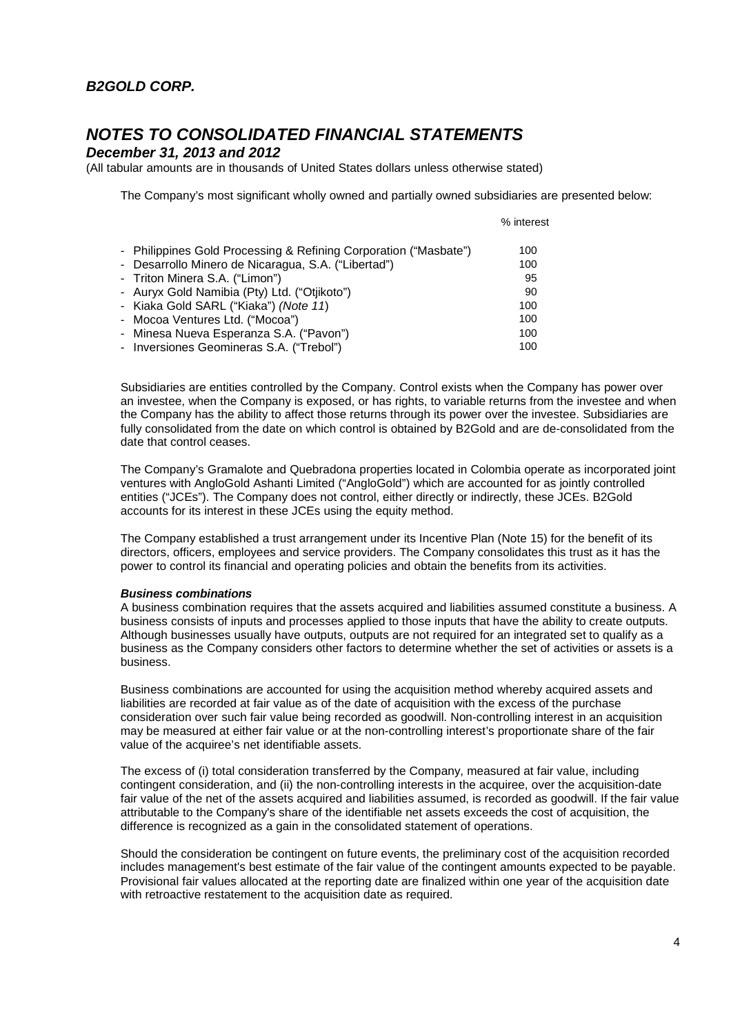The Company's most significant wholly owned and partially owned subsidiaries are presented below:

| | % interest |
|---|---|
| - Philippines Gold Processing & Refining Corporation ("Masbate") | 100 |
| - Desarrollo Minero de Nicaragua, S.A. ("Libertad") | 100 |
| - Triton Minera S.A. ("Limon") | 95 |
| - Auryx Gold Namibia (Pty) Ltd. ("Otjikoto") | 90 |
| - Kiaka Gold SARL ("Kiaka") *(Note 11)* | 100 |
| - Mocoa Ventures Ltd. ("Mocoa") | 100 |
| - Minesa Nueva Esperanza S.A. ("Pavon") | 100 |
| - Inversiones Geomineras S.A. ("Trebol") | 100 |

Subsidiaries are entities controlled by the Company. Control exists when the Company has power over an investee, when the Company is exposed, or has rights, to variable returns from the investee and when the Company has the ability to affect those returns through its power over the investee. Subsidiaries are fully consolidated from the date on which control is obtained by B2Gold and are de-consolidated from the date that control ceases.

The Company's Gramalote and Quebradona properties located in Colombia operate as incorporated joint ventures with AngloGold Ashanti Limited ("AngloGold") which are accounted for as jointly controlled entities ("JCEs"). The Company does not control, either directly or indirectly, these JCEs. B2Gold accounts for its interest in these JCEs using the equity method.

The Company established a trust arrangement under its Incentive Plan (Note 15) for the benefit of its directors, officers, employees and service providers. The Company consolidates this trust as it has the power to control its financial and operating policies and obtain the benefits from its activities.

***Business combinations***

A business combination requires that the assets acquired and liabilities assumed constitute a business. A business consists of inputs and processes applied to those inputs that have the ability to create outputs. Although businesses usually have outputs, outputs are not required for an integrated set to qualify as a business as the Company considers other factors to determine whether the set of activities or assets is a business.

Business combinations are accounted for using the acquisition method whereby acquired assets and liabilities are recorded at fair value as of the date of acquisition with the excess of the purchase consideration over such fair value being recorded as goodwill. Non-controlling interest in an acquisition may be measured at either fair value or at the non-controlling interest's proportionate share of the fair value of the acquiree's net identifiable assets.

The excess of (i) total consideration transferred by the Company, measured at fair value, including contingent consideration, and (ii) the non-controlling interests in the acquiree, over the acquisition-date fair value of the net of the assets acquired and liabilities assumed, is recorded as goodwill. If the fair value attributable to the Company's share of the identifiable net assets exceeds the cost of acquisition, the difference is recognized as a gain in the consolidated statement of operations.

Should the consideration be contingent on future events, the preliminary cost of the acquisition recorded includes management's best estimate of the fair value of the contingent amounts expected to be payable. Provisional fair values allocated at the reporting date are finalized within one year of the acquisition date with retroactive restatement to the acquisition date as required.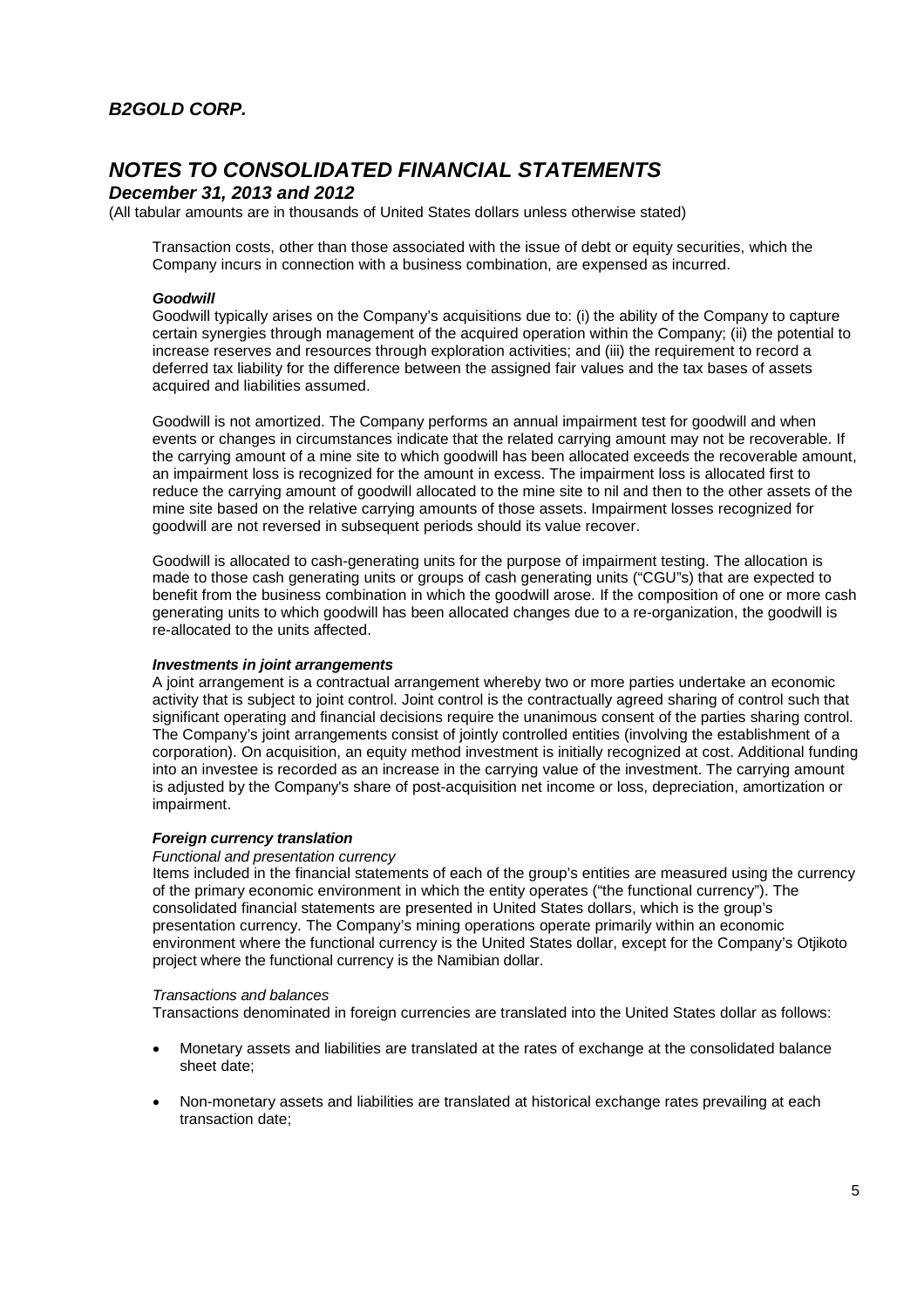Transaction costs, other than those associated with the issue of debt or equity securities, which the Company incurs in connection with a business combination, are expensed as incurred.

***Goodwill***

Goodwill typically arises on the Company's acquisitions due to: (i) the ability of the Company to capture certain synergies through management of the acquired operation within the Company; (ii) the potential to increase reserves and resources through exploration activities; and (iii) the requirement to record a deferred tax liability for the difference between the assigned fair values and the tax bases of assets acquired and liabilities assumed.

Goodwill is not amortized. The Company performs an annual impairment test for goodwill and when events or changes in circumstances indicate that the related carrying amount may not be recoverable. If the carrying amount of a mine site to which goodwill has been allocated exceeds the recoverable amount, an impairment loss is recognized for the amount in excess. The impairment loss is allocated first to reduce the carrying amount of goodwill allocated to the mine site to nil and then to the other assets of the mine site based on the relative carrying amounts of those assets. Impairment losses recognized for goodwill are not reversed in subsequent periods should its value recover.

Goodwill is allocated to cash-generating units for the purpose of impairment testing. The allocation is made to those cash generating units or groups of cash generating units ("CGU"s) that are expected to benefit from the business combination in which the goodwill arose. If the composition of one or more cash generating units to which goodwill has been allocated changes due to a re-organization, the goodwill is re-allocated to the units affected.

***Investments in joint arrangements***

A joint arrangement is a contractual arrangement whereby two or more parties undertake an economic activity that is subject to joint control. Joint control is the contractually agreed sharing of control such that significant operating and financial decisions require the unanimous consent of the parties sharing control. The Company's joint arrangements consist of jointly controlled entities (involving the establishment of a corporation). On acquisition, an equity method investment is initially recognized at cost. Additional funding into an investee is recorded as an increase in the carrying value of the investment. The carrying amount is adjusted by the Company's share of post-acquisition net income or loss, depreciation, amortization or impairment.

***Foreign currency translation***

*Functional and presentation currency*

Items included in the financial statements of each of the group's entities are measured using the currency of the primary economic environment in which the entity operates ("the functional currency"). The consolidated financial statements are presented in United States dollars, which is the group's presentation currency. The Company's mining operations operate primarily within an economic environment where the functional currency is the United States dollar, except for the Company's Otjikoto project where the functional currency is the Namibian dollar.

*Transactions and balances*

Transactions denominated in foreign currencies are translated into the United States dollar as follows:

- Monetary assets and liabilities are translated at the rates of exchange at the consolidated balance sheet date;
- Non-monetary assets and liabilities are translated at historical exchange rates prevailing at each transaction date;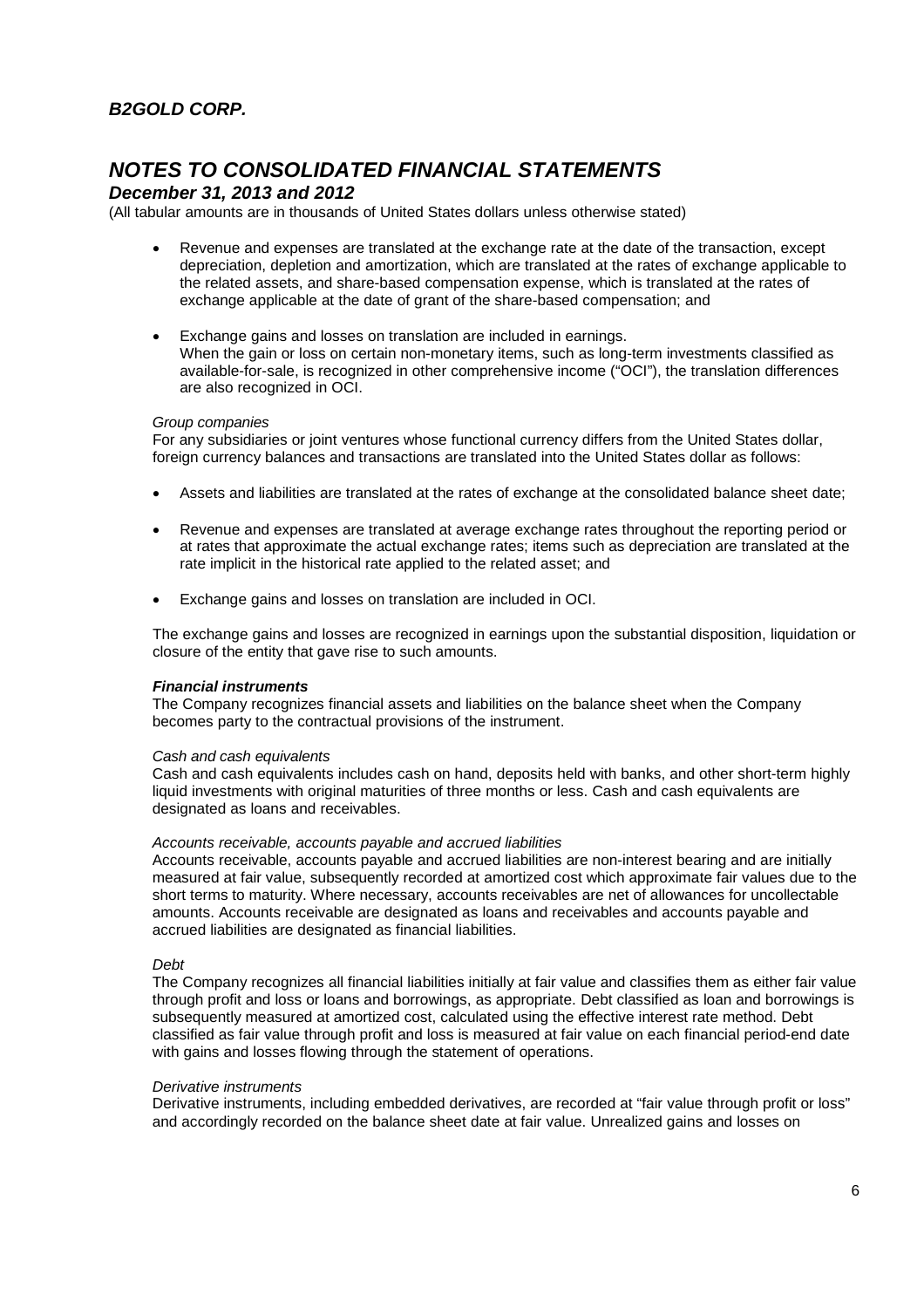- Revenue and expenses are translated at the exchange rate at the date of the transaction, except depreciation, depletion and amortization, which are translated at the rates of exchange applicable to the related assets, and share-based compensation expense, which is translated at the rates of exchange applicable at the date of grant of the share-based compensation; and

- Exchange gains and losses on translation are included in earnings.
  When the gain or loss on certain non-monetary items, such as long-term investments classified as available-for-sale, is recognized in other comprehensive income ("OCI"), the translation differences are also recognized in OCI.

*Group companies*
For any subsidiaries or joint ventures whose functional currency differs from the United States dollar, foreign currency balances and transactions are translated into the United States dollar as follows:

- Assets and liabilities are translated at the rates of exchange at the consolidated balance sheet date;

- Revenue and expenses are translated at average exchange rates throughout the reporting period or at rates that approximate the actual exchange rates; items such as depreciation are translated at the rate implicit in the historical rate applied to the related asset; and

- Exchange gains and losses on translation are included in OCI.

The exchange gains and losses are recognized in earnings upon the substantial disposition, liquidation or closure of the entity that gave rise to such amounts.

***Financial instruments***
The Company recognizes financial assets and liabilities on the balance sheet when the Company becomes party to the contractual provisions of the instrument.

*Cash and cash equivalents*
Cash and cash equivalents includes cash on hand, deposits held with banks, and other short-term highly liquid investments with original maturities of three months or less. Cash and cash equivalents are designated as loans and receivables.

*Accounts receivable, accounts payable and accrued liabilities*
Accounts receivable, accounts payable and accrued liabilities are non-interest bearing and are initially measured at fair value, subsequently recorded at amortized cost which approximate fair values due to the short terms to maturity. Where necessary, accounts receivables are net of allowances for uncollectable amounts. Accounts receivable are designated as loans and receivables and accounts payable and accrued liabilities are designated as financial liabilities.

*Debt*
The Company recognizes all financial liabilities initially at fair value and classifies them as either fair value through profit and loss or loans and borrowings, as appropriate. Debt classified as loan and borrowings is subsequently measured at amortized cost, calculated using the effective interest rate method. Debt classified as fair value through profit and loss is measured at fair value on each financial period-end date with gains and losses flowing through the statement of operations.

*Derivative instruments*
Derivative instruments, including embedded derivatives, are recorded at "fair value through profit or loss" and accordingly recorded on the balance sheet date at fair value. Unrealized gains and losses on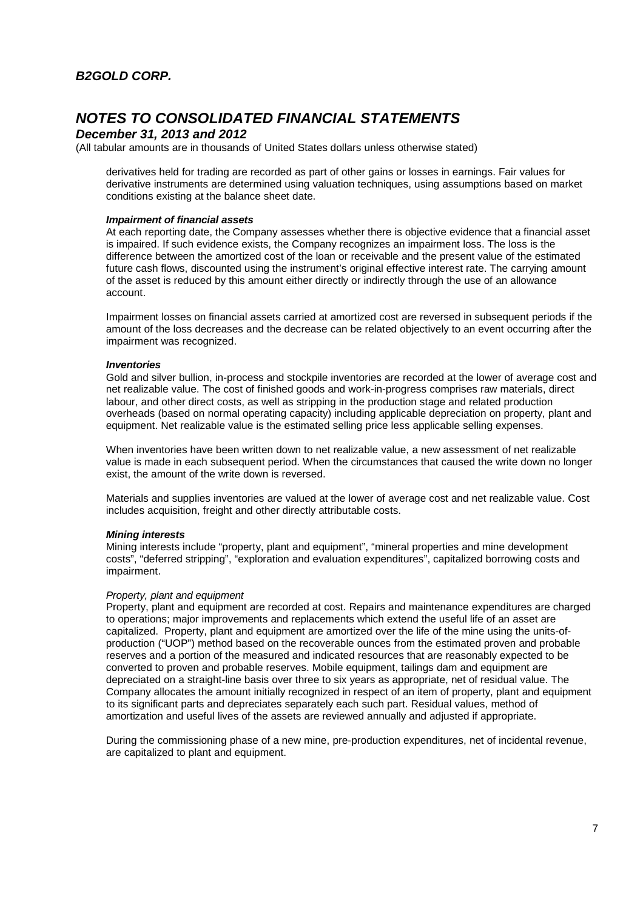derivatives held for trading are recorded as part of other gains or losses in earnings. Fair values for derivative instruments are determined using valuation techniques, using assumptions based on market conditions existing at the balance sheet date.

***Impairment of financial assets***

At each reporting date, the Company assesses whether there is objective evidence that a financial asset is impaired. If such evidence exists, the Company recognizes an impairment loss. The loss is the difference between the amortized cost of the loan or receivable and the present value of the estimated future cash flows, discounted using the instrument's original effective interest rate. The carrying amount of the asset is reduced by this amount either directly or indirectly through the use of an allowance account.

Impairment losses on financial assets carried at amortized cost are reversed in subsequent periods if the amount of the loss decreases and the decrease can be related objectively to an event occurring after the impairment was recognized.

***Inventories***

Gold and silver bullion, in-process and stockpile inventories are recorded at the lower of average cost and net realizable value. The cost of finished goods and work-in-progress comprises raw materials, direct labour, and other direct costs, as well as stripping in the production stage and related production overheads (based on normal operating capacity) including applicable depreciation on property, plant and equipment. Net realizable value is the estimated selling price less applicable selling expenses.

When inventories have been written down to net realizable value, a new assessment of net realizable value is made in each subsequent period. When the circumstances that caused the write down no longer exist, the amount of the write down is reversed.

Materials and supplies inventories are valued at the lower of average cost and net realizable value. Cost includes acquisition, freight and other directly attributable costs.

***Mining interests***

Mining interests include "property, plant and equipment", "mineral properties and mine development costs", "deferred stripping", "exploration and evaluation expenditures", capitalized borrowing costs and impairment.

*Property, plant and equipment*

Property, plant and equipment are recorded at cost. Repairs and maintenance expenditures are charged to operations; major improvements and replacements which extend the useful life of an asset are capitalized. Property, plant and equipment are amortized over the life of the mine using the units-of-production ("UOP") method based on the recoverable ounces from the estimated proven and probable reserves and a portion of the measured and indicated resources that are reasonably expected to be converted to proven and probable reserves. Mobile equipment, tailings dam and equipment are depreciated on a straight-line basis over three to six years as appropriate, net of residual value. The Company allocates the amount initially recognized in respect of an item of property, plant and equipment to its significant parts and depreciates separately each such part. Residual values, method of amortization and useful lives of the assets are reviewed annually and adjusted if appropriate.

During the commissioning phase of a new mine, pre-production expenditures, net of incidental revenue, are capitalized to plant and equipment.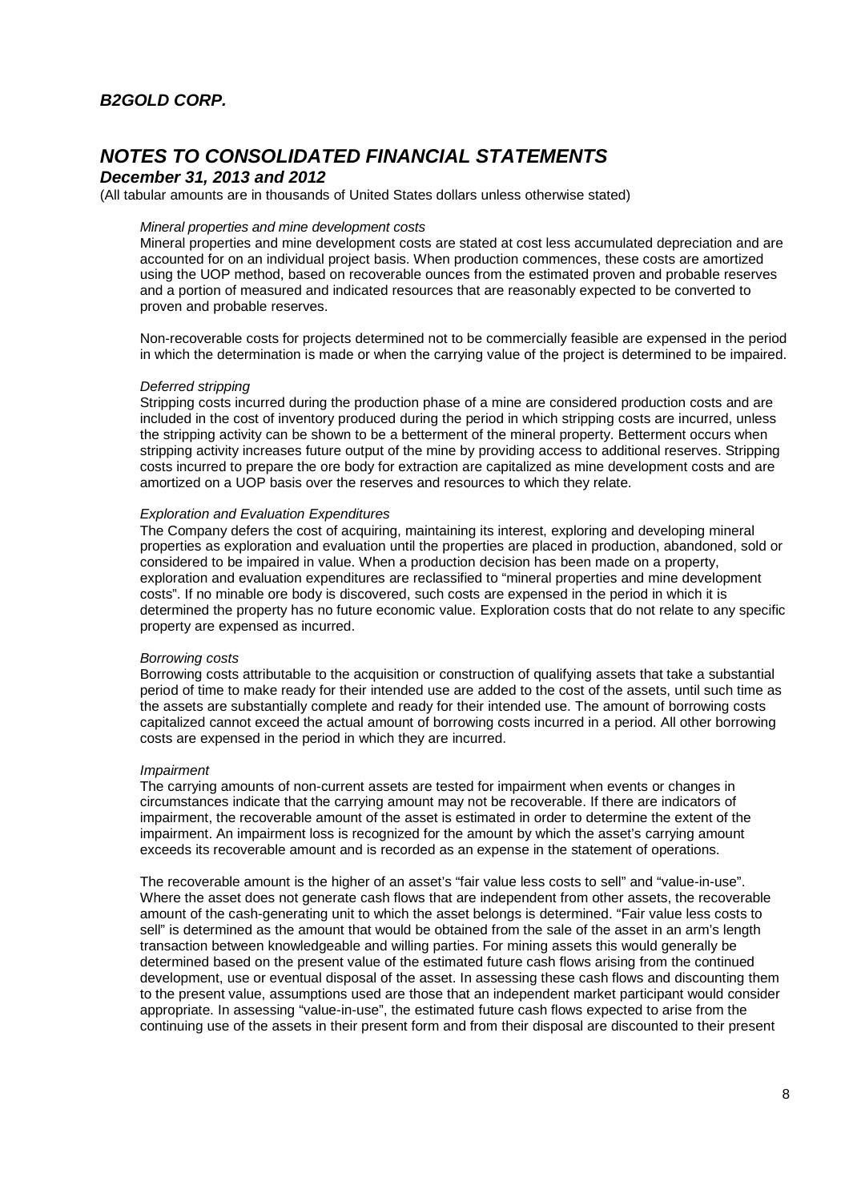*Mineral properties and mine development costs*

Mineral properties and mine development costs are stated at cost less accumulated depreciation and are accounted for on an individual project basis. When production commences, these costs are amortized using the UOP method, based on recoverable ounces from the estimated proven and probable reserves and a portion of measured and indicated resources that are reasonably expected to be converted to proven and probable reserves.

Non-recoverable costs for projects determined not to be commercially feasible are expensed in the period in which the determination is made or when the carrying value of the project is determined to be impaired.

*Deferred stripping*

Stripping costs incurred during the production phase of a mine are considered production costs and are included in the cost of inventory produced during the period in which stripping costs are incurred, unless the stripping activity can be shown to be a betterment of the mineral property. Betterment occurs when stripping activity increases future output of the mine by providing access to additional reserves. Stripping costs incurred to prepare the ore body for extraction are capitalized as mine development costs and are amortized on a UOP basis over the reserves and resources to which they relate.

*Exploration and Evaluation Expenditures*

The Company defers the cost of acquiring, maintaining its interest, exploring and developing mineral properties as exploration and evaluation until the properties are placed in production, abandoned, sold or considered to be impaired in value. When a production decision has been made on a property, exploration and evaluation expenditures are reclassified to "mineral properties and mine development costs". If no minable ore body is discovered, such costs are expensed in the period in which it is determined the property has no future economic value. Exploration costs that do not relate to any specific property are expensed as incurred.

*Borrowing costs*

Borrowing costs attributable to the acquisition or construction of qualifying assets that take a substantial period of time to make ready for their intended use are added to the cost of the assets, until such time as the assets are substantially complete and ready for their intended use. The amount of borrowing costs capitalized cannot exceed the actual amount of borrowing costs incurred in a period. All other borrowing costs are expensed in the period in which they are incurred.

*Impairment*

The carrying amounts of non-current assets are tested for impairment when events or changes in circumstances indicate that the carrying amount may not be recoverable. If there are indicators of impairment, the recoverable amount of the asset is estimated in order to determine the extent of the impairment. An impairment loss is recognized for the amount by which the asset's carrying amount exceeds its recoverable amount and is recorded as an expense in the statement of operations.

The recoverable amount is the higher of an asset's "fair value less costs to sell" and "value-in-use". Where the asset does not generate cash flows that are independent from other assets, the recoverable amount of the cash-generating unit to which the asset belongs is determined. "Fair value less costs to sell" is determined as the amount that would be obtained from the sale of the asset in an arm's length transaction between knowledgeable and willing parties. For mining assets this would generally be determined based on the present value of the estimated future cash flows arising from the continued development, use or eventual disposal of the asset. In assessing these cash flows and discounting them to the present value, assumptions used are those that an independent market participant would consider appropriate. In assessing "value-in-use", the estimated future cash flows expected to arise from the continuing use of the assets in their present form and from their disposal are discounted to their present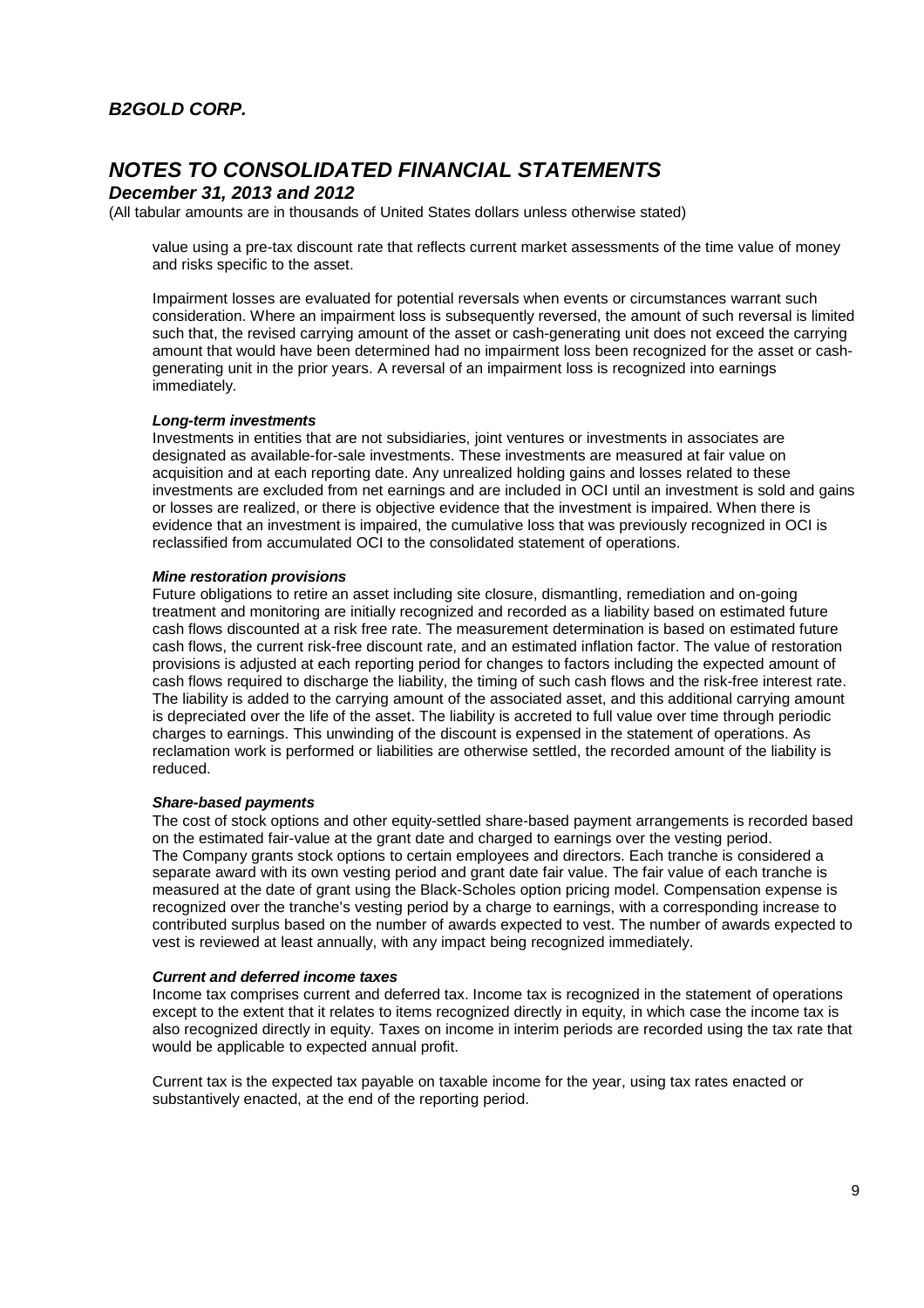value using a pre-tax discount rate that reflects current market assessments of the time value of money and risks specific to the asset.

Impairment losses are evaluated for potential reversals when events or circumstances warrant such consideration. Where an impairment loss is subsequently reversed, the amount of such reversal is limited such that, the revised carrying amount of the asset or cash-generating unit does not exceed the carrying amount that would have been determined had no impairment loss been recognized for the asset or cash-generating unit in the prior years. A reversal of an impairment loss is recognized into earnings immediately.

***Long-term investments***

Investments in entities that are not subsidiaries, joint ventures or investments in associates are designated as available-for-sale investments. These investments are measured at fair value on acquisition and at each reporting date. Any unrealized holding gains and losses related to these investments are excluded from net earnings and are included in OCI until an investment is sold and gains or losses are realized, or there is objective evidence that the investment is impaired. When there is evidence that an investment is impaired, the cumulative loss that was previously recognized in OCI is reclassified from accumulated OCI to the consolidated statement of operations.

***Mine restoration provisions***

Future obligations to retire an asset including site closure, dismantling, remediation and on-going treatment and monitoring are initially recognized and recorded as a liability based on estimated future cash flows discounted at a risk free rate. The measurement determination is based on estimated future cash flows, the current risk-free discount rate, and an estimated inflation factor. The value of restoration provisions is adjusted at each reporting period for changes to factors including the expected amount of cash flows required to discharge the liability, the timing of such cash flows and the risk-free interest rate. The liability is added to the carrying amount of the associated asset, and this additional carrying amount is depreciated over the life of the asset. The liability is accreted to full value over time through periodic charges to earnings. This unwinding of the discount is expensed in the statement of operations. As reclamation work is performed or liabilities are otherwise settled, the recorded amount of the liability is reduced.

***Share-based payments***

The cost of stock options and other equity-settled share-based payment arrangements is recorded based on the estimated fair-value at the grant date and charged to earnings over the vesting period. The Company grants stock options to certain employees and directors. Each tranche is considered a separate award with its own vesting period and grant date fair value. The fair value of each tranche is measured at the date of grant using the Black-Scholes option pricing model. Compensation expense is recognized over the tranche's vesting period by a charge to earnings, with a corresponding increase to contributed surplus based on the number of awards expected to vest. The number of awards expected to vest is reviewed at least annually, with any impact being recognized immediately.

***Current and deferred income taxes***

Income tax comprises current and deferred tax. Income tax is recognized in the statement of operations except to the extent that it relates to items recognized directly in equity, in which case the income tax is also recognized directly in equity. Taxes on income in interim periods are recorded using the tax rate that would be applicable to expected annual profit.

Current tax is the expected tax payable on taxable income for the year, using tax rates enacted or substantively enacted, at the end of the reporting period.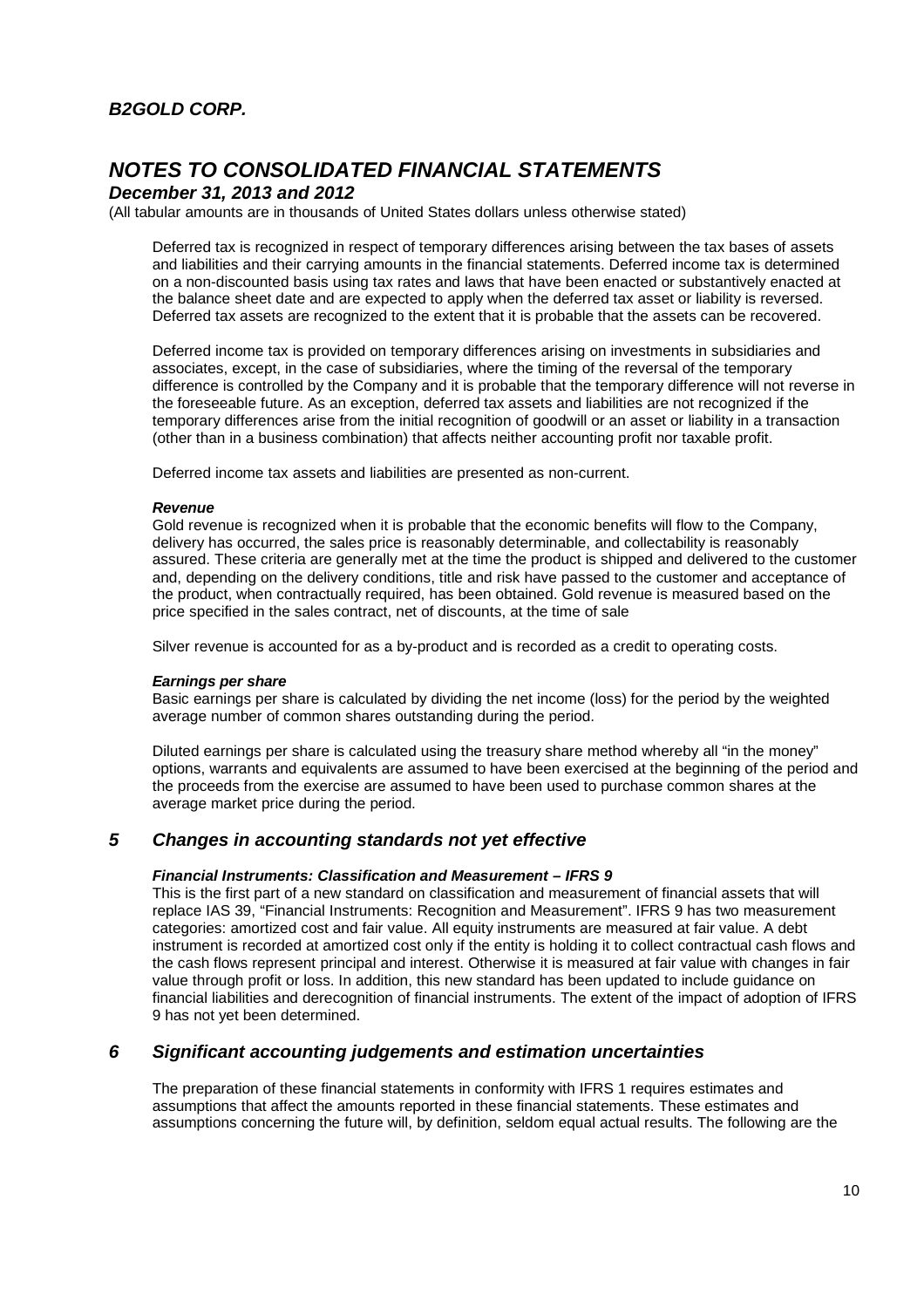Deferred tax is recognized in respect of temporary differences arising between the tax bases of assets and liabilities and their carrying amounts in the financial statements. Deferred income tax is determined on a non-discounted basis using tax rates and laws that have been enacted or substantively enacted at the balance sheet date and are expected to apply when the deferred tax asset or liability is reversed. Deferred tax assets are recognized to the extent that it is probable that the assets can be recovered.

Deferred income tax is provided on temporary differences arising on investments in subsidiaries and associates, except, in the case of subsidiaries, where the timing of the reversal of the temporary difference is controlled by the Company and it is probable that the temporary difference will not reverse in the foreseeable future. As an exception, deferred tax assets and liabilities are not recognized if the temporary differences arise from the initial recognition of goodwill or an asset or liability in a transaction (other than in a business combination) that affects neither accounting profit nor taxable profit.

Deferred income tax assets and liabilities are presented as non-current.

***Revenue***

Gold revenue is recognized when it is probable that the economic benefits will flow to the Company, delivery has occurred, the sales price is reasonably determinable, and collectability is reasonably assured. These criteria are generally met at the time the product is shipped and delivered to the customer and, depending on the delivery conditions, title and risk have passed to the customer and acceptance of the product, when contractually required, has been obtained. Gold revenue is measured based on the price specified in the sales contract, net of discounts, at the time of sale

Silver revenue is accounted for as a by-product and is recorded as a credit to operating costs.

***Earnings per share***

Basic earnings per share is calculated by dividing the net income (loss) for the period by the weighted average number of common shares outstanding during the period.

Diluted earnings per share is calculated using the treasury share method whereby all "in the money" options, warrants and equivalents are assumed to have been exercised at the beginning of the period and the proceeds from the exercise are assumed to have been used to purchase common shares at the average market price during the period.

## 5 Changes in accounting standards not yet effective

***Financial Instruments: Classification and Measurement – IFRS 9***

This is the first part of a new standard on classification and measurement of financial assets that will replace IAS 39, "Financial Instruments: Recognition and Measurement". IFRS 9 has two measurement categories: amortized cost and fair value. All equity instruments are measured at fair value. A debt instrument is recorded at amortized cost only if the entity is holding it to collect contractual cash flows and the cash flows represent principal and interest. Otherwise it is measured at fair value with changes in fair value through profit or loss. In addition, this new standard has been updated to include guidance on financial liabilities and derecognition of financial instruments. The extent of the impact of adoption of IFRS 9 has not yet been determined.

## 6 Significant accounting judgements and estimation uncertainties

The preparation of these financial statements in conformity with IFRS 1 requires estimates and assumptions that affect the amounts reported in these financial statements. These estimates and assumptions concerning the future will, by definition, seldom equal actual results. The following are the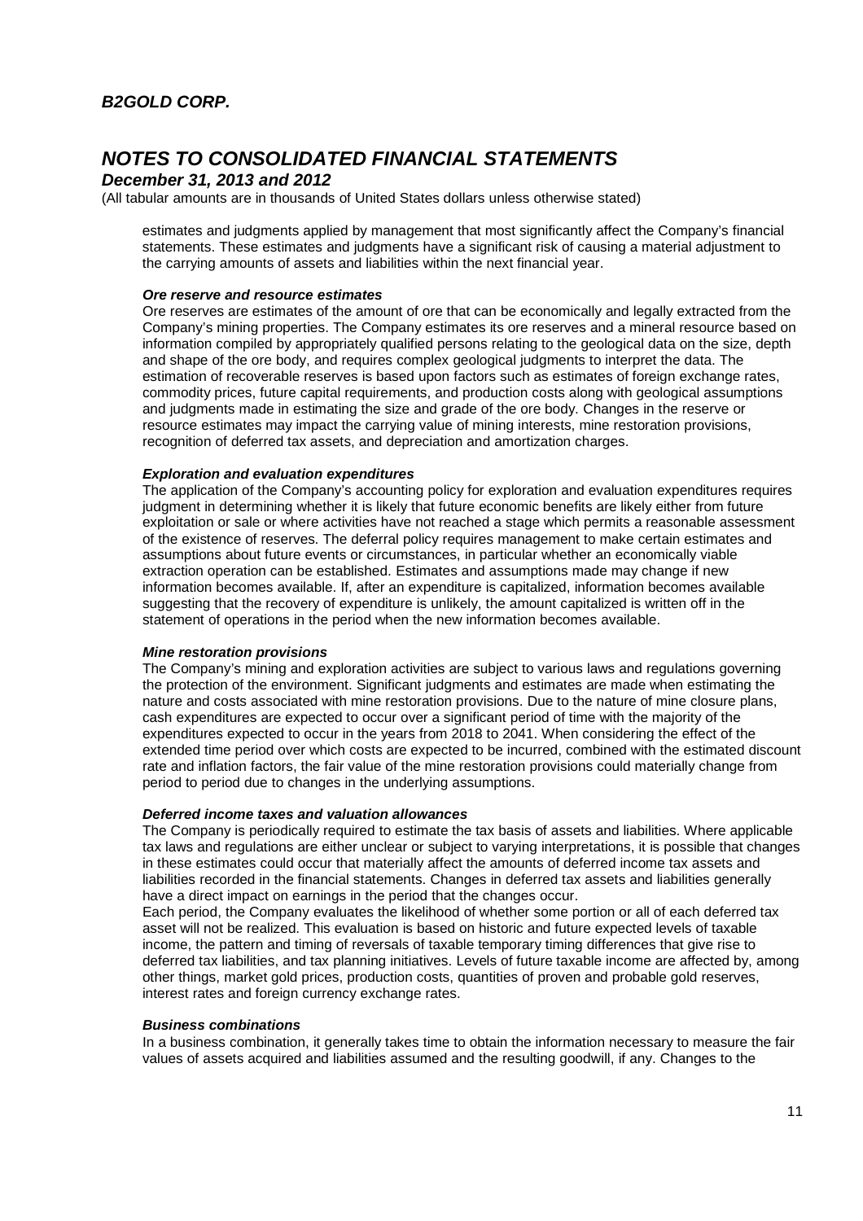estimates and judgments applied by management that most significantly affect the Company's financial statements. These estimates and judgments have a significant risk of causing a material adjustment to the carrying amounts of assets and liabilities within the next financial year.

***Ore reserve and resource estimates***

Ore reserves are estimates of the amount of ore that can be economically and legally extracted from the Company's mining properties. The Company estimates its ore reserves and a mineral resource based on information compiled by appropriately qualified persons relating to the geological data on the size, depth and shape of the ore body, and requires complex geological judgments to interpret the data. The estimation of recoverable reserves is based upon factors such as estimates of foreign exchange rates, commodity prices, future capital requirements, and production costs along with geological assumptions and judgments made in estimating the size and grade of the ore body. Changes in the reserve or resource estimates may impact the carrying value of mining interests, mine restoration provisions, recognition of deferred tax assets, and depreciation and amortization charges.

***Exploration and evaluation expenditures***

The application of the Company's accounting policy for exploration and evaluation expenditures requires judgment in determining whether it is likely that future economic benefits are likely either from future exploitation or sale or where activities have not reached a stage which permits a reasonable assessment of the existence of reserves. The deferral policy requires management to make certain estimates and assumptions about future events or circumstances, in particular whether an economically viable extraction operation can be established. Estimates and assumptions made may change if new information becomes available. If, after an expenditure is capitalized, information becomes available suggesting that the recovery of expenditure is unlikely, the amount capitalized is written off in the statement of operations in the period when the new information becomes available.

***Mine restoration provisions***

The Company's mining and exploration activities are subject to various laws and regulations governing the protection of the environment. Significant judgments and estimates are made when estimating the nature and costs associated with mine restoration provisions. Due to the nature of mine closure plans, cash expenditures are expected to occur over a significant period of time with the majority of the expenditures expected to occur in the years from 2018 to 2041. When considering the effect of the extended time period over which costs are expected to be incurred, combined with the estimated discount rate and inflation factors, the fair value of the mine restoration provisions could materially change from period to period due to changes in the underlying assumptions.

***Deferred income taxes and valuation allowances***

The Company is periodically required to estimate the tax basis of assets and liabilities. Where applicable tax laws and regulations are either unclear or subject to varying interpretations, it is possible that changes in these estimates could occur that materially affect the amounts of deferred income tax assets and liabilities recorded in the financial statements. Changes in deferred tax assets and liabilities generally have a direct impact on earnings in the period that the changes occur.

Each period, the Company evaluates the likelihood of whether some portion or all of each deferred tax asset will not be realized. This evaluation is based on historic and future expected levels of taxable income, the pattern and timing of reversals of taxable temporary timing differences that give rise to deferred tax liabilities, and tax planning initiatives. Levels of future taxable income are affected by, among other things, market gold prices, production costs, quantities of proven and probable gold reserves, interest rates and foreign currency exchange rates.

***Business combinations***

In a business combination, it generally takes time to obtain the information necessary to measure the fair values of assets acquired and liabilities assumed and the resulting goodwill, if any. Changes to the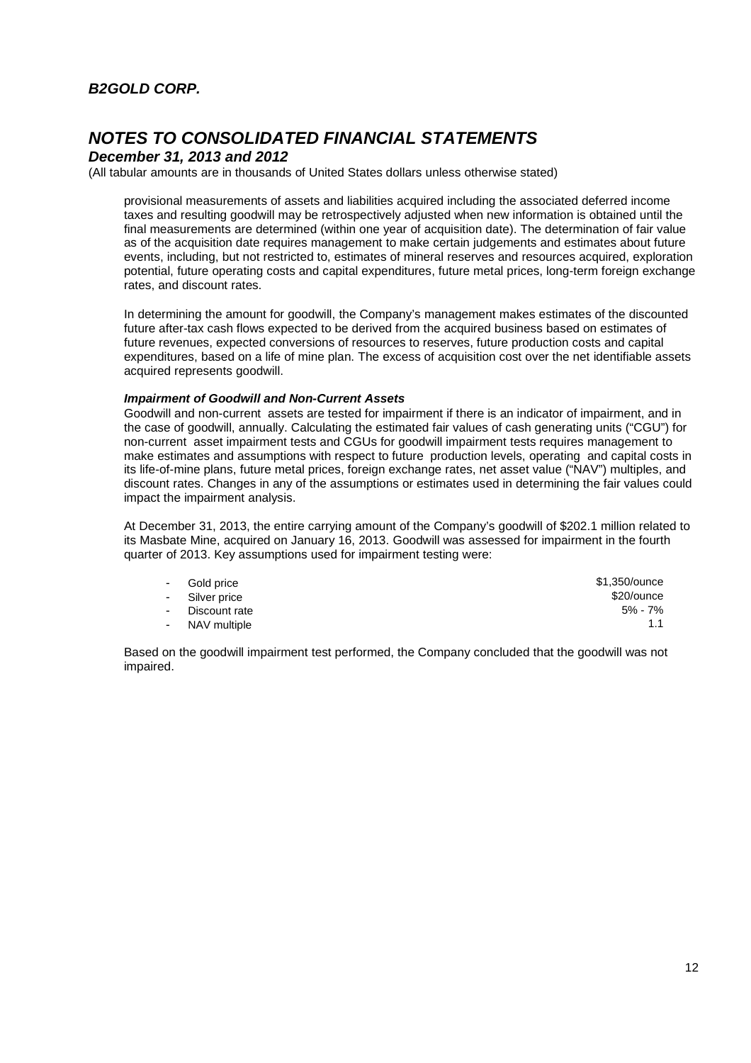provisional measurements of assets and liabilities acquired including the associated deferred income taxes and resulting goodwill may be retrospectively adjusted when new information is obtained until the final measurements are determined (within one year of acquisition date). The determination of fair value as of the acquisition date requires management to make certain judgements and estimates about future events, including, but not restricted to, estimates of mineral reserves and resources acquired, exploration potential, future operating costs and capital expenditures, future metal prices, long-term foreign exchange rates, and discount rates.

In determining the amount for goodwill, the Company's management makes estimates of the discounted future after-tax cash flows expected to be derived from the acquired business based on estimates of future revenues, expected conversions of resources to reserves, future production costs and capital expenditures, based on a life of mine plan. The excess of acquisition cost over the net identifiable assets acquired represents goodwill.

***Impairment of Goodwill and Non-Current Assets***

Goodwill and non-current assets are tested for impairment if there is an indicator of impairment, and in the case of goodwill, annually. Calculating the estimated fair values of cash generating units ("CGU") for non-current asset impairment tests and CGUs for goodwill impairment tests requires management to make estimates and assumptions with respect to future production levels, operating and capital costs in its life-of-mine plans, future metal prices, foreign exchange rates, net asset value ("NAV") multiples, and discount rates. Changes in any of the assumptions or estimates used in determining the fair values could impact the impairment analysis.

At December 31, 2013, the entire carrying amount of the Company's goodwill of $202.1 million related to its Masbate Mine, acquired on January 16, 2013. Goodwill was assessed for impairment in the fourth quarter of 2013. Key assumptions used for impairment testing were:

| | |
|---|---|
| - Gold price | $1,350/ounce |
| - Silver price | $20/ounce |
| - Discount rate | 5% - 7% |
| - NAV multiple | 1.1 |

Based on the goodwill impairment test performed, the Company concluded that the goodwill was not impaired.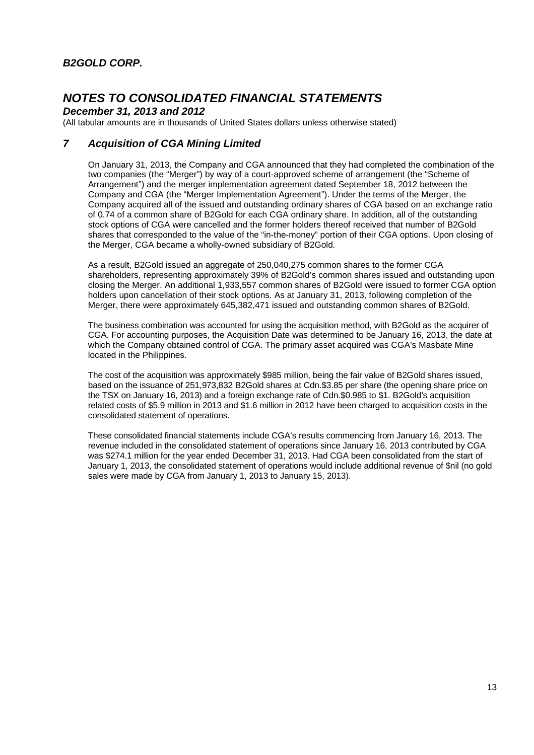*B2GOLD CORP.*

# *NOTES TO CONSOLIDATED FINANCIAL STATEMENTS*

***December 31, 2013 and 2012***

(All tabular amounts are in thousands of United States dollars unless otherwise stated)

## *7 Acquisition of CGA Mining Limited*

On January 31, 2013, the Company and CGA announced that they had completed the combination of the two companies (the "Merger") by way of a court-approved scheme of arrangement (the "Scheme of Arrangement") and the merger implementation agreement dated September 18, 2012 between the Company and CGA (the "Merger Implementation Agreement"). Under the terms of the Merger, the Company acquired all of the issued and outstanding ordinary shares of CGA based on an exchange ratio of 0.74 of a common share of B2Gold for each CGA ordinary share. In addition, all of the outstanding stock options of CGA were cancelled and the former holders thereof received that number of B2Gold shares that corresponded to the value of the "in-the-money" portion of their CGA options. Upon closing of the Merger, CGA became a wholly-owned subsidiary of B2Gold.

As a result, B2Gold issued an aggregate of 250,040,275 common shares to the former CGA shareholders, representing approximately 39% of B2Gold's common shares issued and outstanding upon closing the Merger. An additional 1,933,557 common shares of B2Gold were issued to former CGA option holders upon cancellation of their stock options. As at January 31, 2013, following completion of the Merger, there were approximately 645,382,471 issued and outstanding common shares of B2Gold.

The business combination was accounted for using the acquisition method, with B2Gold as the acquirer of CGA. For accounting purposes, the Acquisition Date was determined to be January 16, 2013, the date at which the Company obtained control of CGA. The primary asset acquired was CGA's Masbate Mine located in the Philippines.

The cost of the acquisition was approximately $985 million, being the fair value of B2Gold shares issued, based on the issuance of 251,973,832 B2Gold shares at Cdn.$3.85 per share (the opening share price on the TSX on January 16, 2013) and a foreign exchange rate of Cdn.$0.985 to $1. B2Gold's acquisition related costs of $5.9 million in 2013 and $1.6 million in 2012 have been charged to acquisition costs in the consolidated statement of operations.

These consolidated financial statements include CGA's results commencing from January 16, 2013. The revenue included in the consolidated statement of operations since January 16, 2013 contributed by CGA was $274.1 million for the year ended December 31, 2013. Had CGA been consolidated from the start of January 1, 2013, the consolidated statement of operations would include additional revenue of $nil (no gold sales were made by CGA from January 1, 2013 to January 15, 2013).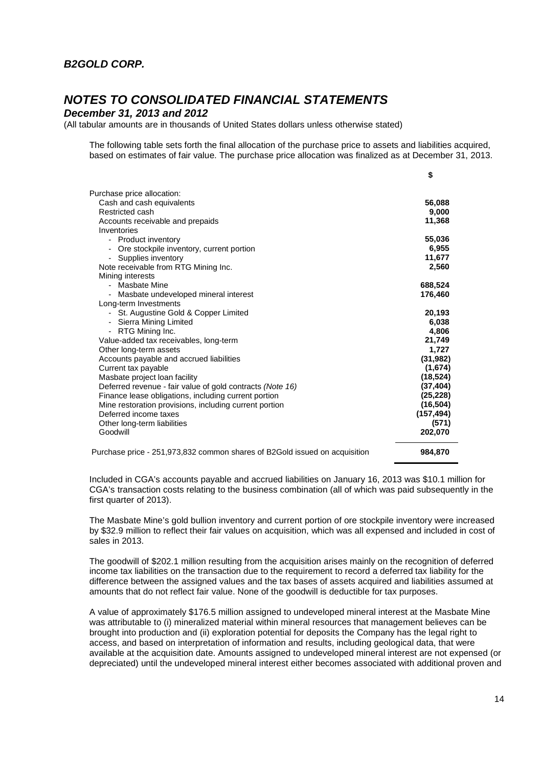The following table sets forth the final allocation of the purchase price to assets and liabilities acquired, based on estimates of fair value. The purchase price allocation was finalized as at December 31, 2013.

| | $ |
|---|---|
| Purchase price allocation: | |
| Cash and cash equivalents | **56,088** |
| Restricted cash | **9,000** |
| Accounts receivable and prepaids | **11,368** |
| Inventories | |
| - Product inventory | **55,036** |
| - Ore stockpile inventory, current portion | **6,955** |
| - Supplies inventory | **11,677** |
| Note receivable from RTG Mining Inc. | **2,560** |
| Mining interests | |
| - Masbate Mine | **688,524** |
| - Masbate undeveloped mineral interest | **176,460** |
| Long-term Investments | |
| - St. Augustine Gold & Copper Limited | **20,193** |
| - Sierra Mining Limited | **6,038** |
| - RTG Mining Inc. | **4,806** |
| Value-added tax receivables, long-term | **21,749** |
| Other long-term assets | **1,727** |
| Accounts payable and accrued liabilities | **(31,982)** |
| Current tax payable | **(1,674)** |
| Masbate project loan facility | **(18,524)** |
| Deferred revenue - fair value of gold contracts *(Note 16)* | **(37,404)** |
| Finance lease obligations, including current portion | **(25,228)** |
| Mine restoration provisions, including current portion | **(16,504)** |
| Deferred income taxes | **(157,494)** |
| Other long-term liabilities | **(571)** |
| Goodwill | **202,070** |
| Purchase price - 251,973,832 common shares of B2Gold issued on acquisition | **984,870** |

Included in CGA's accounts payable and accrued liabilities on January 16, 2013 was $10.1 million for CGA's transaction costs relating to the business combination (all of which was paid subsequently in the first quarter of 2013).

The Masbate Mine's gold bullion inventory and current portion of ore stockpile inventory were increased by $32.9 million to reflect their fair values on acquisition, which was all expensed and included in cost of sales in 2013.

The goodwill of $202.1 million resulting from the acquisition arises mainly on the recognition of deferred income tax liabilities on the transaction due to the requirement to record a deferred tax liability for the difference between the assigned values and the tax bases of assets acquired and liabilities assumed at amounts that do not reflect fair value. None of the goodwill is deductible for tax purposes.

A value of approximately $176.5 million assigned to undeveloped mineral interest at the Masbate Mine was attributable to (i) mineralized material within mineral resources that management believes can be brought into production and (ii) exploration potential for deposits the Company has the legal right to access, and based on interpretation of information and results, including geological data, that were available at the acquisition date. Amounts assigned to undeveloped mineral interest are not expensed (or depreciated) until the undeveloped mineral interest either becomes associated with additional proven and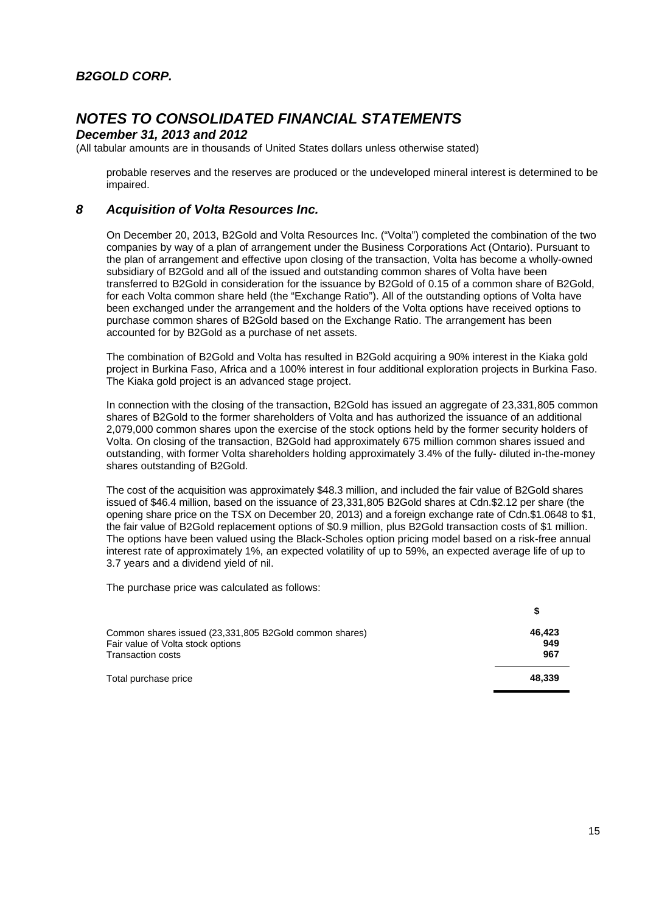probable reserves and the reserves are produced or the undeveloped mineral interest is determined to be impaired.

## *8 Acquisition of Volta Resources Inc.*

On December 20, 2013, B2Gold and Volta Resources Inc. ("Volta") completed the combination of the two companies by way of a plan of arrangement under the Business Corporations Act (Ontario). Pursuant to the plan of arrangement and effective upon closing of the transaction, Volta has become a wholly-owned subsidiary of B2Gold and all of the issued and outstanding common shares of Volta have been transferred to B2Gold in consideration for the issuance by B2Gold of 0.15 of a common share of B2Gold, for each Volta common share held (the "Exchange Ratio"). All of the outstanding options of Volta have been exchanged under the arrangement and the holders of the Volta options have received options to purchase common shares of B2Gold based on the Exchange Ratio. The arrangement has been accounted for by B2Gold as a purchase of net assets.

The combination of B2Gold and Volta has resulted in B2Gold acquiring a 90% interest in the Kiaka gold project in Burkina Faso, Africa and a 100% interest in four additional exploration projects in Burkina Faso. The Kiaka gold project is an advanced stage project.

In connection with the closing of the transaction, B2Gold has issued an aggregate of 23,331,805 common shares of B2Gold to the former shareholders of Volta and has authorized the issuance of an additional 2,079,000 common shares upon the exercise of the stock options held by the former security holders of Volta. On closing of the transaction, B2Gold had approximately 675 million common shares issued and outstanding, with former Volta shareholders holding approximately 3.4% of the fully- diluted in-the-money shares outstanding of B2Gold.

The cost of the acquisition was approximately $48.3 million, and included the fair value of B2Gold shares issued of $46.4 million, based on the issuance of 23,331,805 B2Gold shares at Cdn.$2.12 per share (the opening share price on the TSX on December 20, 2013) and a foreign exchange rate of Cdn.$1.0648 to $1, the fair value of B2Gold replacement options of $0.9 million, plus B2Gold transaction costs of $1 million. The options have been valued using the Black-Scholes option pricing model based on a risk-free annual interest rate of approximately 1%, an expected volatility of up to 59%, an expected average life of up to 3.7 years and a dividend yield of nil.

The purchase price was calculated as follows:

| | $ |
|---|---|
| Common shares issued (23,331,805 B2Gold common shares) | **46,423** |
| Fair value of Volta stock options | **949** |
| Transaction costs | **967** |
| Total purchase price | **48,339** |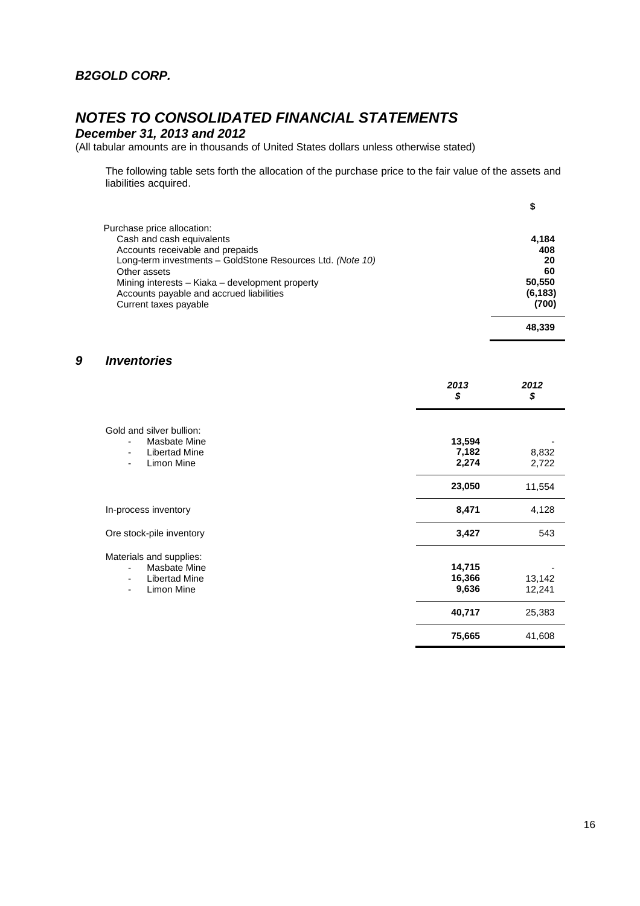The following table sets forth the allocation of the purchase price to the fair value of the assets and liabilities acquired.

| | $ |
|---|---|
| Purchase price allocation: | |
| Cash and cash equivalents | **4,184** |
| Accounts receivable and prepaids | **408** |
| Long-term investments – GoldStone Resources Ltd. *(Note 10)* | **20** |
| Other assets | **60** |
| Mining interests – Kiaka – development property | **50,550** |
| Accounts payable and accrued liabilities | **(6,183)** |
| Current taxes payable | **(700)** |
| | **48,339** |

## *9 Inventories*

| | *2013* *$* | *2012* *$* |
|---|---|---|
| Gold and silver bullion: | | |
| - Masbate Mine | **13,594** | - |
| - Libertad Mine | **7,182** | 8,832 |
| - Limon Mine | **2,274** | 2,722 |
| | **23,050** | 11,554 |
| In-process inventory | **8,471** | 4,128 |
| Ore stock-pile inventory | **3,427** | 543 |
| Materials and supplies: | | |
| - Masbate Mine | **14,715** | - |
| - Libertad Mine | **16,366** | 13,142 |
| - Limon Mine | **9,636** | 12,241 |
| | **40,717** | 25,383 |
| | **75,665** | 41,608 |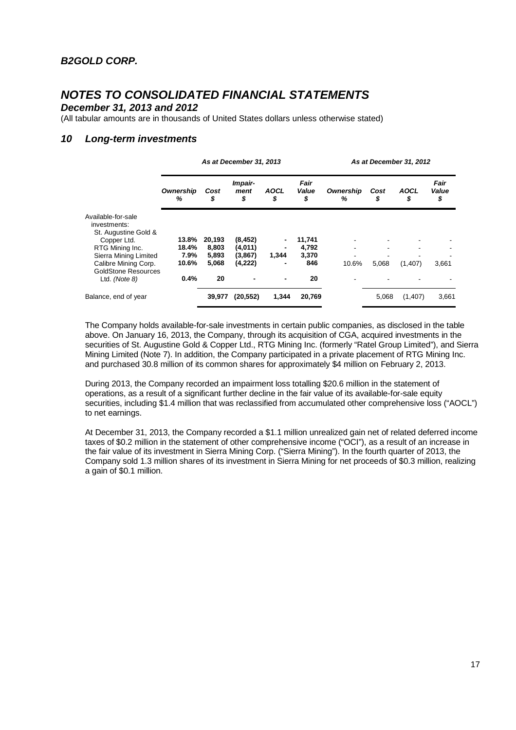*B2GOLD CORP.*

# *NOTES TO CONSOLIDATED FINANCIAL STATEMENTS*

***December 31, 2013 and 2012***

(All tabular amounts are in thousands of United States dollars unless otherwise stated)

## *10 Long-term investments*

| | *As at December 31, 2013* | | | | | *As at December 31, 2012* | | | |
|---|---|---|---|---|---|---|---|---|---|
| | *Ownership %* | *Cost $* | *Impair-ment $* | *AOCL $* | *Fair Value $* | *Ownership %* | *Cost $* | *AOCL $* | *Fair Value $* |
| Available-for-sale investments: | | | | | | | | | |
| St. Augustine Gold & Copper Ltd. | **13.8%** | **20,193** | **(8,452)** | **-** | **11,741** | - | - | - | - |
| RTG Mining Inc. | **18.4%** | **8,803** | **(4,011)** | **-** | **4,792** | - | - | - | - |
| Sierra Mining Limited | **7.9%** | **5,893** | **(3,867)** | **1,344** | **3,370** | - | - | - | - |
| Calibre Mining Corp. | **10.6%** | **5,068** | **(4,222)** | **-** | **846** | 10.6% | 5,068 | (1,407) | 3,661 |
| GoldStone Resources Ltd. *(Note 8)* | **0.4%** | **20** | **-** | **-** | **20** | - | - | - | - |
| Balance, end of year | | **39,977** | **(20,552)** | **1,344** | **20,769** | | 5,068 | (1,407) | 3,661 |

The Company holds available-for-sale investments in certain public companies, as disclosed in the table above. On January 16, 2013, the Company, through its acquisition of CGA, acquired investments in the securities of St. Augustine Gold & Copper Ltd., RTG Mining Inc. (formerly "Ratel Group Limited"), and Sierra Mining Limited (Note 7). In addition, the Company participated in a private placement of RTG Mining Inc. and purchased 30.8 million of its common shares for approximately $4 million on February 2, 2013.

During 2013, the Company recorded an impairment loss totalling $20.6 million in the statement of operations, as a result of a significant further decline in the fair value of its available-for-sale equity securities, including $1.4 million that was reclassified from accumulated other comprehensive loss ("AOCL") to net earnings.

At December 31, 2013, the Company recorded a $1.1 million unrealized gain net of related deferred income taxes of $0.2 million in the statement of other comprehensive income ("OCI"), as a result of an increase in the fair value of its investment in Sierra Mining Corp. ("Sierra Mining"). In the fourth quarter of 2013, the Company sold 1.3 million shares of its investment in Sierra Mining for net proceeds of $0.3 million, realizing a gain of $0.1 million.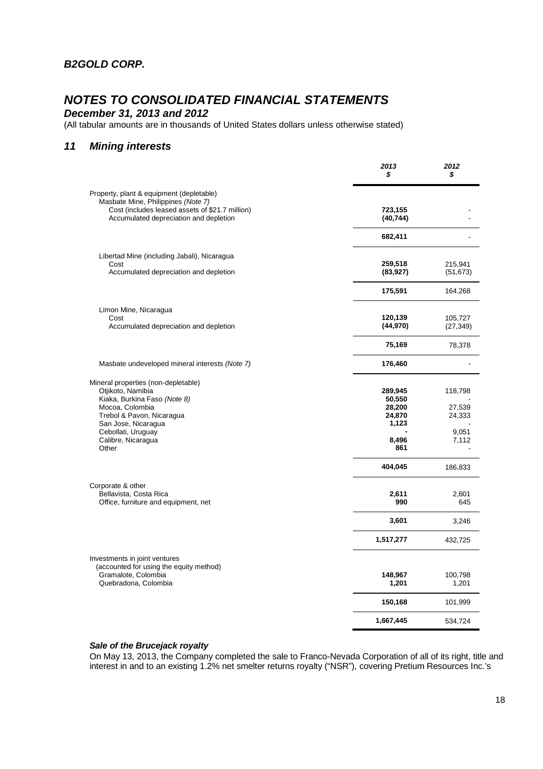## 11 Mining interests

| | 2013 $ | 2012 $ |
|---|---|---|
| Property, plant & equipment (depletable) | | |
| Masbate Mine, Philippines *(Note 7)* | | |
| Cost (includes leased assets of $21.7 million) | **723,155** | - |
| Accumulated depreciation and depletion | **(40,744)** | - |
| | **682,411** | - |
| Libertad Mine (including Jabali), Nicaragua | | |
| Cost | **259,518** | 215,941 |
| Accumulated depreciation and depletion | **(83,927)** | (51,673) |
| | **175,591** | 164,268 |
| Limon Mine, Nicaragua | | |
| Cost | **120,139** | 105,727 |
| Accumulated depreciation and depletion | **(44,970)** | (27,349) |
| | **75,169** | 78,378 |
| Masbate undeveloped mineral interests *(Note 7)* | **176,460** | - |
| Mineral properties (non-depletable) | | |
| Otjikoto, Namibia | **289,945** | 118,798 |
| Kiaka, Burkina Faso *(Note 8)* | **50,550** | - |
| Mocoa, Colombia | **28,200** | 27,539 |
| Trebol & Pavon, Nicaragua | **24,870** | 24,333 |
| San Jose, Nicaragua | **1,123** | - |
| Cebollati, Uruguay | **-** | 9,051 |
| Calibre, Nicaragua | **8,496** | 7,112 |
| Other | **861** | - |
| | **404,045** | 186,833 |
| Corporate & other | | |
| Bellavista, Costa Rica | **2,611** | 2,601 |
| Office, furniture and equipment, net | **990** | 645 |
| | **3,601** | 3,246 |
| | **1,517,277** | 432,725 |
| Investments in joint ventures (accounted for using the equity method) | | |
| Gramalote, Colombia | **148,967** | 100,798 |
| Quebradona, Colombia | **1,201** | 1,201 |
| | **150,168** | 101,999 |
| | **1,667,445** | 534,724 |

### *Sale of the Brucejack royalty*

On May 13, 2013, the Company completed the sale to Franco-Nevada Corporation of all of its right, title and interest in and to an existing 1.2% net smelter returns royalty ("NSR"), covering Pretium Resources Inc.'s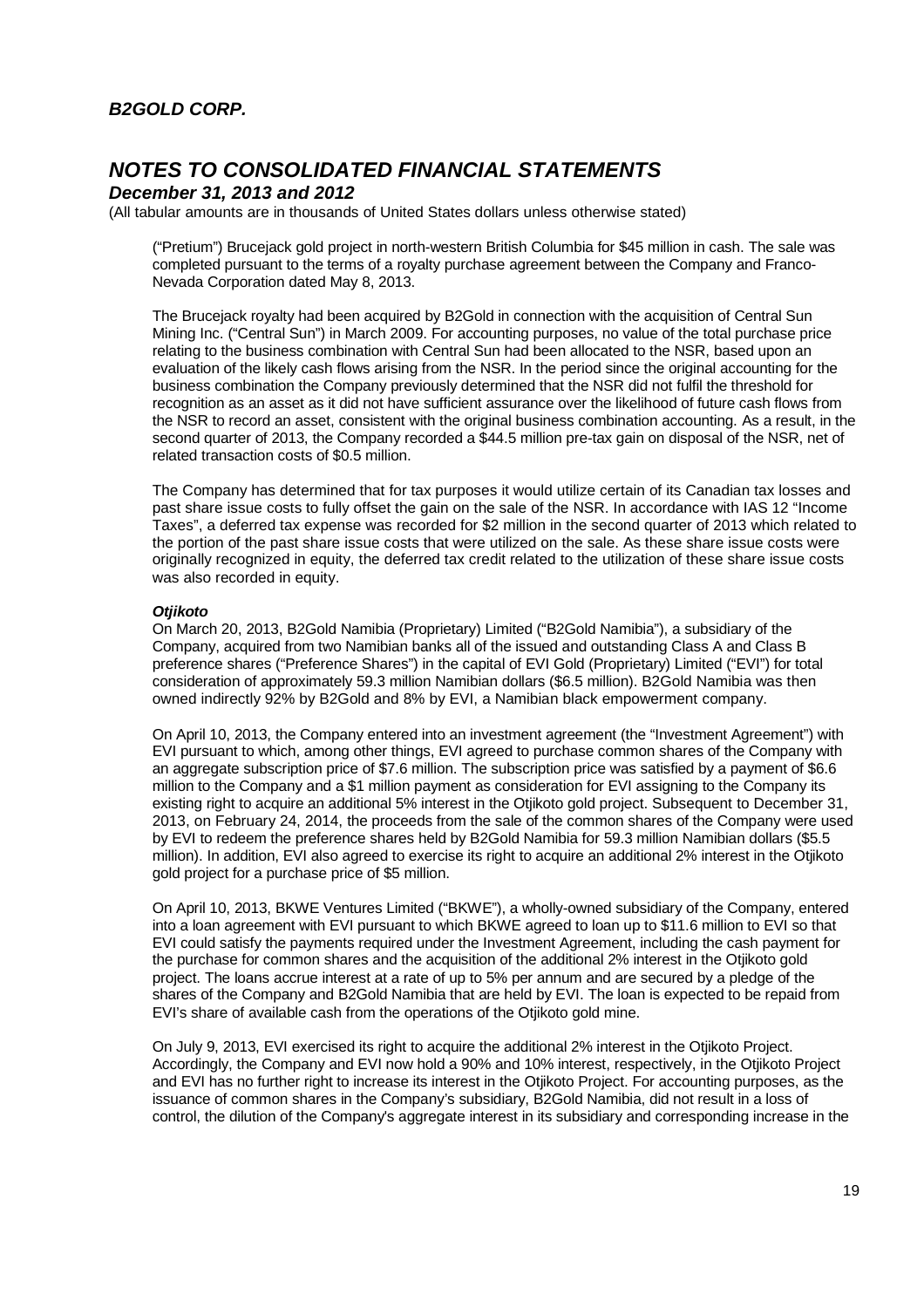("Pretium") Brucejack gold project in north-western British Columbia for $45 million in cash. The sale was completed pursuant to the terms of a royalty purchase agreement between the Company and Franco-Nevada Corporation dated May 8, 2013.

The Brucejack royalty had been acquired by B2Gold in connection with the acquisition of Central Sun Mining Inc. ("Central Sun") in March 2009. For accounting purposes, no value of the total purchase price relating to the business combination with Central Sun had been allocated to the NSR, based upon an evaluation of the likely cash flows arising from the NSR. In the period since the original accounting for the business combination the Company previously determined that the NSR did not fulfil the threshold for recognition as an asset as it did not have sufficient assurance over the likelihood of future cash flows from the NSR to record an asset, consistent with the original business combination accounting. As a result, in the second quarter of 2013, the Company recorded a $44.5 million pre-tax gain on disposal of the NSR, net of related transaction costs of $0.5 million.

The Company has determined that for tax purposes it would utilize certain of its Canadian tax losses and past share issue costs to fully offset the gain on the sale of the NSR. In accordance with IAS 12 "Income Taxes", a deferred tax expense was recorded for $2 million in the second quarter of 2013 which related to the portion of the past share issue costs that were utilized on the sale. As these share issue costs were originally recognized in equity, the deferred tax credit related to the utilization of these share issue costs was also recorded in equity.

***Otjikoto***

On March 20, 2013, B2Gold Namibia (Proprietary) Limited ("B2Gold Namibia"), a subsidiary of the Company, acquired from two Namibian banks all of the issued and outstanding Class A and Class B preference shares ("Preference Shares") in the capital of EVI Gold (Proprietary) Limited ("EVI") for total consideration of approximately 59.3 million Namibian dollars ($6.5 million). B2Gold Namibia was then owned indirectly 92% by B2Gold and 8% by EVI, a Namibian black empowerment company.

On April 10, 2013, the Company entered into an investment agreement (the "Investment Agreement") with EVI pursuant to which, among other things, EVI agreed to purchase common shares of the Company with an aggregate subscription price of $7.6 million. The subscription price was satisfied by a payment of $6.6 million to the Company and a $1 million payment as consideration for EVI assigning to the Company its existing right to acquire an additional 5% interest in the Otjikoto gold project. Subsequent to December 31, 2013, on February 24, 2014, the proceeds from the sale of the common shares of the Company were used by EVI to redeem the preference shares held by B2Gold Namibia for 59.3 million Namibian dollars ($5.5 million). In addition, EVI also agreed to exercise its right to acquire an additional 2% interest in the Otjikoto gold project for a purchase price of $5 million.

On April 10, 2013, BKWE Ventures Limited ("BKWE"), a wholly-owned subsidiary of the Company, entered into a loan agreement with EVI pursuant to which BKWE agreed to loan up to $11.6 million to EVI so that EVI could satisfy the payments required under the Investment Agreement, including the cash payment for the purchase for common shares and the acquisition of the additional 2% interest in the Otjikoto gold project. The loans accrue interest at a rate of up to 5% per annum and are secured by a pledge of the shares of the Company and B2Gold Namibia that are held by EVI. The loan is expected to be repaid from EVI's share of available cash from the operations of the Otjikoto gold mine.

On July 9, 2013, EVI exercised its right to acquire the additional 2% interest in the Otjikoto Project. Accordingly, the Company and EVI now hold a 90% and 10% interest, respectively, in the Otjikoto Project and EVI has no further right to increase its interest in the Otjikoto Project. For accounting purposes, as the issuance of common shares in the Company's subsidiary, B2Gold Namibia, did not result in a loss of control, the dilution of the Company's aggregate interest in its subsidiary and corresponding increase in the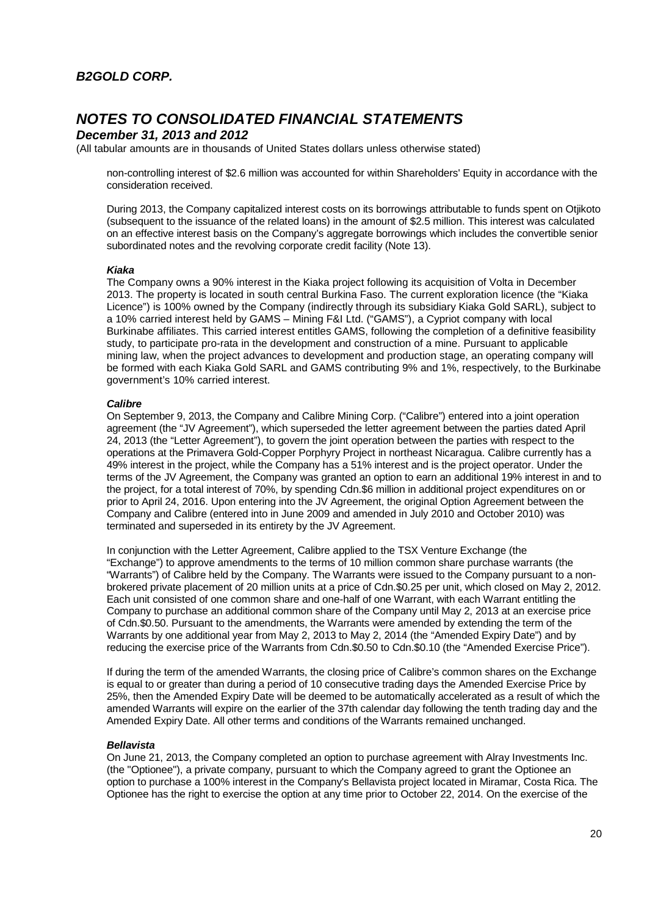non-controlling interest of $2.6 million was accounted for within Shareholders' Equity in accordance with the consideration received.

During 2013, the Company capitalized interest costs on its borrowings attributable to funds spent on Otjikoto (subsequent to the issuance of the related loans) in the amount of $2.5 million. This interest was calculated on an effective interest basis on the Company's aggregate borrowings which includes the convertible senior subordinated notes and the revolving corporate credit facility (Note 13).

***Kiaka***

The Company owns a 90% interest in the Kiaka project following its acquisition of Volta in December 2013. The property is located in south central Burkina Faso. The current exploration licence (the "Kiaka Licence") is 100% owned by the Company (indirectly through its subsidiary Kiaka Gold SARL), subject to a 10% carried interest held by GAMS – Mining F&I Ltd. ("GAMS"), a Cypriot company with local Burkinabe affiliates. This carried interest entitles GAMS, following the completion of a definitive feasibility study, to participate pro-rata in the development and construction of a mine. Pursuant to applicable mining law, when the project advances to development and production stage, an operating company will be formed with each Kiaka Gold SARL and GAMS contributing 9% and 1%, respectively, to the Burkinabe government's 10% carried interest.

***Calibre***

On September 9, 2013, the Company and Calibre Mining Corp. ("Calibre") entered into a joint operation agreement (the "JV Agreement"), which superseded the letter agreement between the parties dated April 24, 2013 (the "Letter Agreement"), to govern the joint operation between the parties with respect to the operations at the Primavera Gold-Copper Porphyry Project in northeast Nicaragua. Calibre currently has a 49% interest in the project, while the Company has a 51% interest and is the project operator. Under the terms of the JV Agreement, the Company was granted an option to earn an additional 19% interest in and to the project, for a total interest of 70%, by spending Cdn.$6 million in additional project expenditures on or prior to April 24, 2016. Upon entering into the JV Agreement, the original Option Agreement between the Company and Calibre (entered into in June 2009 and amended in July 2010 and October 2010) was terminated and superseded in its entirety by the JV Agreement.

In conjunction with the Letter Agreement, Calibre applied to the TSX Venture Exchange (the "Exchange") to approve amendments to the terms of 10 million common share purchase warrants (the "Warrants") of Calibre held by the Company. The Warrants were issued to the Company pursuant to a non-brokered private placement of 20 million units at a price of Cdn.$0.25 per unit, which closed on May 2, 2012. Each unit consisted of one common share and one-half of one Warrant, with each Warrant entitling the Company to purchase an additional common share of the Company until May 2, 2013 at an exercise price of Cdn.$0.50. Pursuant to the amendments, the Warrants were amended by extending the term of the Warrants by one additional year from May 2, 2013 to May 2, 2014 (the "Amended Expiry Date") and by reducing the exercise price of the Warrants from Cdn.$0.50 to Cdn.$0.10 (the "Amended Exercise Price").

If during the term of the amended Warrants, the closing price of Calibre's common shares on the Exchange is equal to or greater than during a period of 10 consecutive trading days the Amended Exercise Price by 25%, then the Amended Expiry Date will be deemed to be automatically accelerated as a result of which the amended Warrants will expire on the earlier of the 37th calendar day following the tenth trading day and the Amended Expiry Date. All other terms and conditions of the Warrants remained unchanged.

***Bellavista***

On June 21, 2013, the Company completed an option to purchase agreement with Alray Investments Inc. (the "Optionee"), a private company, pursuant to which the Company agreed to grant the Optionee an option to purchase a 100% interest in the Company's Bellavista project located in Miramar, Costa Rica. The Optionee has the right to exercise the option at any time prior to October 22, 2014. On the exercise of the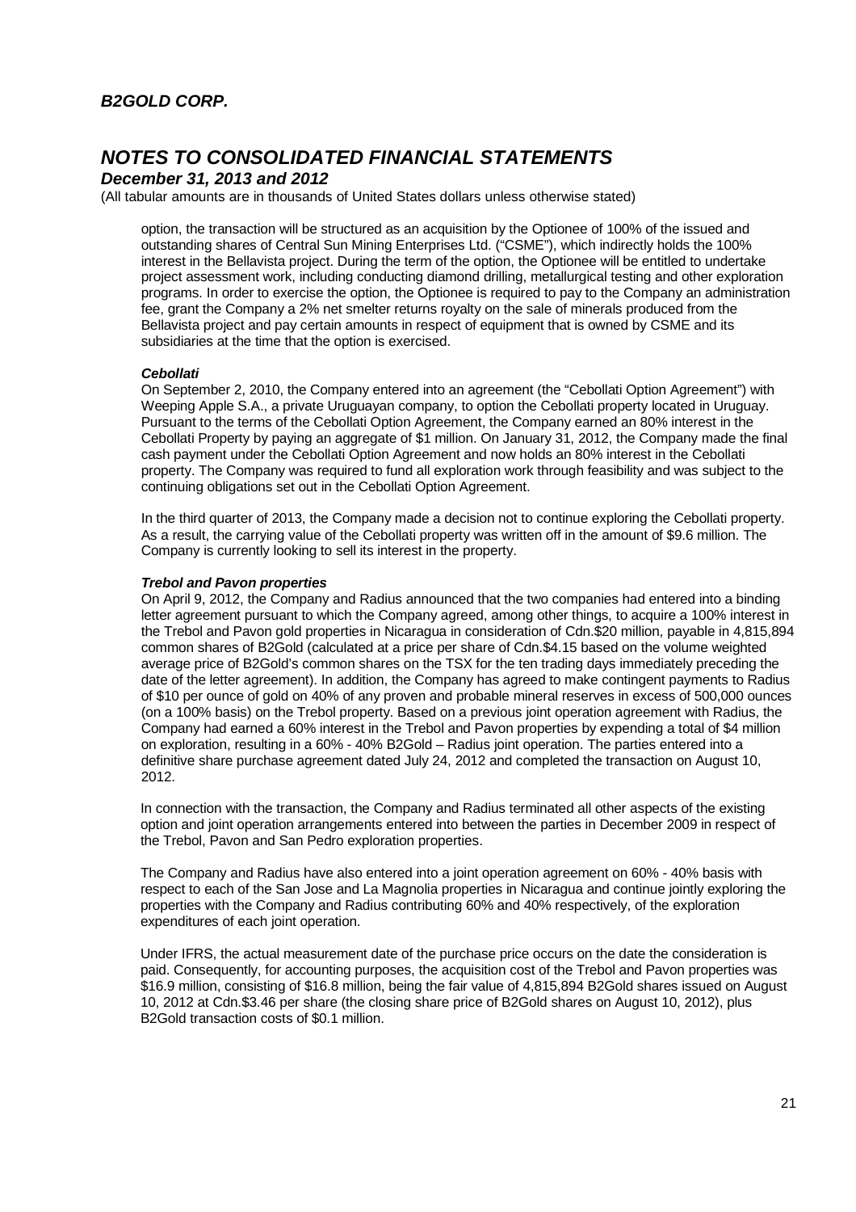option, the transaction will be structured as an acquisition by the Optionee of 100% of the issued and outstanding shares of Central Sun Mining Enterprises Ltd. ("CSME"), which indirectly holds the 100% interest in the Bellavista project. During the term of the option, the Optionee will be entitled to undertake project assessment work, including conducting diamond drilling, metallurgical testing and other exploration programs. In order to exercise the option, the Optionee is required to pay to the Company an administration fee, grant the Company a 2% net smelter returns royalty on the sale of minerals produced from the Bellavista project and pay certain amounts in respect of equipment that is owned by CSME and its subsidiaries at the time that the option is exercised.

***Cebollati***

On September 2, 2010, the Company entered into an agreement (the "Cebollati Option Agreement") with Weeping Apple S.A., a private Uruguayan company, to option the Cebollati property located in Uruguay. Pursuant to the terms of the Cebollati Option Agreement, the Company earned an 80% interest in the Cebollati Property by paying an aggregate of $1 million. On January 31, 2012, the Company made the final cash payment under the Cebollati Option Agreement and now holds an 80% interest in the Cebollati property. The Company was required to fund all exploration work through feasibility and was subject to the continuing obligations set out in the Cebollati Option Agreement.

In the third quarter of 2013, the Company made a decision not to continue exploring the Cebollati property. As a result, the carrying value of the Cebollati property was written off in the amount of $9.6 million. The Company is currently looking to sell its interest in the property.

***Trebol and Pavon properties***

On April 9, 2012, the Company and Radius announced that the two companies had entered into a binding letter agreement pursuant to which the Company agreed, among other things, to acquire a 100% interest in the Trebol and Pavon gold properties in Nicaragua in consideration of Cdn.$20 million, payable in 4,815,894 common shares of B2Gold (calculated at a price per share of Cdn.$4.15 based on the volume weighted average price of B2Gold's common shares on the TSX for the ten trading days immediately preceding the date of the letter agreement). In addition, the Company has agreed to make contingent payments to Radius of $10 per ounce of gold on 40% of any proven and probable mineral reserves in excess of 500,000 ounces (on a 100% basis) on the Trebol property. Based on a previous joint operation agreement with Radius, the Company had earned a 60% interest in the Trebol and Pavon properties by expending a total of $4 million on exploration, resulting in a 60% - 40% B2Gold – Radius joint operation. The parties entered into a definitive share purchase agreement dated July 24, 2012 and completed the transaction on August 10, 2012.

In connection with the transaction, the Company and Radius terminated all other aspects of the existing option and joint operation arrangements entered into between the parties in December 2009 in respect of the Trebol, Pavon and San Pedro exploration properties.

The Company and Radius have also entered into a joint operation agreement on 60% - 40% basis with respect to each of the San Jose and La Magnolia properties in Nicaragua and continue jointly exploring the properties with the Company and Radius contributing 60% and 40% respectively, of the exploration expenditures of each joint operation.

Under IFRS, the actual measurement date of the purchase price occurs on the date the consideration is paid. Consequently, for accounting purposes, the acquisition cost of the Trebol and Pavon properties was $16.9 million, consisting of $16.8 million, being the fair value of 4,815,894 B2Gold shares issued on August 10, 2012 at Cdn.$3.46 per share (the closing share price of B2Gold shares on August 10, 2012), plus B2Gold transaction costs of $0.1 million.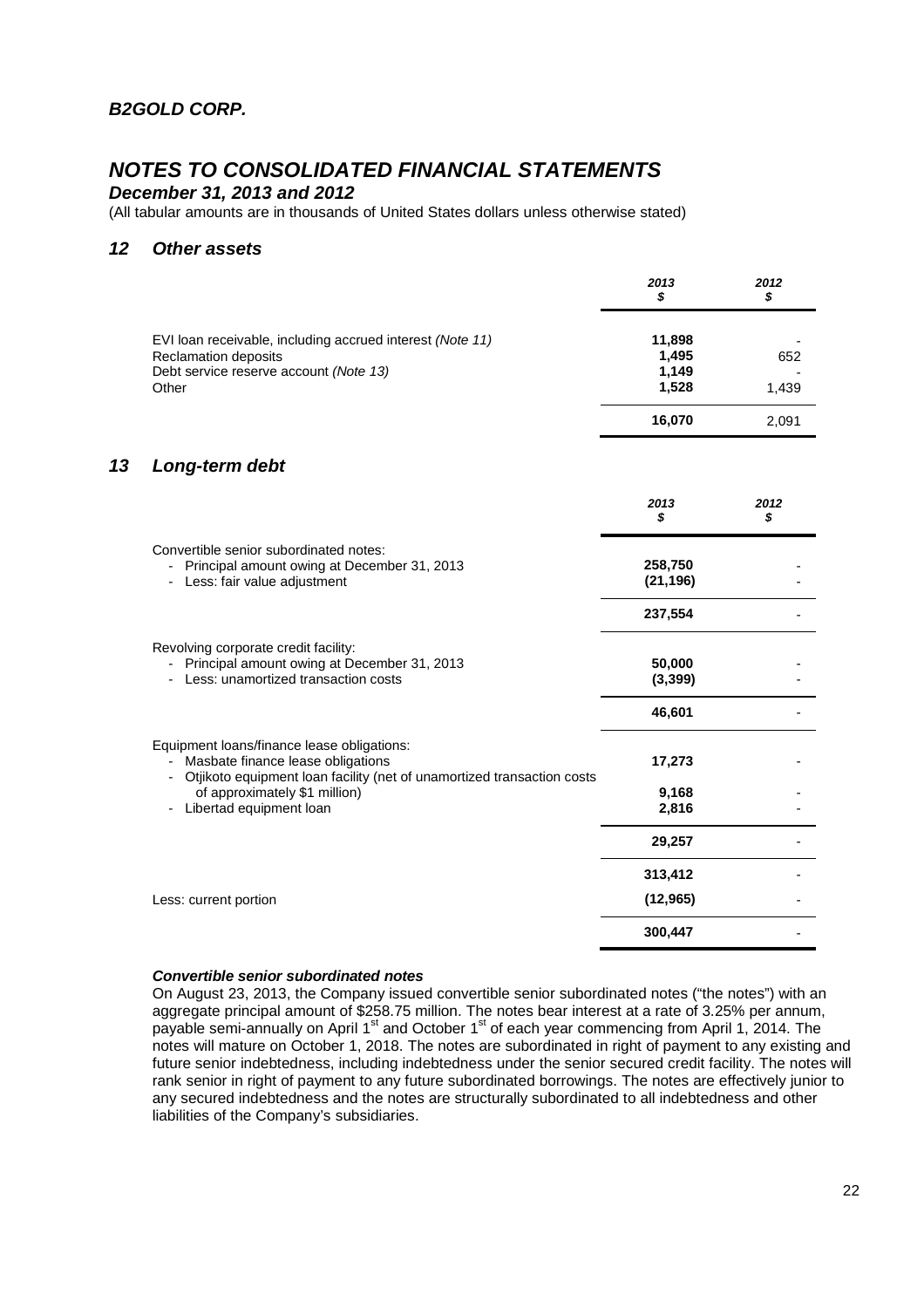## 12 Other assets

| | 2013 $ | 2012 $ |
|---|---|---|
| EVI loan receivable, including accrued interest *(Note 11)* | 11,898 | - |
| Reclamation deposits | 1,495 | 652 |
| Debt service reserve account *(Note 13)* | 1,149 | - |
| Other | 1,528 | 1,439 |
| | **16,070** | 2,091 |

## 13 Long-term debt

| | 2013 $ | 2012 $ |
|---|---|---|
| Convertible senior subordinated notes: | | |
| - Principal amount owing at December 31, 2013 | 258,750 | - |
| - Less: fair value adjustment | (21,196) | - |
| | 237,554 | - |
| Revolving corporate credit facility: | | |
| - Principal amount owing at December 31, 2013 | 50,000 | - |
| - Less: unamortized transaction costs | (3,399) | - |
| | 46,601 | - |
| Equipment loans/finance lease obligations: | | |
| - Masbate finance lease obligations | 17,273 | - |
| - Otjikoto equipment loan facility (net of unamortized transaction costs of approximately $1 million) | 9,168 | - |
| - Libertad equipment loan | 2,816 | - |
| | 29,257 | - |
| | 313,412 | - |
| Less: current portion | (12,965) | - |
| | **300,447** | - |

***Convertible senior subordinated notes***

On August 23, 2013, the Company issued convertible senior subordinated notes ("the notes") with an aggregate principal amount of $258.75 million. The notes bear interest at a rate of 3.25% per annum, payable semi-annually on April 1st and October 1st of each year commencing from April 1, 2014. The notes will mature on October 1, 2018. The notes are subordinated in right of payment to any existing and future senior indebtedness, including indebtedness under the senior secured credit facility. The notes will rank senior in right of payment to any future subordinated borrowings. The notes are effectively junior to any secured indebtedness and the notes are structurally subordinated to all indebtedness and other liabilities of the Company's subsidiaries.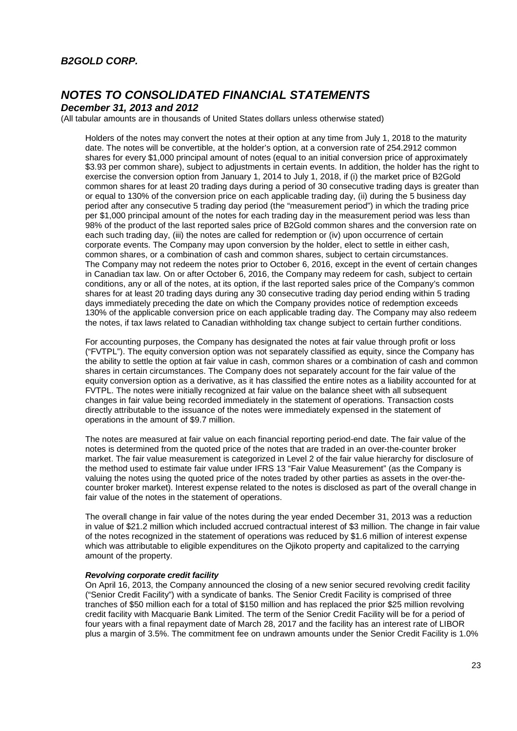Holders of the notes may convert the notes at their option at any time from July 1, 2018 to the maturity date. The notes will be convertible, at the holder's option, at a conversion rate of 254.2912 common shares for every $1,000 principal amount of notes (equal to an initial conversion price of approximately $3.93 per common share), subject to adjustments in certain events. In addition, the holder has the right to exercise the conversion option from January 1, 2014 to July 1, 2018, if (i) the market price of B2Gold common shares for at least 20 trading days during a period of 30 consecutive trading days is greater than or equal to 130% of the conversion price on each applicable trading day, (ii) during the 5 business day period after any consecutive 5 trading day period (the "measurement period") in which the trading price per $1,000 principal amount of the notes for each trading day in the measurement period was less than 98% of the product of the last reported sales price of B2Gold common shares and the conversion rate on each such trading day, (iii) the notes are called for redemption or (iv) upon occurrence of certain corporate events. The Company may upon conversion by the holder, elect to settle in either cash, common shares, or a combination of cash and common shares, subject to certain circumstances. The Company may not redeem the notes prior to October 6, 2016, except in the event of certain changes in Canadian tax law. On or after October 6, 2016, the Company may redeem for cash, subject to certain conditions, any or all of the notes, at its option, if the last reported sales price of the Company's common shares for at least 20 trading days during any 30 consecutive trading day period ending within 5 trading days immediately preceding the date on which the Company provides notice of redemption exceeds 130% of the applicable conversion price on each applicable trading day. The Company may also redeem the notes, if tax laws related to Canadian withholding tax change subject to certain further conditions.

For accounting purposes, the Company has designated the notes at fair value through profit or loss ("FVTPL"). The equity conversion option was not separately classified as equity, since the Company has the ability to settle the option at fair value in cash, common shares or a combination of cash and common shares in certain circumstances. The Company does not separately account for the fair value of the equity conversion option as a derivative, as it has classified the entire notes as a liability accounted for at FVTPL. The notes were initially recognized at fair value on the balance sheet with all subsequent changes in fair value being recorded immediately in the statement of operations. Transaction costs directly attributable to the issuance of the notes were immediately expensed in the statement of operations in the amount of $9.7 million.

The notes are measured at fair value on each financial reporting period-end date. The fair value of the notes is determined from the quoted price of the notes that are traded in an over-the-counter broker market. The fair value measurement is categorized in Level 2 of the fair value hierarchy for disclosure of the method used to estimate fair value under IFRS 13 "Fair Value Measurement" (as the Company is valuing the notes using the quoted price of the notes traded by other parties as assets in the over-the-counter broker market). Interest expense related to the notes is disclosed as part of the overall change in fair value of the notes in the statement of operations.

The overall change in fair value of the notes during the year ended December 31, 2013 was a reduction in value of $21.2 million which included accrued contractual interest of $3 million. The change in fair value of the notes recognized in the statement of operations was reduced by $1.6 million of interest expense which was attributable to eligible expenditures on the Ojikoto property and capitalized to the carrying amount of the property.

***Revolving corporate credit facility***

On April 16, 2013, the Company announced the closing of a new senior secured revolving credit facility ("Senior Credit Facility") with a syndicate of banks. The Senior Credit Facility is comprised of three tranches of $50 million each for a total of $150 million and has replaced the prior $25 million revolving credit facility with Macquarie Bank Limited. The term of the Senior Credit Facility will be for a period of four years with a final repayment date of March 28, 2017 and the facility has an interest rate of LIBOR plus a margin of 3.5%. The commitment fee on undrawn amounts under the Senior Credit Facility is 1.0%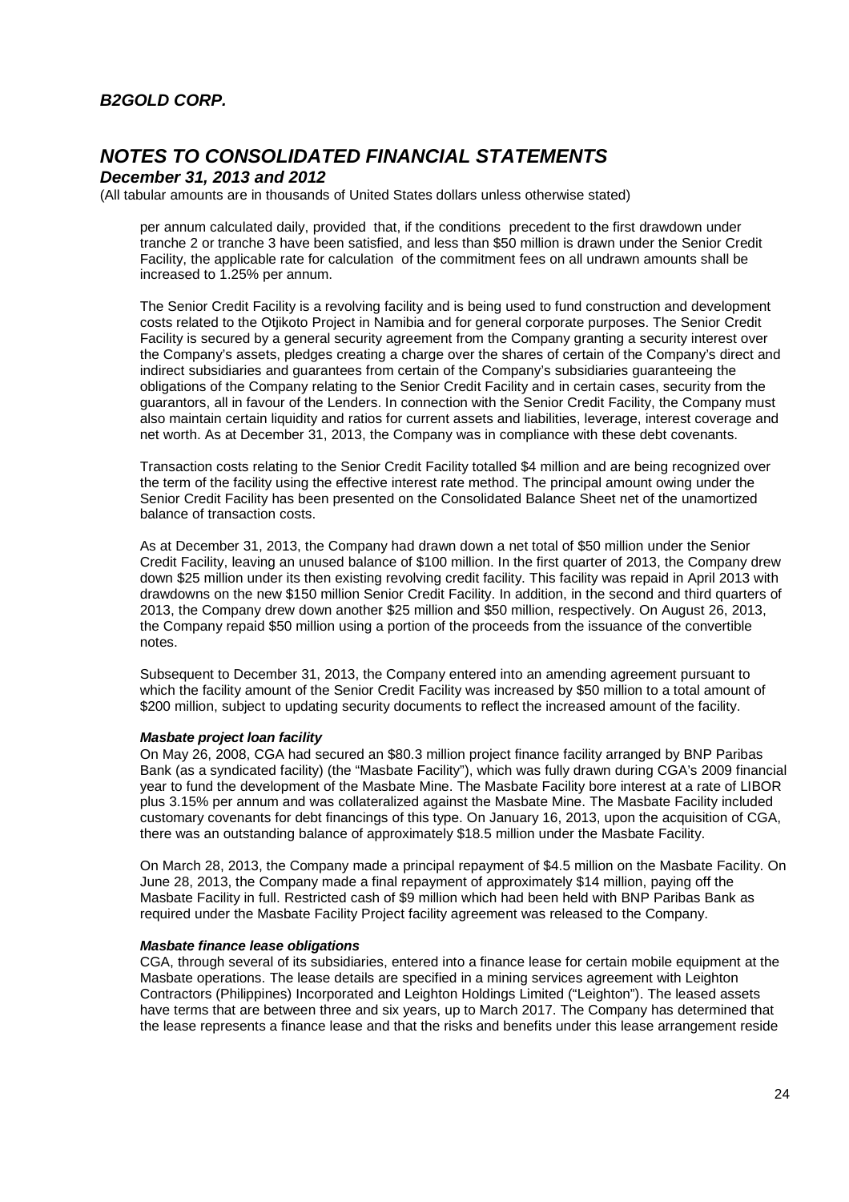per annum calculated daily, provided that, if the conditions precedent to the first drawdown under tranche 2 or tranche 3 have been satisfied, and less than $50 million is drawn under the Senior Credit Facility, the applicable rate for calculation of the commitment fees on all undrawn amounts shall be increased to 1.25% per annum.

The Senior Credit Facility is a revolving facility and is being used to fund construction and development costs related to the Otjikoto Project in Namibia and for general corporate purposes. The Senior Credit Facility is secured by a general security agreement from the Company granting a security interest over the Company's assets, pledges creating a charge over the shares of certain of the Company's direct and indirect subsidiaries and guarantees from certain of the Company's subsidiaries guaranteeing the obligations of the Company relating to the Senior Credit Facility and in certain cases, security from the guarantors, all in favour of the Lenders. In connection with the Senior Credit Facility, the Company must also maintain certain liquidity and ratios for current assets and liabilities, leverage, interest coverage and net worth. As at December 31, 2013, the Company was in compliance with these debt covenants.

Transaction costs relating to the Senior Credit Facility totalled $4 million and are being recognized over the term of the facility using the effective interest rate method. The principal amount owing under the Senior Credit Facility has been presented on the Consolidated Balance Sheet net of the unamortized balance of transaction costs.

As at December 31, 2013, the Company had drawn down a net total of $50 million under the Senior Credit Facility, leaving an unused balance of $100 million. In the first quarter of 2013, the Company drew down $25 million under its then existing revolving credit facility. This facility was repaid in April 2013 with drawdowns on the new $150 million Senior Credit Facility. In addition, in the second and third quarters of 2013, the Company drew down another $25 million and $50 million, respectively. On August 26, 2013, the Company repaid $50 million using a portion of the proceeds from the issuance of the convertible notes.

Subsequent to December 31, 2013, the Company entered into an amending agreement pursuant to which the facility amount of the Senior Credit Facility was increased by $50 million to a total amount of $200 million, subject to updating security documents to reflect the increased amount of the facility.

***Masbate project loan facility***

On May 26, 2008, CGA had secured an $80.3 million project finance facility arranged by BNP Paribas Bank (as a syndicated facility) (the "Masbate Facility"), which was fully drawn during CGA's 2009 financial year to fund the development of the Masbate Mine. The Masbate Facility bore interest at a rate of LIBOR plus 3.15% per annum and was collateralized against the Masbate Mine. The Masbate Facility included customary covenants for debt financings of this type. On January 16, 2013, upon the acquisition of CGA, there was an outstanding balance of approximately $18.5 million under the Masbate Facility.

On March 28, 2013, the Company made a principal repayment of $4.5 million on the Masbate Facility. On June 28, 2013, the Company made a final repayment of approximately $14 million, paying off the Masbate Facility in full. Restricted cash of $9 million which had been held with BNP Paribas Bank as required under the Masbate Facility Project facility agreement was released to the Company.

***Masbate finance lease obligations***

CGA, through several of its subsidiaries, entered into a finance lease for certain mobile equipment at the Masbate operations. The lease details are specified in a mining services agreement with Leighton Contractors (Philippines) Incorporated and Leighton Holdings Limited ("Leighton"). The leased assets have terms that are between three and six years, up to March 2017. The Company has determined that the lease represents a finance lease and that the risks and benefits under this lease arrangement reside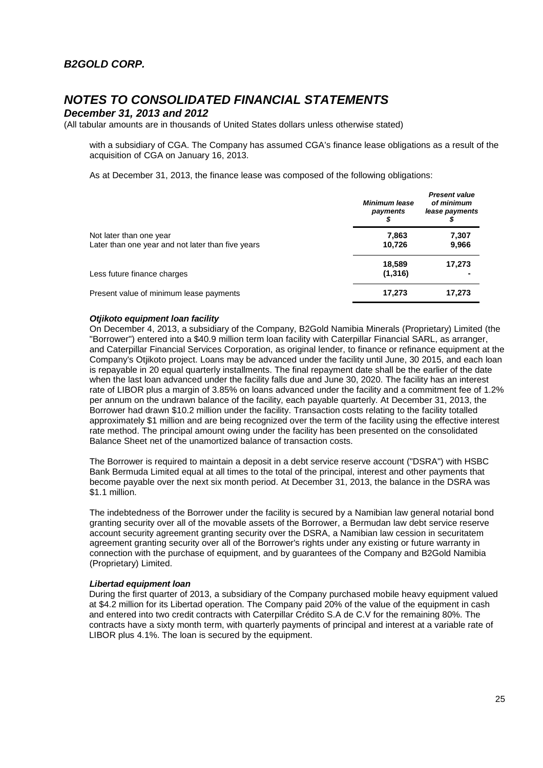with a subsidiary of CGA. The Company has assumed CGA's finance lease obligations as a result of the acquisition of CGA on January 16, 2013.

As at December 31, 2013, the finance lease was composed of the following obligations:

| | *Minimum lease payments* *$* | *Present value of minimum lease payments* *$* |
|---|---|---|
| Not later than one year | **7,863** | **7,307** |
| Later than one year and not later than five years | **10,726** | **9,966** |
| | **18,589** | **17,273** |
| Less future finance charges | **(1,316)** | **-** |
| Present value of minimum lease payments | **17,273** | **17,273** |

***Otjikoto equipment loan facility***

On December 4, 2013, a subsidiary of the Company, B2Gold Namibia Minerals (Proprietary) Limited (the "Borrower") entered into a $40.9 million term loan facility with Caterpillar Financial SARL, as arranger, and Caterpillar Financial Services Corporation, as original lender, to finance or refinance equipment at the Company's Otjikoto project. Loans may be advanced under the facility until June, 30 2015, and each loan is repayable in 20 equal quarterly installments. The final repayment date shall be the earlier of the date when the last loan advanced under the facility falls due and June 30, 2020. The facility has an interest rate of LIBOR plus a margin of 3.85% on loans advanced under the facility and a commitment fee of 1.2% per annum on the undrawn balance of the facility, each payable quarterly. At December 31, 2013, the Borrower had drawn $10.2 million under the facility. Transaction costs relating to the facility totalled approximately $1 million and are being recognized over the term of the facility using the effective interest rate method. The principal amount owing under the facility has been presented on the consolidated Balance Sheet net of the unamortized balance of transaction costs.

The Borrower is required to maintain a deposit in a debt service reserve account ("DSRA") with HSBC Bank Bermuda Limited equal at all times to the total of the principal, interest and other payments that become payable over the next six month period. At December 31, 2013, the balance in the DSRA was $1.1 million.

The indebtedness of the Borrower under the facility is secured by a Namibian law general notarial bond granting security over all of the movable assets of the Borrower, a Bermudan law debt service reserve account security agreement granting security over the DSRA, a Namibian law cession in securitatem agreement granting security over all of the Borrower's rights under any existing or future warranty in connection with the purchase of equipment, and by guarantees of the Company and B2Gold Namibia (Proprietary) Limited.

***Libertad equipment loan***

During the first quarter of 2013, a subsidiary of the Company purchased mobile heavy equipment valued at $4.2 million for its Libertad operation. The Company paid 20% of the value of the equipment in cash and entered into two credit contracts with Caterpillar Crédito S.A de C.V for the remaining 80%. The contracts have a sixty month term, with quarterly payments of principal and interest at a variable rate of LIBOR plus 4.1%. The loan is secured by the equipment.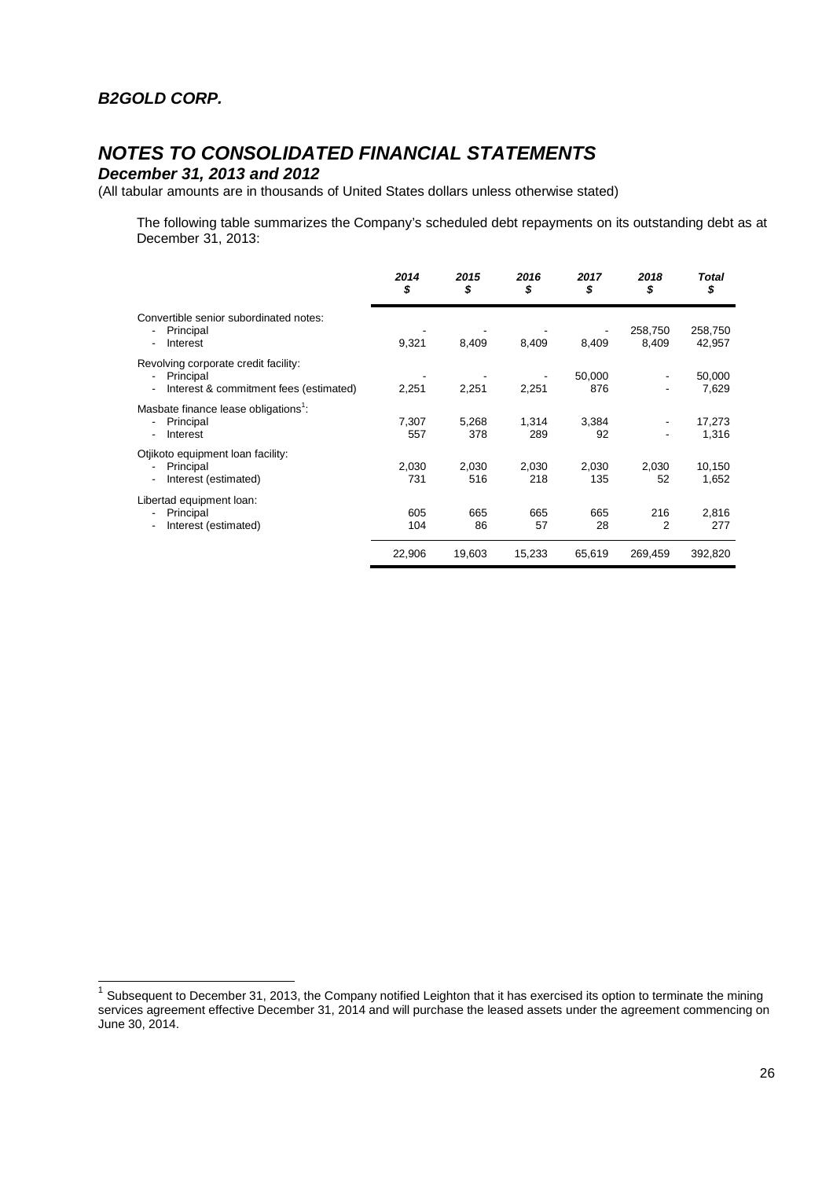The following table summarizes the Company's scheduled debt repayments on its outstanding debt as at December 31, 2013:

| | *2014* *$* | *2015* *$* | *2016* *$* | *2017* *$* | *2018* *$* | *Total* *$* |
|---|---|---|---|---|---|---|
| Convertible senior subordinated notes: | | | | | | |
| - Principal | - | - | - | - | 258,750 | 258,750 |
| - Interest | 9,321 | 8,409 | 8,409 | 8,409 | 8,409 | 42,957 |
| Revolving corporate credit facility: | | | | | | |
| - Principal | - | - | - | 50,000 | - | 50,000 |
| - Interest & commitment fees (estimated) | 2,251 | 2,251 | 2,251 | 876 | - | 7,629 |
| Masbate finance lease obligations[1]: | | | | | | |
| - Principal | 7,307 | 5,268 | 1,314 | 3,384 | - | 17,273 |
| - Interest | 557 | 378 | 289 | 92 | - | 1,316 |
| Otjikoto equipment loan facility: | | | | | | |
| - Principal | 2,030 | 2,030 | 2,030 | 2,030 | 2,030 | 10,150 |
| - Interest (estimated) | 731 | 516 | 218 | 135 | 52 | 1,652 |
| Libertad equipment loan: | | | | | | |
| - Principal | 605 | 665 | 665 | 665 | 216 | 2,816 |
| - Interest (estimated) | 104 | 86 | 57 | 28 | 2 | 277 |
| | 22,906 | 19,603 | 15,233 | 65,619 | 269,459 | 392,820 |

[1] Subsequent to December 31, 2013, the Company notified Leighton that it has exercised its option to terminate the mining services agreement effective December 31, 2014 and will purchase the leased assets under the agreement commencing on June 30, 2014.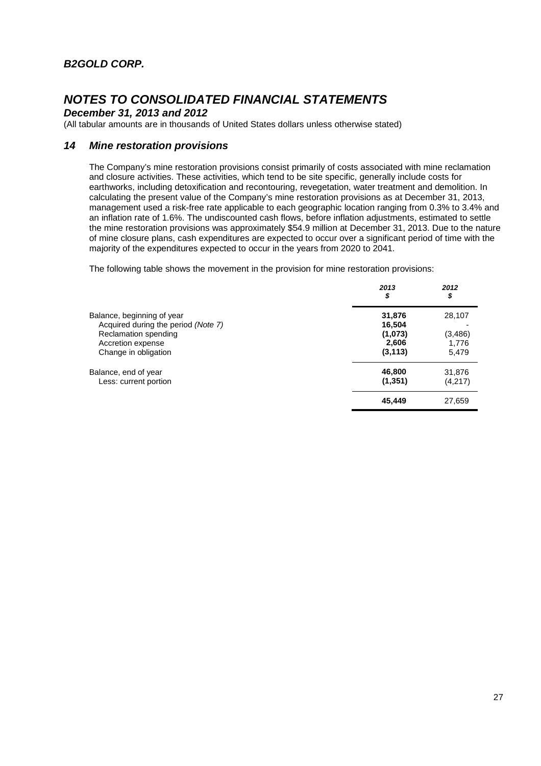# B2GOLD CORP.

## NOTES TO CONSOLIDATED FINANCIAL STATEMENTS

### December 31, 2013 and 2012

(All tabular amounts are in thousands of United States dollars unless otherwise stated)

### 14 Mine restoration provisions

The Company's mine restoration provisions consist primarily of costs associated with mine reclamation and closure activities. These activities, which tend to be site specific, generally include costs for earthworks, including detoxification and recontouring, revegetation, water treatment and demolition. In calculating the present value of the Company's mine restoration provisions as at December 31, 2013, management used a risk-free rate applicable to each geographic location ranging from 0.3% to 3.4% and an inflation rate of 1.6%. The undiscounted cash flows, before inflation adjustments, estimated to settle the mine restoration provisions was approximately $54.9 million at December 31, 2013. Due to the nature of mine closure plans, cash expenditures are expected to occur over a significant period of time with the majority of the expenditures expected to occur in the years from 2020 to 2041.

The following table shows the movement in the provision for mine restoration provisions:

| | *2013* *$* | *2012* *$* |
|---|---|---|
| Balance, beginning of year | **31,876** | 28,107 |
| Acquired during the period *(Note 7)* | **16,504** | - |
| Reclamation spending | **(1,073)** | (3,486) |
| Accretion expense | **2,606** | 1,776 |
| Change in obligation | **(3,113)** | 5,479 |
| Balance, end of year | **46,800** | 31,876 |
| Less: current portion | **(1,351)** | (4,217) |
| | **45,449** | 27,659 |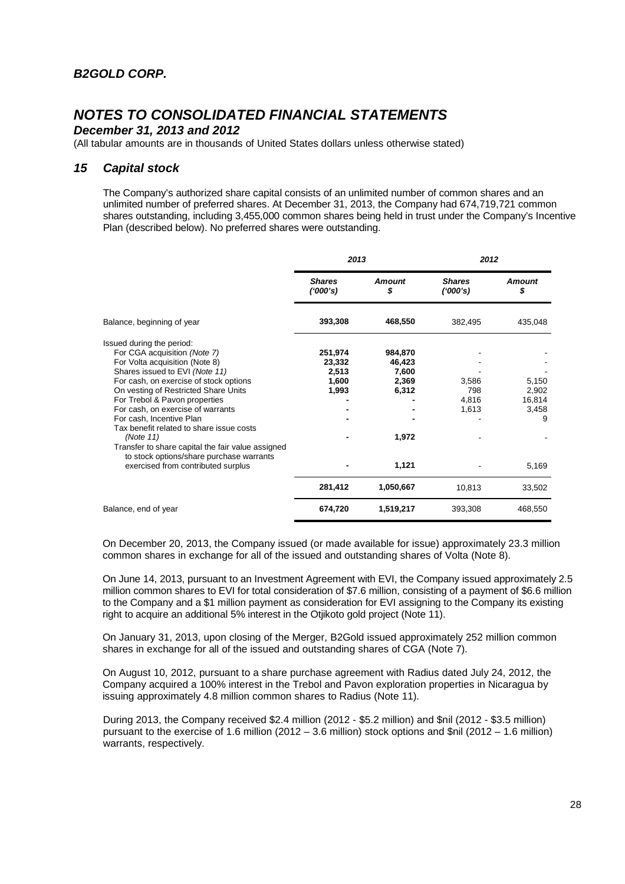# NOTES TO CONSOLIDATED FINANCIAL STATEMENTS

***December 31, 2013 and 2012***

(All tabular amounts are in thousands of United States dollars unless otherwise stated)

## *15 Capital stock*

The Company's authorized share capital consists of an unlimited number of common shares and an unlimited number of preferred shares. At December 31, 2013, the Company had 674,719,721 common shares outstanding, including 3,455,000 common shares being held in trust under the Company's Incentive Plan (described below). No preferred shares were outstanding.

| | *2013* | | *2012* | |
|---|---|---|---|---|
| | ***Shares ('000's)*** | ***Amount $*** | ***Shares ('000's)*** | ***Amount $*** |
| Balance, beginning of year | **393,308** | **468,550** | 382,495 | 435,048 |
| Issued during the period: | | | | |
| For CGA acquisition *(Note 7)* | **251,974** | **984,870** | - | - |
| For Volta acquisition (Note 8) | **23,332** | **46,423** | - | - |
| Shares issued to EVI *(Note 11)* | **2,513** | **7,600** | - | - |
| For cash, on exercise of stock options | **1,600** | **2,369** | 3,586 | 5,150 |
| On vesting of Restricted Share Units | **1,993** | **6,312** | 798 | 2,902 |
| For Trebol & Pavon properties | **-** | **-** | 4,816 | 16,814 |
| For cash, on exercise of warrants | **-** | **-** | 1,613 | 3,458 |
| For cash, Incentive Plan | **-** | **-** | - | 9 |
| Tax benefit related to share issue costs *(Note 11)* | **-** | **1,972** | - | - |
| Transfer to share capital the fair value assigned to stock options/share purchase warrants exercised from contributed surplus | **-** | **1,121** | - | 5,169 |
| | **281,412** | **1,050,667** | 10,813 | 33,502 |
| Balance, end of year | **674,720** | **1,519,217** | 393,308 | 468,550 |

On December 20, 2013, the Company issued (or made available for issue) approximately 23.3 million common shares in exchange for all of the issued and outstanding shares of Volta (Note 8).

On June 14, 2013, pursuant to an Investment Agreement with EVI, the Company issued approximately 2.5 million common shares to EVI for total consideration of $7.6 million, consisting of a payment of $6.6 million to the Company and a $1 million payment as consideration for EVI assigning to the Company its existing right to acquire an additional 5% interest in the Otjikoto gold project (Note 11).

On January 31, 2013, upon closing of the Merger, B2Gold issued approximately 252 million common shares in exchange for all of the issued and outstanding shares of CGA (Note 7).

On August 10, 2012, pursuant to a share purchase agreement with Radius dated July 24, 2012, the Company acquired a 100% interest in the Trebol and Pavon exploration properties in Nicaragua by issuing approximately 4.8 million common shares to Radius (Note 11).

During 2013, the Company received $2.4 million (2012 - $5.2 million) and $nil (2012 - $3.5 million) pursuant to the exercise of 1.6 million (2012 – 3.6 million) stock options and $nil (2012 – 1.6 million) warrants, respectively.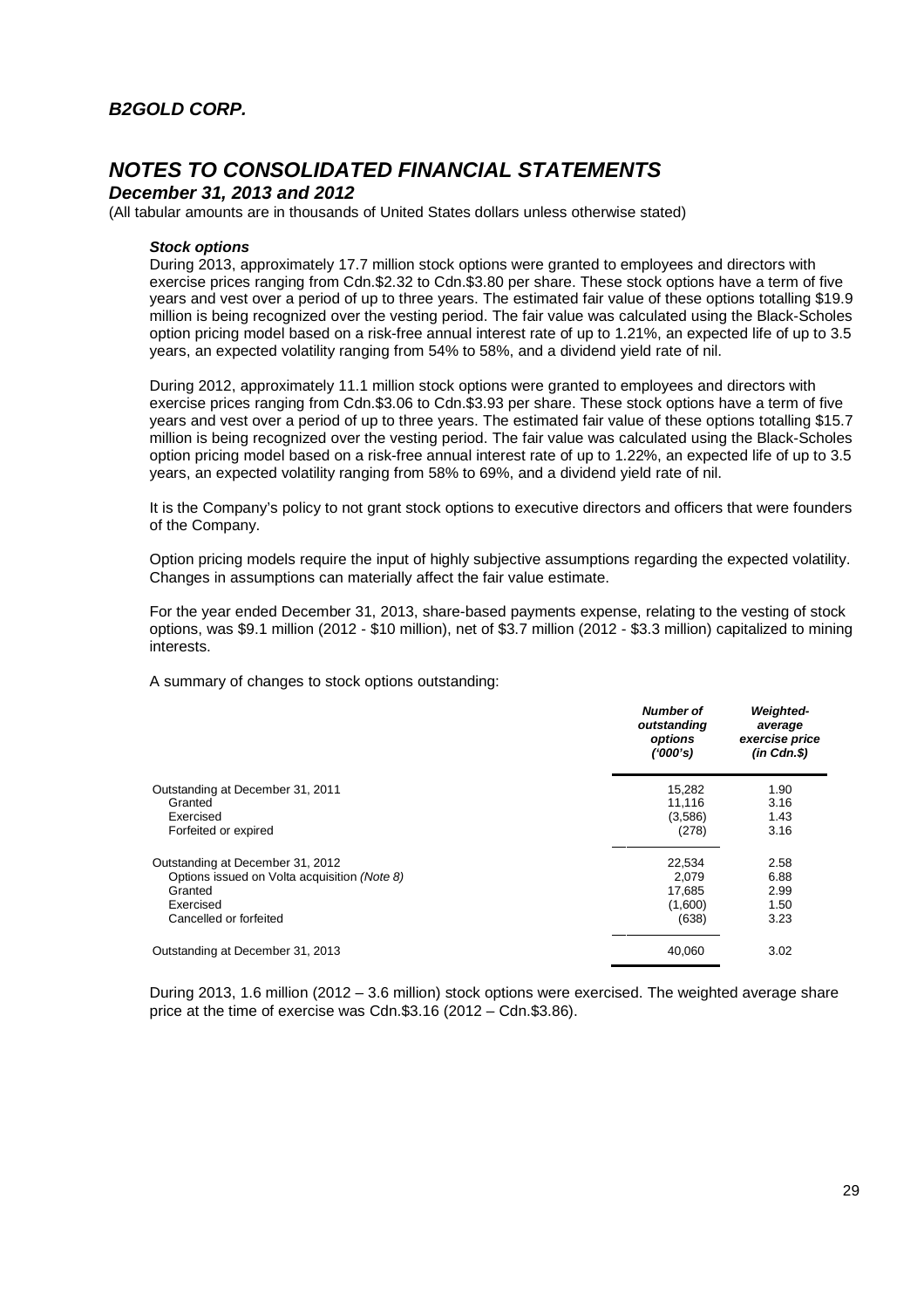### *Stock options*

During 2013, approximately 17.7 million stock options were granted to employees and directors with exercise prices ranging from Cdn.$2.32 to Cdn.$3.80 per share. These stock options have a term of five years and vest over a period of up to three years. The estimated fair value of these options totalling $19.9 million is being recognized over the vesting period. The fair value was calculated using the Black-Scholes option pricing model based on a risk-free annual interest rate of up to 1.21%, an expected life of up to 3.5 years, an expected volatility ranging from 54% to 58%, and a dividend yield rate of nil.

During 2012, approximately 11.1 million stock options were granted to employees and directors with exercise prices ranging from Cdn.$3.06 to Cdn.$3.93 per share. These stock options have a term of five years and vest over a period of up to three years. The estimated fair value of these options totalling $15.7 million is being recognized over the vesting period. The fair value was calculated using the Black-Scholes option pricing model based on a risk-free annual interest rate of up to 1.22%, an expected life of up to 3.5 years, an expected volatility ranging from 58% to 69%, and a dividend yield rate of nil.

It is the Company's policy to not grant stock options to executive directors and officers that were founders of the Company.

Option pricing models require the input of highly subjective assumptions regarding the expected volatility. Changes in assumptions can materially affect the fair value estimate.

For the year ended December 31, 2013, share-based payments expense, relating to the vesting of stock options, was $9.1 million (2012 - $10 million), net of $3.7 million (2012 - $3.3 million) capitalized to mining interests.

A summary of changes to stock options outstanding:

| | *Number of outstanding options ('000's)* | *Weighted-average exercise price (in Cdn.$)* |
|---|---|---|
| Outstanding at December 31, 2011 | 15,282 | 1.90 |
| Granted | 11,116 | 3.16 |
| Exercised | (3,586) | 1.43 |
| Forfeited or expired | (278) | 3.16 |
| Outstanding at December 31, 2012 | 22,534 | 2.58 |
| Options issued on Volta acquisition *(Note 8)* | 2,079 | 6.88 |
| Granted | 17,685 | 2.99 |
| Exercised | (1,600) | 1.50 |
| Cancelled or forfeited | (638) | 3.23 |
| Outstanding at December 31, 2013 | 40,060 | 3.02 |

During 2013, 1.6 million (2012 – 3.6 million) stock options were exercised. The weighted average share price at the time of exercise was Cdn.$3.16 (2012 – Cdn.$3.86).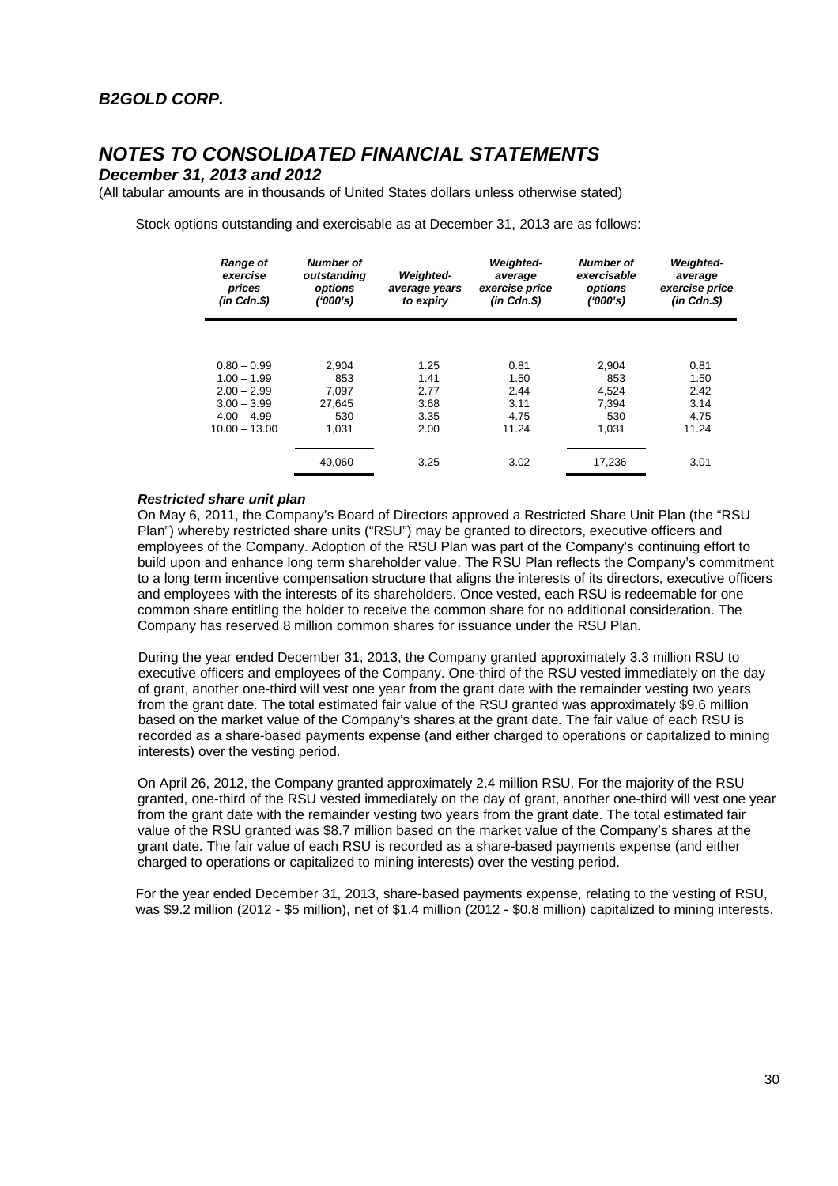Stock options outstanding and exercisable as at December 31, 2013 are as follows:

| *Range of exercise prices (in Cdn.$)* | *Number of outstanding options ('000's)* | *Weighted-average years to expiry* | *Weighted-average exercise price (in Cdn.$)* | *Number of exercisable options ('000's)* | *Weighted-average exercise price (in Cdn.$)* |
|---|---|---|---|---|---|
| 0.80 – 0.99 | 2,904 | 1.25 | 0.81 | 2,904 | 0.81 |
| 1.00 – 1.99 | 853 | 1.41 | 1.50 | 853 | 1.50 |
| 2.00 – 2.99 | 7,097 | 2.77 | 2.44 | 4,524 | 2.42 |
| 3.00 – 3.99 | 27,645 | 3.68 | 3.11 | 7,394 | 3.14 |
| 4.00 – 4.99 | 530 | 3.35 | 4.75 | 530 | 4.75 |
| 10.00 – 13.00 | 1,031 | 2.00 | 11.24 | 1,031 | 11.24 |
| | 40,060 | 3.25 | 3.02 | 17,236 | 3.01 |

***Restricted share unit plan***

On May 6, 2011, the Company's Board of Directors approved a Restricted Share Unit Plan (the "RSU Plan") whereby restricted share units ("RSU") may be granted to directors, executive officers and employees of the Company. Adoption of the RSU Plan was part of the Company's continuing effort to build upon and enhance long term shareholder value. The RSU Plan reflects the Company's commitment to a long term incentive compensation structure that aligns the interests of its directors, executive officers and employees with the interests of its shareholders. Once vested, each RSU is redeemable for one common share entitling the holder to receive the common share for no additional consideration. The Company has reserved 8 million common shares for issuance under the RSU Plan.

During the year ended December 31, 2013, the Company granted approximately 3.3 million RSU to executive officers and employees of the Company. One-third of the RSU vested immediately on the day of grant, another one-third will vest one year from the grant date with the remainder vesting two years from the grant date. The total estimated fair value of the RSU granted was approximately $9.6 million based on the market value of the Company's shares at the grant date. The fair value of each RSU is recorded as a share-based payments expense (and either charged to operations or capitalized to mining interests) over the vesting period.

On April 26, 2012, the Company granted approximately 2.4 million RSU. For the majority of the RSU granted, one-third of the RSU vested immediately on the day of grant, another one-third will vest one year from the grant date with the remainder vesting two years from the grant date. The total estimated fair value of the RSU granted was $8.7 million based on the market value of the Company's shares at the grant date. The fair value of each RSU is recorded as a share-based payments expense (and either charged to operations or capitalized to mining interests) over the vesting period.

For the year ended December 31, 2013, share-based payments expense, relating to the vesting of RSU, was $9.2 million (2012 - $5 million), net of $1.4 million (2012 - $0.8 million) capitalized to mining interests.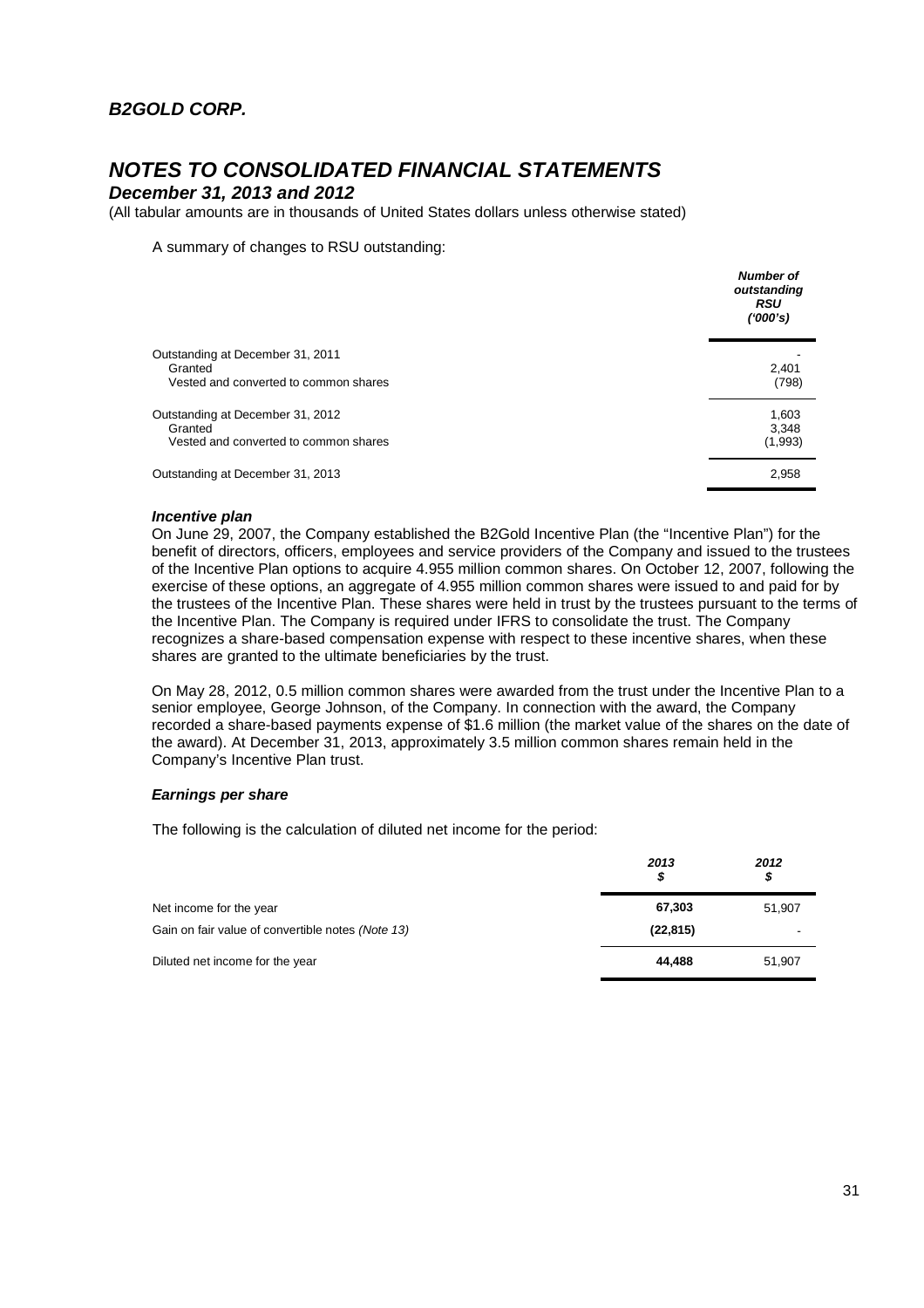# NOTES TO CONSOLIDATED FINANCIAL STATEMENTS

## *December 31, 2013 and 2012*

(All tabular amounts are in thousands of United States dollars unless otherwise stated)

A summary of changes to RSU outstanding:

| | ***Number of outstanding RSU ('000's)*** |
|---|---|
| Outstanding at December 31, 2011 | - |
| Granted | 2,401 |
| Vested and converted to common shares | (798) |
| Outstanding at December 31, 2012 | 1,603 |
| Granted | 3,348 |
| Vested and converted to common shares | (1,993) |
| Outstanding at December 31, 2013 | 2,958 |

### *Incentive plan*

On June 29, 2007, the Company established the B2Gold Incentive Plan (the "Incentive Plan") for the benefit of directors, officers, employees and service providers of the Company and issued to the trustees of the Incentive Plan options to acquire 4.955 million common shares. On October 12, 2007, following the exercise of these options, an aggregate of 4.955 million common shares were issued to and paid for by the trustees of the Incentive Plan. These shares were held in trust by the trustees pursuant to the terms of the Incentive Plan. The Company is required under IFRS to consolidate the trust. The Company recognizes a share-based compensation expense with respect to these incentive shares, when these shares are granted to the ultimate beneficiaries by the trust.

On May 28, 2012, 0.5 million common shares were awarded from the trust under the Incentive Plan to a senior employee, George Johnson, of the Company. In connection with the award, the Company recorded a share-based payments expense of $1.6 million (the market value of the shares on the date of the award). At December 31, 2013, approximately 3.5 million common shares remain held in the Company's Incentive Plan trust.

### *Earnings per share*

The following is the calculation of diluted net income for the period:

| | ***2013 $*** | ***2012 $*** |
|---|---|---|
| Net income for the year | **67,303** | 51,907 |
| Gain on fair value of convertible notes *(Note 13)* | **(22,815)** | - |
| Diluted net income for the year | **44,488** | 51,907 |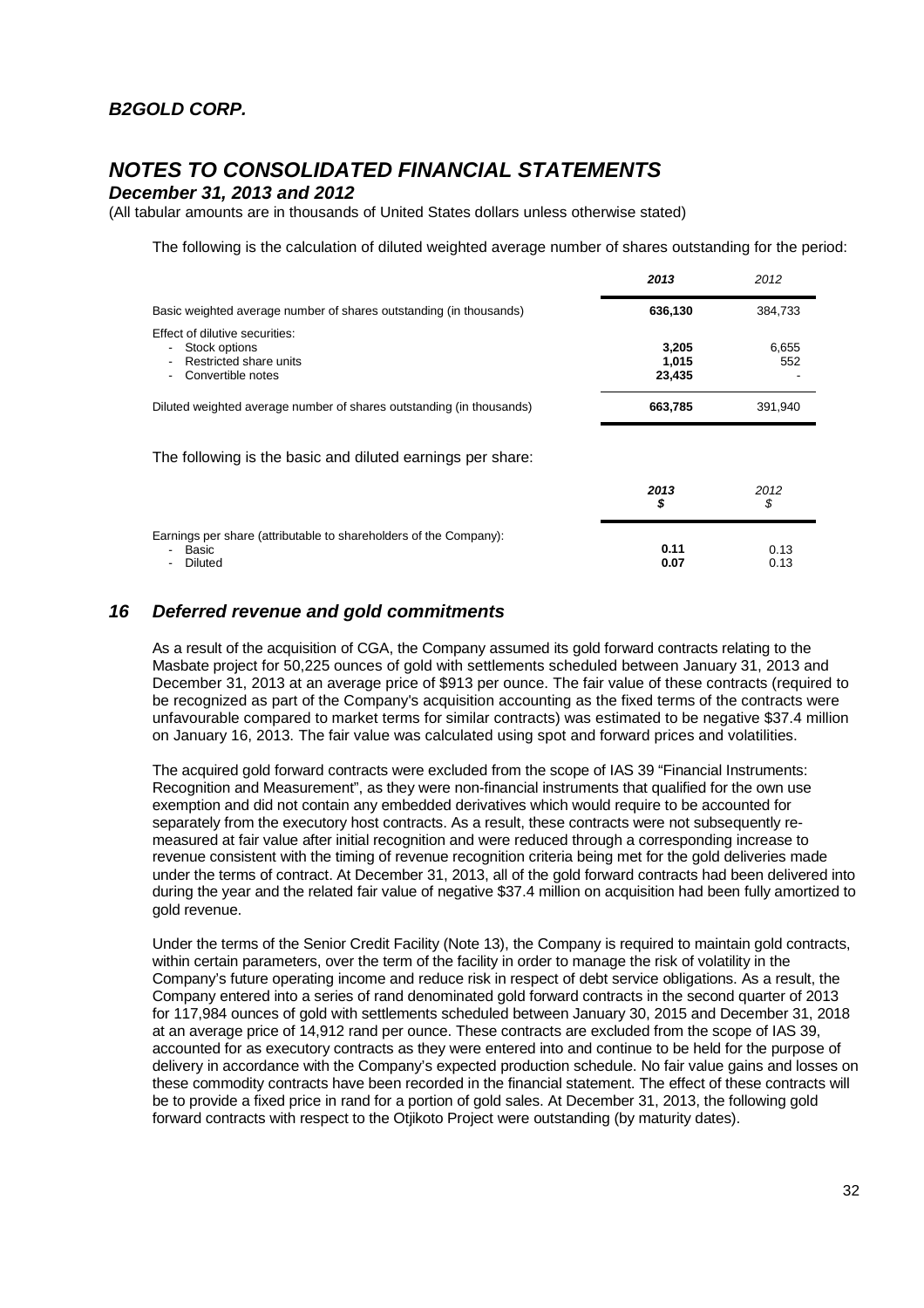The following is the calculation of diluted weighted average number of shares outstanding for the period:

| | **2013** | 2012 |
|---|---|---|
| Basic weighted average number of shares outstanding (in thousands) | **636,130** | 384,733 |
| Effect of dilutive securities: | | |
| - Stock options | **3,205** | 6,655 |
| - Restricted share units | **1,015** | 552 |
| - Convertible notes | **23,435** | - |
| Diluted weighted average number of shares outstanding (in thousands) | **663,785** | 391,940 |

The following is the basic and diluted earnings per share:

| | **2013** **$** | 2012 $ |
|---|---|---|
| Earnings per share (attributable to shareholders of the Company): | | |
| - Basic | **0.11** | 0.13 |
| - Diluted | **0.07** | 0.13 |

## *16 Deferred revenue and gold commitments*

As a result of the acquisition of CGA, the Company assumed its gold forward contracts relating to the Masbate project for 50,225 ounces of gold with settlements scheduled between January 31, 2013 and December 31, 2013 at an average price of $913 per ounce. The fair value of these contracts (required to be recognized as part of the Company's acquisition accounting as the fixed terms of the contracts were unfavourable compared to market terms for similar contracts) was estimated to be negative $37.4 million on January 16, 2013. The fair value was calculated using spot and forward prices and volatilities.

The acquired gold forward contracts were excluded from the scope of IAS 39 "Financial Instruments: Recognition and Measurement", as they were non-financial instruments that qualified for the own use exemption and did not contain any embedded derivatives which would require to be accounted for separately from the executory host contracts. As a result, these contracts were not subsequently re-measured at fair value after initial recognition and were reduced through a corresponding increase to revenue consistent with the timing of revenue recognition criteria being met for the gold deliveries made under the terms of contract. At December 31, 2013, all of the gold forward contracts had been delivered into during the year and the related fair value of negative $37.4 million on acquisition had been fully amortized to gold revenue.

Under the terms of the Senior Credit Facility (Note 13), the Company is required to maintain gold contracts, within certain parameters, over the term of the facility in order to manage the risk of volatility in the Company's future operating income and reduce risk in respect of debt service obligations. As a result, the Company entered into a series of rand denominated gold forward contracts in the second quarter of 2013 for 117,984 ounces of gold with settlements scheduled between January 30, 2015 and December 31, 2018 at an average price of 14,912 rand per ounce. These contracts are excluded from the scope of IAS 39, accounted for as executory contracts as they were entered into and continue to be held for the purpose of delivery in accordance with the Company's expected production schedule. No fair value gains and losses on these commodity contracts have been recorded in the financial statement. The effect of these contracts will be to provide a fixed price in rand for a portion of gold sales. At December 31, 2013, the following gold forward contracts with respect to the Otjikoto Project were outstanding (by maturity dates).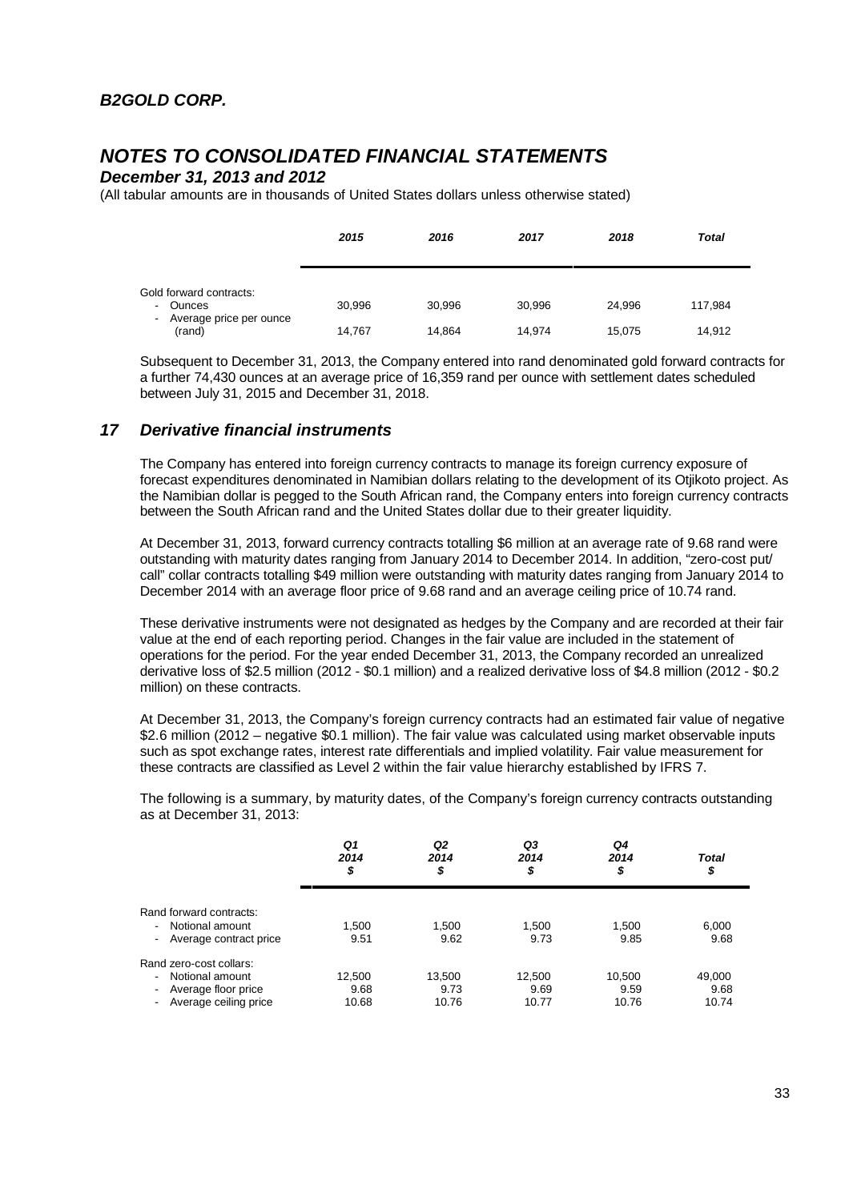| | 2015 | 2016 | 2017 | 2018 | Total |
|---|---|---|---|---|---|
| Gold forward contracts: | | | | | |
| - Ounces | 30,996 | 30,996 | 30,996 | 24,996 | 117,984 |
| - Average price per ounce (rand) | 14,767 | 14,864 | 14,974 | 15,075 | 14,912 |

Subsequent to December 31, 2013, the Company entered into rand denominated gold forward contracts for a further 74,430 ounces at an average price of 16,359 rand per ounce with settlement dates scheduled between July 31, 2015 and December 31, 2018.

## 17 Derivative financial instruments

The Company has entered into foreign currency contracts to manage its foreign currency exposure of forecast expenditures denominated in Namibian dollars relating to the development of its Otjikoto project. As the Namibian dollar is pegged to the South African rand, the Company enters into foreign currency contracts between the South African rand and the United States dollar due to their greater liquidity.

At December 31, 2013, forward currency contracts totalling $6 million at an average rate of 9.68 rand were outstanding with maturity dates ranging from January 2014 to December 2014. In addition, "zero-cost put/call" collar contracts totalling $49 million were outstanding with maturity dates ranging from January 2014 to December 2014 with an average floor price of 9.68 rand and an average ceiling price of 10.74 rand.

These derivative instruments were not designated as hedges by the Company and are recorded at their fair value at the end of each reporting period. Changes in the fair value are included in the statement of operations for the period. For the year ended December 31, 2013, the Company recorded an unrealized derivative loss of $2.5 million (2012 - $0.1 million) and a realized derivative loss of $4.8 million (2012 - $0.2 million) on these contracts.

At December 31, 2013, the Company's foreign currency contracts had an estimated fair value of negative $2.6 million (2012 – negative $0.1 million). The fair value was calculated using market observable inputs such as spot exchange rates, interest rate differentials and implied volatility. Fair value measurement for these contracts are classified as Level 2 within the fair value hierarchy established by IFRS 7.

The following is a summary, by maturity dates, of the Company's foreign currency contracts outstanding as at December 31, 2013:

| | Q1 2014 $ | Q2 2014 $ | Q3 2014 $ | Q4 2014 $ | Total $ |
|---|---|---|---|---|---|
| Rand forward contracts: | | | | | |
| - Notional amount | 1,500 | 1,500 | 1,500 | 1,500 | 6,000 |
| - Average contract price | 9.51 | 9.62 | 9.73 | 9.85 | 9.68 |
| Rand zero-cost collars: | | | | | |
| - Notional amount | 12,500 | 13,500 | 12,500 | 10,500 | 49,000 |
| - Average floor price | 9.68 | 9.73 | 9.69 | 9.59 | 9.68 |
| - Average ceiling price | 10.68 | 10.76 | 10.77 | 10.76 | 10.74 |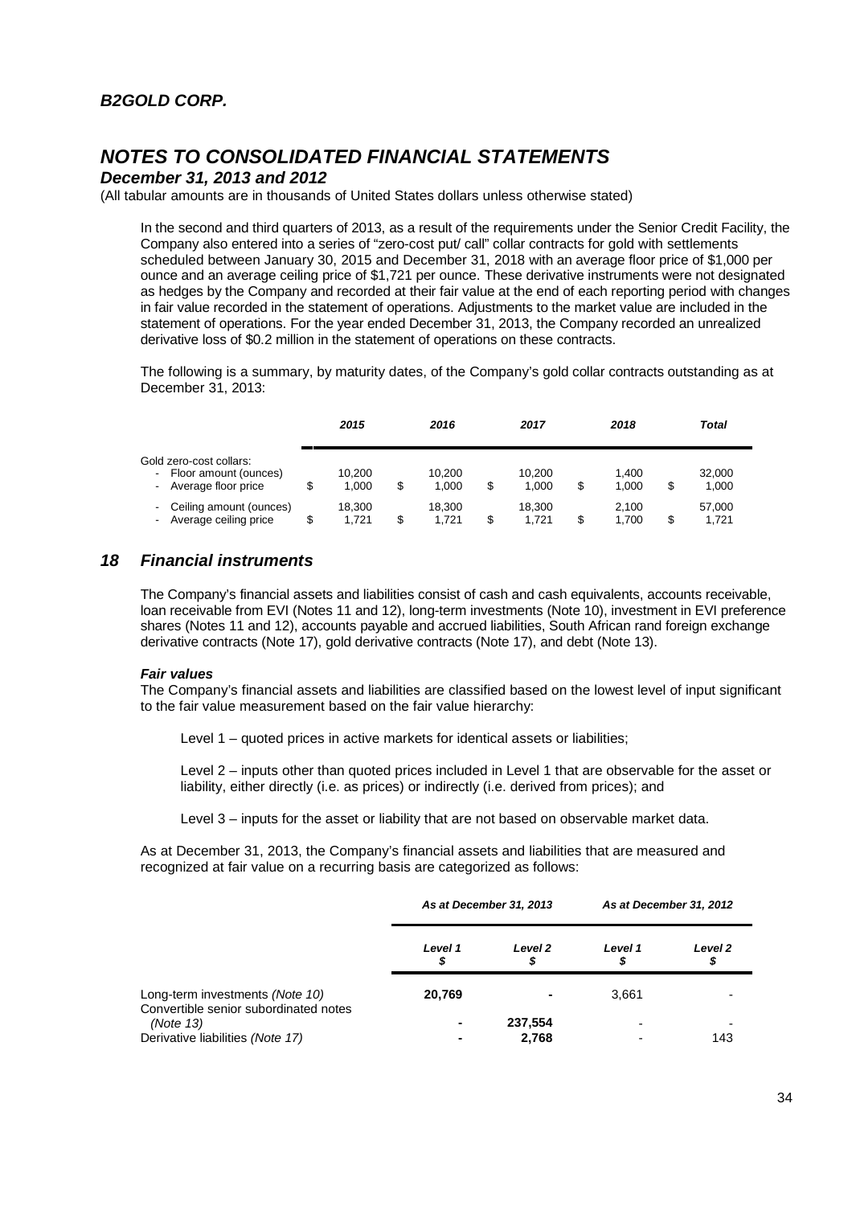# B2GOLD CORP.

# NOTES TO CONSOLIDATED FINANCIAL STATEMENTS

### December 31, 2013 and 2012

(All tabular amounts are in thousands of United States dollars unless otherwise stated)

In the second and third quarters of 2013, as a result of the requirements under the Senior Credit Facility, the Company also entered into a series of "zero-cost put/ call" collar contracts for gold with settlements scheduled between January 30, 2015 and December 31, 2018 with an average floor price of $1,000 per ounce and an average ceiling price of $1,721 per ounce. These derivative instruments were not designated as hedges by the Company and recorded at their fair value at the end of each reporting period with changes in fair value recorded in the statement of operations. Adjustments to the market value are included in the statement of operations. For the year ended December 31, 2013, the Company recorded an unrealized derivative loss of $0.2 million in the statement of operations on these contracts.

The following is a summary, by maturity dates, of the Company's gold collar contracts outstanding as at December 31, 2013:

| | *2015* | *2016* | *2017* | *2018* | *Total* |
|---|---|---|---|---|---|
| Gold zero-cost collars: | | | | | |
| - Floor amount (ounces) | 10,200 | 10,200 | 10,200 | 1,400 | 32,000 |
| - Average floor price | $ 1,000 | $ 1,000 | $ 1,000 | $ 1,000 | $ 1,000 |
| - Ceiling amount (ounces) | 18,300 | 18,300 | 18,300 | 2,100 | 57,000 |
| - Average ceiling price | $ 1,721 | $ 1,721 | $ 1,721 | $ 1,700 | $ 1,721 |

## 18 Financial instruments

The Company's financial assets and liabilities consist of cash and cash equivalents, accounts receivable, loan receivable from EVI (Notes 11 and 12), long-term investments (Note 10), investment in EVI preference shares (Notes 11 and 12), accounts payable and accrued liabilities, South African rand foreign exchange derivative contracts (Note 17), gold derivative contracts (Note 17), and debt (Note 13).

#### *Fair values*

The Company's financial assets and liabilities are classified based on the lowest level of input significant to the fair value measurement based on the fair value hierarchy:

Level 1 – quoted prices in active markets for identical assets or liabilities;

Level 2 – inputs other than quoted prices included in Level 1 that are observable for the asset or liability, either directly (i.e. as prices) or indirectly (i.e. derived from prices); and

Level 3 – inputs for the asset or liability that are not based on observable market data.

As at December 31, 2013, the Company's financial assets and liabilities that are measured and recognized at fair value on a recurring basis are categorized as follows:

| | *As at December 31, 2013* | | *As at December 31, 2012* | |
|---|---|---|---|---|
| | *Level 1* *$* | *Level 2* *$* | *Level 1* *$* | *Level 2* *$* |
| Long-term investments *(Note 10)* | **20,769** | **-** | 3,661 | - |
| Convertible senior subordinated notes *(Note 13)* | **-** | **237,554** | - | - |
| Derivative liabilities *(Note 17)* | **-** | **2,768** | - | 143 |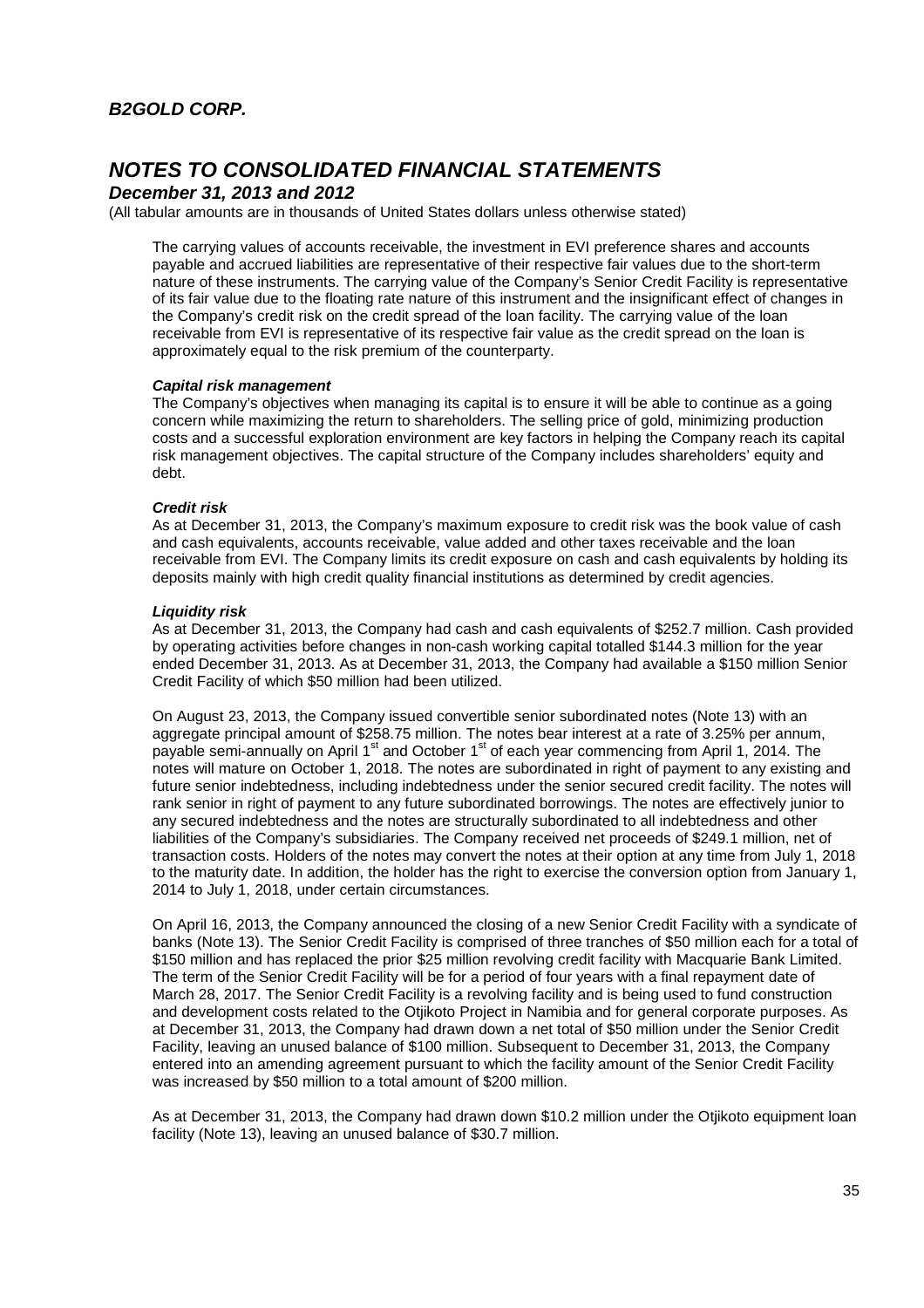The carrying values of accounts receivable, the investment in EVI preference shares and accounts payable and accrued liabilities are representative of their respective fair values due to the short-term nature of these instruments. The carrying value of the Company's Senior Credit Facility is representative of its fair value due to the floating rate nature of this instrument and the insignificant effect of changes in the Company's credit risk on the credit spread of the loan facility. The carrying value of the loan receivable from EVI is representative of its respective fair value as the credit spread on the loan is approximately equal to the risk premium of the counterparty.

***Capital risk management***

The Company's objectives when managing its capital is to ensure it will be able to continue as a going concern while maximizing the return to shareholders. The selling price of gold, minimizing production costs and a successful exploration environment are key factors in helping the Company reach its capital risk management objectives. The capital structure of the Company includes shareholders' equity and debt.

***Credit risk***

As at December 31, 2013, the Company's maximum exposure to credit risk was the book value of cash and cash equivalents, accounts receivable, value added and other taxes receivable and the loan receivable from EVI. The Company limits its credit exposure on cash and cash equivalents by holding its deposits mainly with high credit quality financial institutions as determined by credit agencies.

***Liquidity risk***

As at December 31, 2013, the Company had cash and cash equivalents of $252.7 million. Cash provided by operating activities before changes in non-cash working capital totalled $144.3 million for the year ended December 31, 2013. As at December 31, 2013, the Company had available a $150 million Senior Credit Facility of which $50 million had been utilized.

On August 23, 2013, the Company issued convertible senior subordinated notes (Note 13) with an aggregate principal amount of $258.75 million. The notes bear interest at a rate of 3.25% per annum, payable semi-annually on April 1st and October 1st of each year commencing from April 1, 2014. The notes will mature on October 1, 2018. The notes are subordinated in right of payment to any existing and future senior indebtedness, including indebtedness under the senior secured credit facility. The notes will rank senior in right of payment to any future subordinated borrowings. The notes are effectively junior to any secured indebtedness and the notes are structurally subordinated to all indebtedness and other liabilities of the Company's subsidiaries. The Company received net proceeds of $249.1 million, net of transaction costs. Holders of the notes may convert the notes at their option at any time from July 1, 2018 to the maturity date. In addition, the holder has the right to exercise the conversion option from January 1, 2014 to July 1, 2018, under certain circumstances.

On April 16, 2013, the Company announced the closing of a new Senior Credit Facility with a syndicate of banks (Note 13). The Senior Credit Facility is comprised of three tranches of $50 million each for a total of $150 million and has replaced the prior $25 million revolving credit facility with Macquarie Bank Limited. The term of the Senior Credit Facility will be for a period of four years with a final repayment date of March 28, 2017. The Senior Credit Facility is a revolving facility and is being used to fund construction and development costs related to the Otjikoto Project in Namibia and for general corporate purposes. As at December 31, 2013, the Company had drawn down a net total of $50 million under the Senior Credit Facility, leaving an unused balance of $100 million. Subsequent to December 31, 2013, the Company entered into an amending agreement pursuant to which the facility amount of the Senior Credit Facility was increased by $50 million to a total amount of $200 million.

As at December 31, 2013, the Company had drawn down $10.2 million under the Otjikoto equipment loan facility (Note 13), leaving an unused balance of $30.7 million.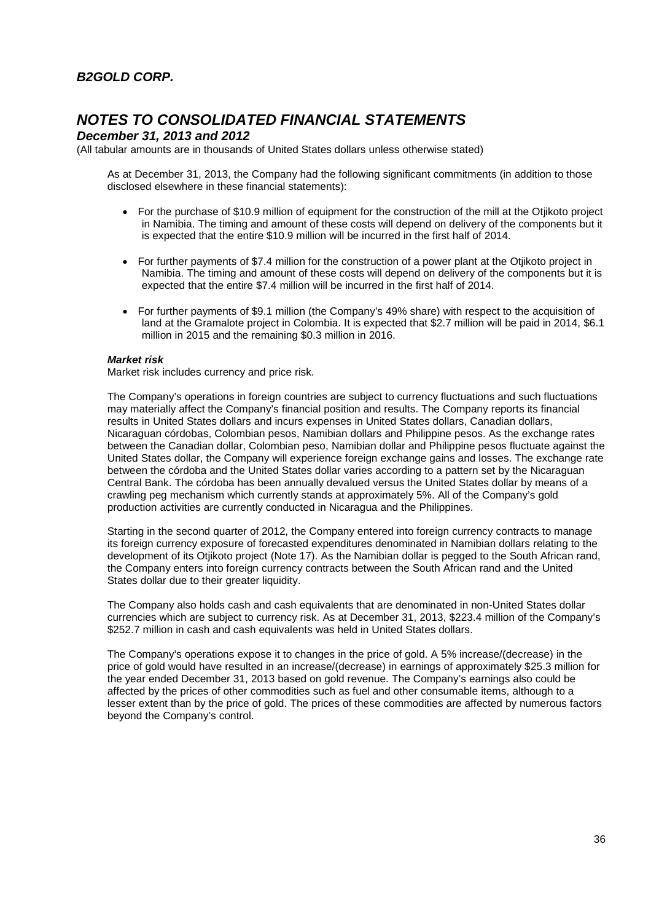As at December 31, 2013, the Company had the following significant commitments (in addition to those disclosed elsewhere in these financial statements):

- For the purchase of $10.9 million of equipment for the construction of the mill at the Otjikoto project in Namibia. The timing and amount of these costs will depend on delivery of the components but it is expected that the entire $10.9 million will be incurred in the first half of 2014.
- For further payments of $7.4 million for the construction of a power plant at the Otjikoto project in Namibia. The timing and amount of these costs will depend on delivery of the components but it is expected that the entire $7.4 million will be incurred in the first half of 2014.
- For further payments of $9.1 million (the Company's 49% share) with respect to the acquisition of land at the Gramalote project in Colombia. It is expected that $2.7 million will be paid in 2014, $6.1 million in 2015 and the remaining $0.3 million in 2016.

***Market risk***

Market risk includes currency and price risk.

The Company's operations in foreign countries are subject to currency fluctuations and such fluctuations may materially affect the Company's financial position and results. The Company reports its financial results in United States dollars and incurs expenses in United States dollars, Canadian dollars, Nicaraguan córdobas, Colombian pesos, Namibian dollars and Philippine pesos. As the exchange rates between the Canadian dollar, Colombian peso, Namibian dollar and Philippine pesos fluctuate against the United States dollar, the Company will experience foreign exchange gains and losses. The exchange rate between the córdoba and the United States dollar varies according to a pattern set by the Nicaraguan Central Bank. The córdoba has been annually devalued versus the United States dollar by means of a crawling peg mechanism which currently stands at approximately 5%. All of the Company's gold production activities are currently conducted in Nicaragua and the Philippines.

Starting in the second quarter of 2012, the Company entered into foreign currency contracts to manage its foreign currency exposure of forecasted expenditures denominated in Namibian dollars relating to the development of its Otjikoto project (Note 17). As the Namibian dollar is pegged to the South African rand, the Company enters into foreign currency contracts between the South African rand and the United States dollar due to their greater liquidity.

The Company also holds cash and cash equivalents that are denominated in non-United States dollar currencies which are subject to currency risk. As at December 31, 2013, $223.4 million of the Company's $252.7 million in cash and cash equivalents was held in United States dollars.

The Company's operations expose it to changes in the price of gold. A 5% increase/(decrease) in the price of gold would have resulted in an increase/(decrease) in earnings of approximately $25.3 million for the year ended December 31, 2013 based on gold revenue. The Company's earnings also could be affected by the prices of other commodities such as fuel and other consumable items, although to a lesser extent than by the price of gold. The prices of these commodities are affected by numerous factors beyond the Company's control.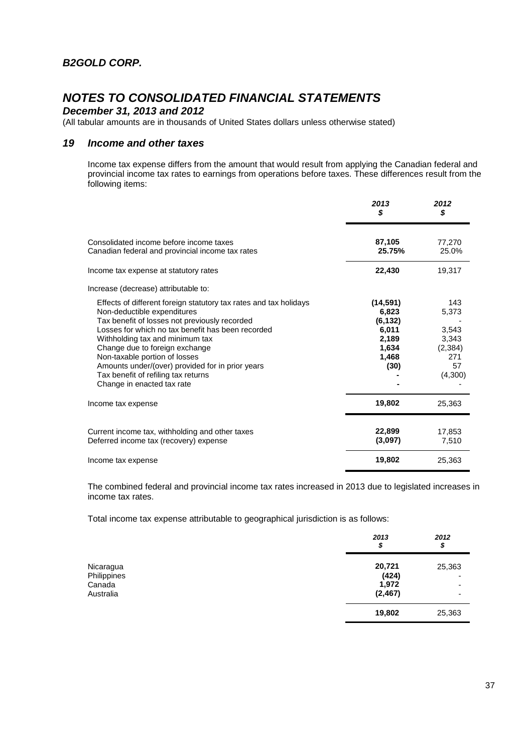## *B2GOLD CORP.*

# *NOTES TO CONSOLIDATED FINANCIAL STATEMENTS*

### *December 31, 2013 and 2012*

(All tabular amounts are in thousands of United States dollars unless otherwise stated)

## *19 Income and other taxes*

Income tax expense differs from the amount that would result from applying the Canadian federal and provincial income tax rates to earnings from operations before taxes. These differences result from the following items:

| | ***2013*** ***$*** | ***2012*** ***$*** |
|---|---|---|
| Consolidated income before income taxes | **87,105** | 77,270 |
| Canadian federal and provincial income tax rates | **25.75%** | 25.0% |
| Income tax expense at statutory rates | **22,430** | 19,317 |
| Increase (decrease) attributable to: | | |
| Effects of different foreign statutory tax rates and tax holidays | **(14,591)** | 143 |
| Non-deductible expenditures | **6,823** | 5,373 |
| Tax benefit of losses not previously recorded | **(6,132)** | - |
| Losses for which no tax benefit has been recorded | **6,011** | 3,543 |
| Withholding tax and minimum tax | **2,189** | 3,343 |
| Change due to foreign exchange | **1,634** | (2,384) |
| Non-taxable portion of losses | **1,468** | 271 |
| Amounts under/(over) provided for in prior years | **(30)** | 57 |
| Tax benefit of refiling tax returns | **-** | (4,300) |
| Change in enacted tax rate | **-** | - |
| Income tax expense | **19,802** | 25,363 |
| Current income tax, withholding and other taxes | **22,899** | 17,853 |
| Deferred income tax (recovery) expense | **(3,097)** | 7,510 |
| Income tax expense | **19,802** | 25,363 |

The combined federal and provincial income tax rates increased in 2013 due to legislated increases in income tax rates.

Total income tax expense attributable to geographical jurisdiction is as follows:

| | ***2013*** ***$*** | ***2012*** ***$*** |
|---|---|---|
| Nicaragua | **20,721** | 25,363 |
| Philippines | **(424)** | - |
| Canada | **1,972** | - |
| Australia | **(2,467)** | - |
| | **19,802** | 25,363 |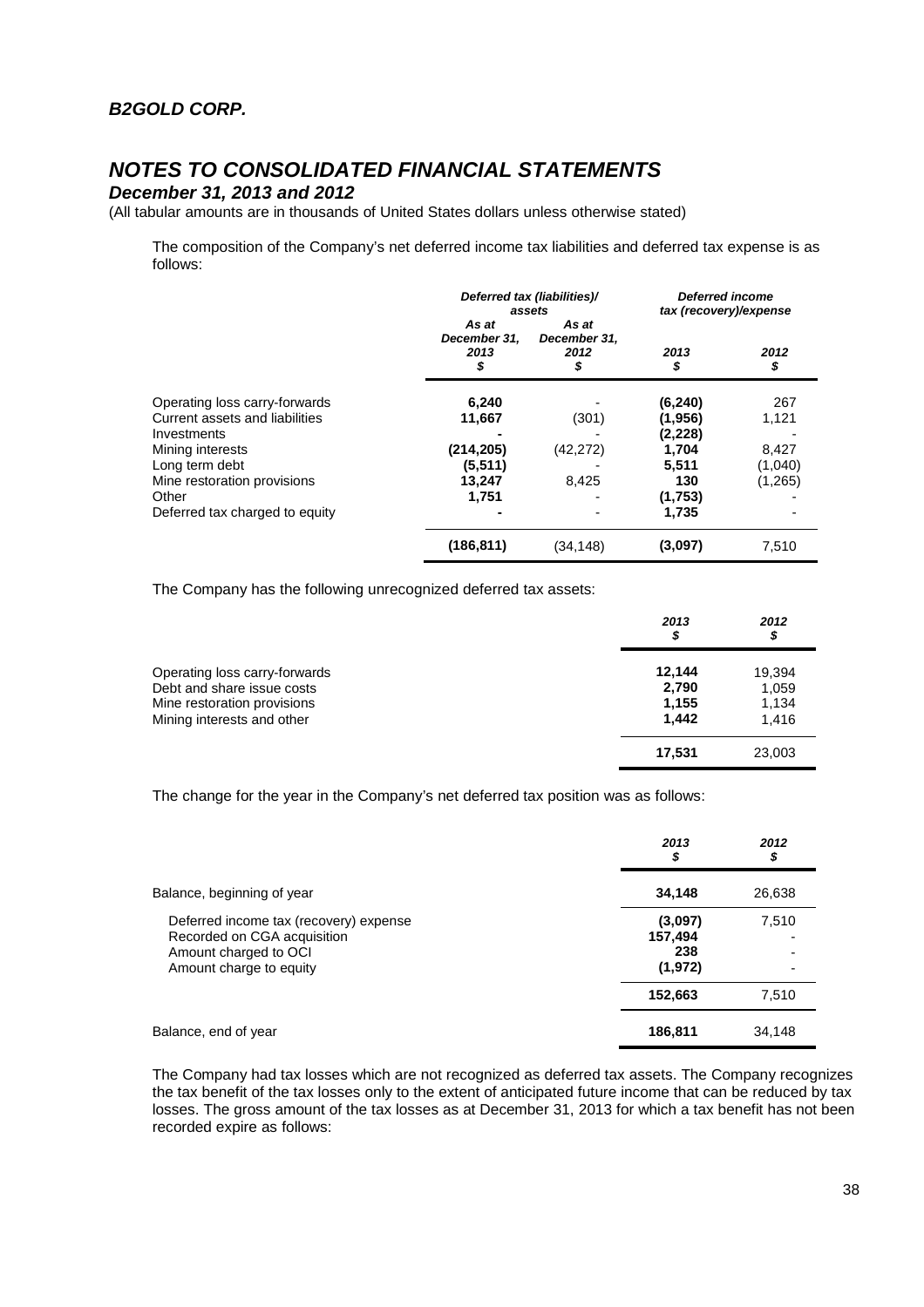The composition of the Company's net deferred income tax liabilities and deferred tax expense is as follows:

| | Deferred tax (liabilities)/ assets | | Deferred income tax (recovery)/expense | |
|---|---|---|---|---|
| | As at December 31, 2013 $ | As at December 31, 2012 $ | 2013 $ | 2012 $ |
| Operating loss carry-forwards | **6,240** | - | **(6,240)** | 267 |
| Current assets and liabilities | **11,667** | (301) | **(1,956)** | 1,121 |
| Investments | **-** | - | **(2,228)** | - |
| Mining interests | **(214,205)** | (42,272) | **1,704** | 8,427 |
| Long term debt | **(5,511)** | - | **5,511** | (1,040) |
| Mine restoration provisions | **13,247** | 8,425 | **130** | (1,265) |
| Other | **1,751** | - | **(1,753)** | - |
| Deferred tax charged to equity | **-** | - | **1,735** | - |
| | **(186,811)** | (34,148) | **(3,097)** | 7,510 |

The Company has the following unrecognized deferred tax assets:

| | 2013 $ | 2012 $ |
|---|---|---|
| Operating loss carry-forwards | **12,144** | 19,394 |
| Debt and share issue costs | **2,790** | 1,059 |
| Mine restoration provisions | **1,155** | 1,134 |
| Mining interests and other | **1,442** | 1,416 |
| | **17,531** | 23,003 |

The change for the year in the Company's net deferred tax position was as follows:

| | 2013 $ | 2012 $ |
|---|---|---|
| Balance, beginning of year | **34,148** | 26,638 |
| Deferred income tax (recovery) expense | **(3,097)** | 7,510 |
| Recorded on CGA acquisition | **157,494** | - |
| Amount charged to OCI | **238** | - |
| Amount charge to equity | **(1,972)** | - |
| | **152,663** | 7,510 |
| Balance, end of year | **186,811** | 34,148 |

The Company had tax losses which are not recognized as deferred tax assets. The Company recognizes the tax benefit of the tax losses only to the extent of anticipated future income that can be reduced by tax losses. The gross amount of the tax losses as at December 31, 2013 for which a tax benefit has not been recorded expire as follows: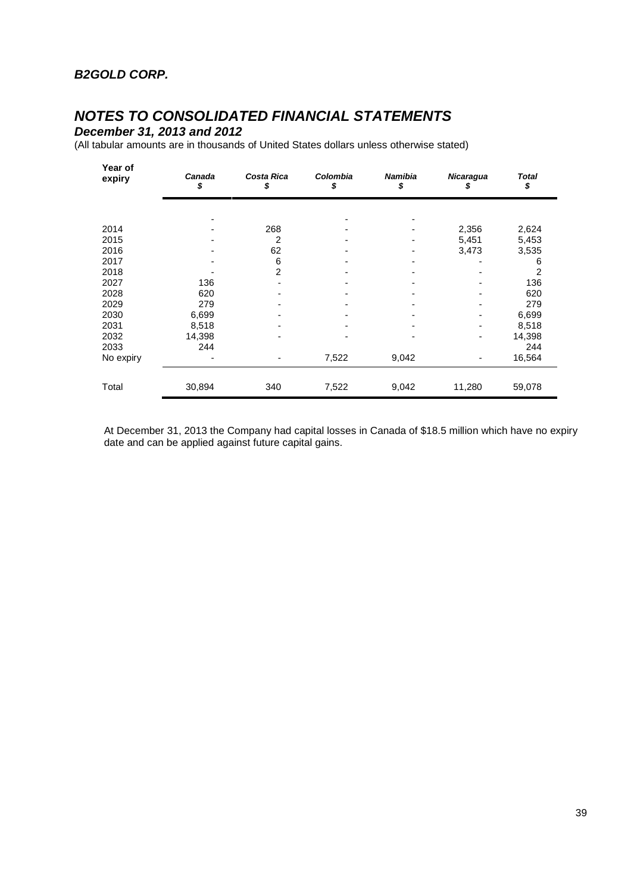| Year of expiry | Canada $ | Costa Rica $ | Colombia $ | Namibia $ | Nicaragua $ | Total $ |
|---|---|---|---|---|---|---|
| | - | | - | - | | |
| 2014 | - | 268 | - | - | 2,356 | 2,624 |
| 2015 | - | 2 | - | - | 5,451 | 5,453 |
| 2016 | - | 62 | - | - | 3,473 | 3,535 |
| 2017 | - | 6 | - | - | - | 6 |
| 2018 | - | 2 | - | - | - | 2 |
| 2027 | 136 | - | - | - | - | 136 |
| 2028 | 620 | - | - | - | - | 620 |
| 2029 | 279 | - | - | - | - | 279 |
| 2030 | 6,699 | - | - | - | - | 6,699 |
| 2031 | 8,518 | - | - | - | - | 8,518 |
| 2032 | 14,398 | - | - | - | - | 14,398 |
| 2033 | 244 | | | | | 244 |
| No expiry | - | - | 7,522 | 9,042 | - | 16,564 |
| Total | 30,894 | 340 | 7,522 | 9,042 | 11,280 | 59,078 |

At December 31, 2013 the Company had capital losses in Canada of $18.5 million which have no expiry date and can be applied against future capital gains.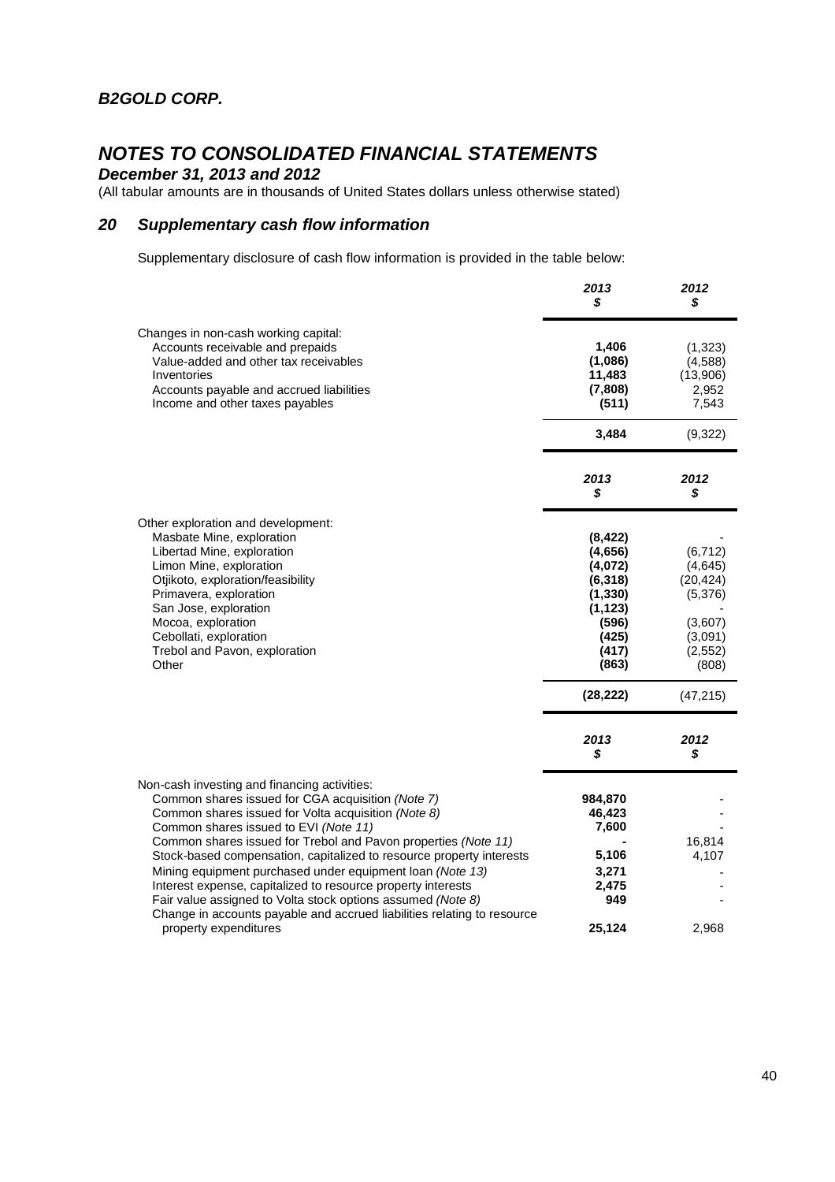# B2GOLD CORP.

# NOTES TO CONSOLIDATED FINANCIAL STATEMENTS

***December 31, 2013 and 2012***

(All tabular amounts are in thousands of United States dollars unless otherwise stated)

## 20 Supplementary cash flow information

Supplementary disclosure of cash flow information is provided in the table below:

| | 2013 $ | 2012 $ |
|---|---|---|
| Changes in non-cash working capital: | | |
| Accounts receivable and prepaids | **1,406** | (1,323) |
| Value-added and other tax receivables | **(1,086)** | (4,588) |
| Inventories | **11,483** | (13,906) |
| Accounts payable and accrued liabilities | **(7,808)** | 2,952 |
| Income and other taxes payables | **(511)** | 7,543 |
| | **3,484** | (9,322) |

| | 2013 $ | 2012 $ |
|---|---|---|
| Other exploration and development: | | |
| Masbate Mine, exploration | **(8,422)** | - |
| Libertad Mine, exploration | **(4,656)** | (6,712) |
| Limon Mine, exploration | **(4,072)** | (4,645) |
| Otjikoto, exploration/feasibility | **(6,318)** | (20,424) |
| Primavera, exploration | **(1,330)** | (5,376) |
| San Jose, exploration | **(1,123)** | - |
| Mocoa, exploration | **(596)** | (3,607) |
| Cebollati, exploration | **(425)** | (3,091) |
| Trebol and Pavon, exploration | **(417)** | (2,552) |
| Other | **(863)** | (808) |
| | **(28,222)** | (47,215) |

| | 2013 $ | 2012 $ |
|---|---|---|
| Non-cash investing and financing activities: | | |
| Common shares issued for CGA acquisition *(Note 7)* | **984,870** | - |
| Common shares issued for Volta acquisition *(Note 8)* | **46,423** | - |
| Common shares issued to EVI *(Note 11)* | **7,600** | - |
| Common shares issued for Trebol and Pavon properties *(Note 11)* | **-** | 16,814 |
| Stock-based compensation, capitalized to resource property interests | **5,106** | 4,107 |
| Mining equipment purchased under equipment loan *(Note 13)* | **3,271** | - |
| Interest expense, capitalized to resource property interests | **2,475** | - |
| Fair value assigned to Volta stock options assumed *(Note 8)* | **949** | - |
| Change in accounts payable and accrued liabilities relating to resource property expenditures | **25,124** | 2,968 |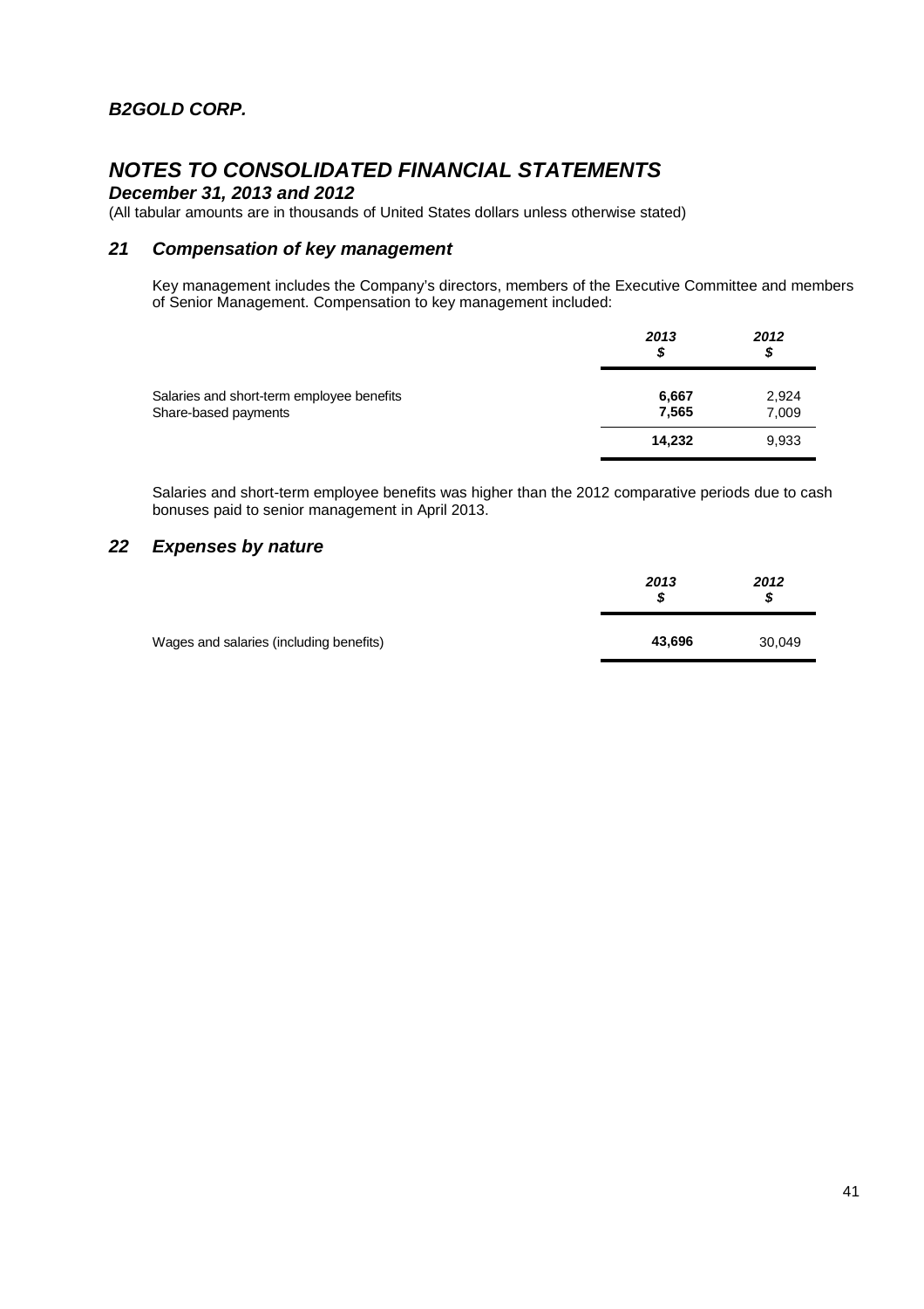# B2GOLD CORP.

## NOTES TO CONSOLIDATED FINANCIAL STATEMENTS

***December 31, 2013 and 2012***

(All tabular amounts are in thousands of United States dollars unless otherwise stated)

### 21 Compensation of key management

Key management includes the Company's directors, members of the Executive Committee and members of Senior Management. Compensation to key management included:

| | 2013<br>$ | 2012<br>$ |
|---|---|---|
| Salaries and short-term employee benefits | **6,667** | 2,924 |
| Share-based payments | **7,565** | 7,009 |
| | **14,232** | 9,933 |

Salaries and short-term employee benefits was higher than the 2012 comparative periods due to cash bonuses paid to senior management in April 2013.

### 22 Expenses by nature

| | 2013<br>$ | 2012<br>$ |
|---|---|---|
| Wages and salaries (including benefits) | **43,696** | 30,049 |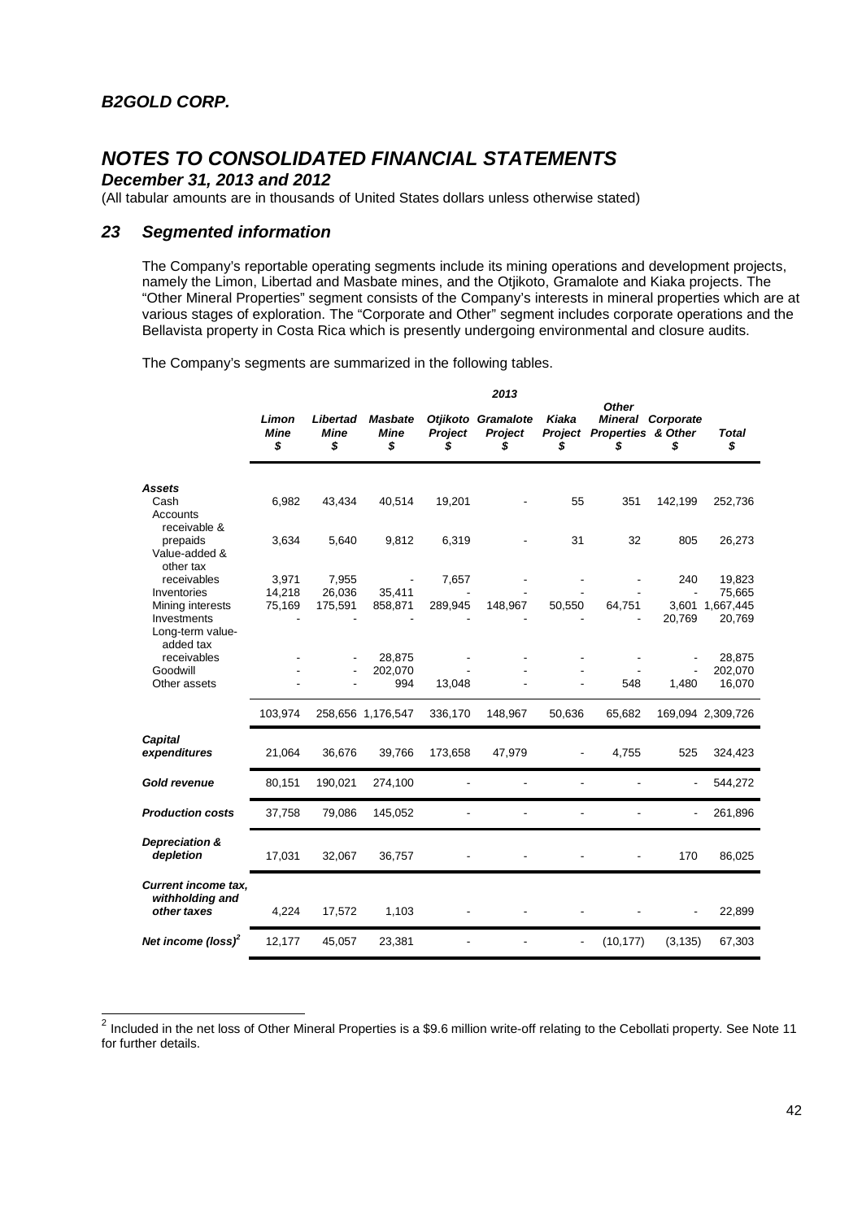# B2GOLD CORP.

## NOTES TO CONSOLIDATED FINANCIAL STATEMENTS

***December 31, 2013 and 2012***

(All tabular amounts are in thousands of United States dollars unless otherwise stated)

### 23 Segmented information

The Company's reportable operating segments include its mining operations and development projects, namely the Limon, Libertad and Masbate mines, and the Otjikoto, Gramalote and Kiaka projects. The "Other Mineral Properties" segment consists of the Company's interests in mineral properties which are at various stages of exploration. The "Corporate and Other" segment includes corporate operations and the Bellavista property in Costa Rica which is presently undergoing environmental and closure audits.

The Company's segments are summarized in the following tables.

| | 2013 | | | | | | | | |
|---|---|---|---|---|---|---|---|---|---|
| | *Limon Mine* $ | *Libertad Mine* $ | *Masbate Mine* $ | *Otjikoto Project* $ | *Gramalote Project* $ | *Kiaka Project* $ | *Other Mineral Properties* $ | *Corporate & Other* $ | *Total* $ |
| ***Assets*** | | | | | | | | | |
| Cash | 6,982 | 43,434 | 40,514 | 19,201 | - | 55 | 351 | 142,199 | 252,736 |
| Accounts receivable & prepaids | 3,634 | 5,640 | 9,812 | 6,319 | - | 31 | 32 | 805 | 26,273 |
| Value-added & other tax receivables | 3,971 | 7,955 | - | 7,657 | - | - | - | 240 | 19,823 |
| Inventories | 14,218 | 26,036 | 35,411 | - | - | - | - | - | 75,665 |
| Mining interests | 75,169 | 175,591 | 858,871 | 289,945 | 148,967 | 50,550 | 64,751 | 3,601 | 1,667,445 |
| Investments | - | - | - | - | - | - | - | 20,769 | 20,769 |
| Long-term value-added tax receivables | - | - | 28,875 | - | - | - | - | - | 28,875 |
| Goodwill | - | - | 202,070 | - | - | - | - | - | 202,070 |
| Other assets | - | - | 994 | 13,048 | - | - | 548 | 1,480 | 16,070 |
| | 103,974 | 258,656 | 1,176,547 | 336,170 | 148,967 | 50,636 | 65,682 | 169,094 | 2,309,726 |
| ***Capital expenditures*** | 21,064 | 36,676 | 39,766 | 173,658 | 47,979 | - | 4,755 | 525 | 324,423 |
| ***Gold revenue*** | 80,151 | 190,021 | 274,100 | - | - | - | - | - | 544,272 |
| ***Production costs*** | 37,758 | 79,086 | 145,052 | - | - | - | - | - | 261,896 |
| ***Depreciation & depletion*** | 17,031 | 32,067 | 36,757 | - | - | - | - | 170 | 86,025 |
| ***Current income tax, withholding and other taxes*** | 4,224 | 17,572 | 1,103 | - | - | - | - | - | 22,899 |
| ***Net income (loss)***[2] | 12,177 | 45,057 | 23,381 | - | - | - | (10,177) | (3,135) | 67,303 |

[2] Included in the net loss of Other Mineral Properties is a $9.6 million write-off relating to the Cebollati property. See Note 11 for further details.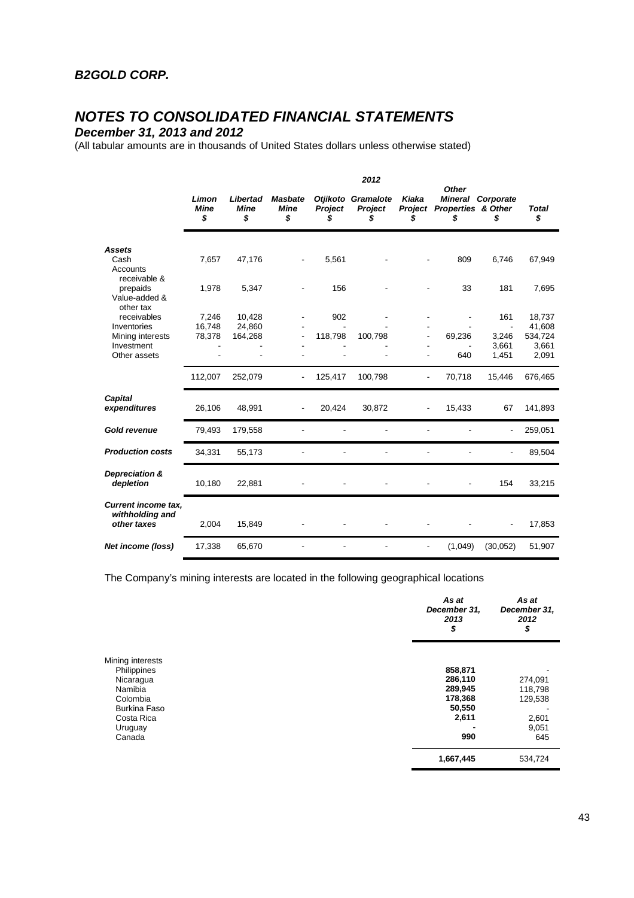## B2GOLD CORP.

# NOTES TO CONSOLIDATED FINANCIAL STATEMENTS

### December 31, 2013 and 2012

(All tabular amounts are in thousands of United States dollars unless otherwise stated)

| | 2012 | | | | | | | | |
|---|---|---|---|---|---|---|---|---|---|
| | Limon Mine $ | Libertad Mine $ | Masbate Mine $ | Otjikoto Project $ | Gramalote Project $ | Kiaka Project $ | Other Mineral Properties $ | Corporate & Other $ | Total $ |
| **Assets** | | | | | | | | | |
| Cash | 7,657 | 47,176 | - | 5,561 | - | - | 809 | 6,746 | 67,949 |
| Accounts receivable & prepaids | 1,978 | 5,347 | - | 156 | - | - | 33 | 181 | 7,695 |
| Value-added & other tax receivables | 7,246 | 10,428 | - | 902 | - | - | - | 161 | 18,737 |
| Inventories | 16,748 | 24,860 | - | - | - | - | - | - | 41,608 |
| Mining interests | 78,378 | 164,268 | - | 118,798 | 100,798 | - | 69,236 | 3,246 | 534,724 |
| Investment | - | - | - | - | - | - | - | 3,661 | 3,661 |
| Other assets | - | - | - | - | - | - | 640 | 1,451 | 2,091 |
| | 112,007 | 252,079 | - | 125,417 | 100,798 | - | 70,718 | 15,446 | 676,465 |
| **Capital expenditures** | 26,106 | 48,991 | - | 20,424 | 30,872 | - | 15,433 | 67 | 141,893 |
| **Gold revenue** | 79,493 | 179,558 | - | - | - | - | - | - | 259,051 |
| **Production costs** | 34,331 | 55,173 | - | - | - | - | - | - | 89,504 |
| **Depreciation & depletion** | 10,180 | 22,881 | - | - | - | - | - | 154 | 33,215 |
| **Current income tax, withholding and other taxes** | 2,004 | 15,849 | - | - | - | - | - | - | 17,853 |
| **Net income (loss)** | 17,338 | 65,670 | - | - | - | - | (1,049) | (30,052) | 51,907 |

The Company's mining interests are located in the following geographical locations

| | As at December 31, 2013 $ | As at December 31, 2012 $ |
|---|---|---|
| Mining interests | | |
| Philippines | **858,871** | - |
| Nicaragua | **286,110** | 274,091 |
| Namibia | **289,945** | 118,798 |
| Colombia | **178,368** | 129,538 |
| Burkina Faso | **50,550** | - |
| Costa Rica | **2,611** | 2,601 |
| Uruguay | **-** | 9,051 |
| Canada | **990** | 645 |
| | **1,667,445** | 534,724 |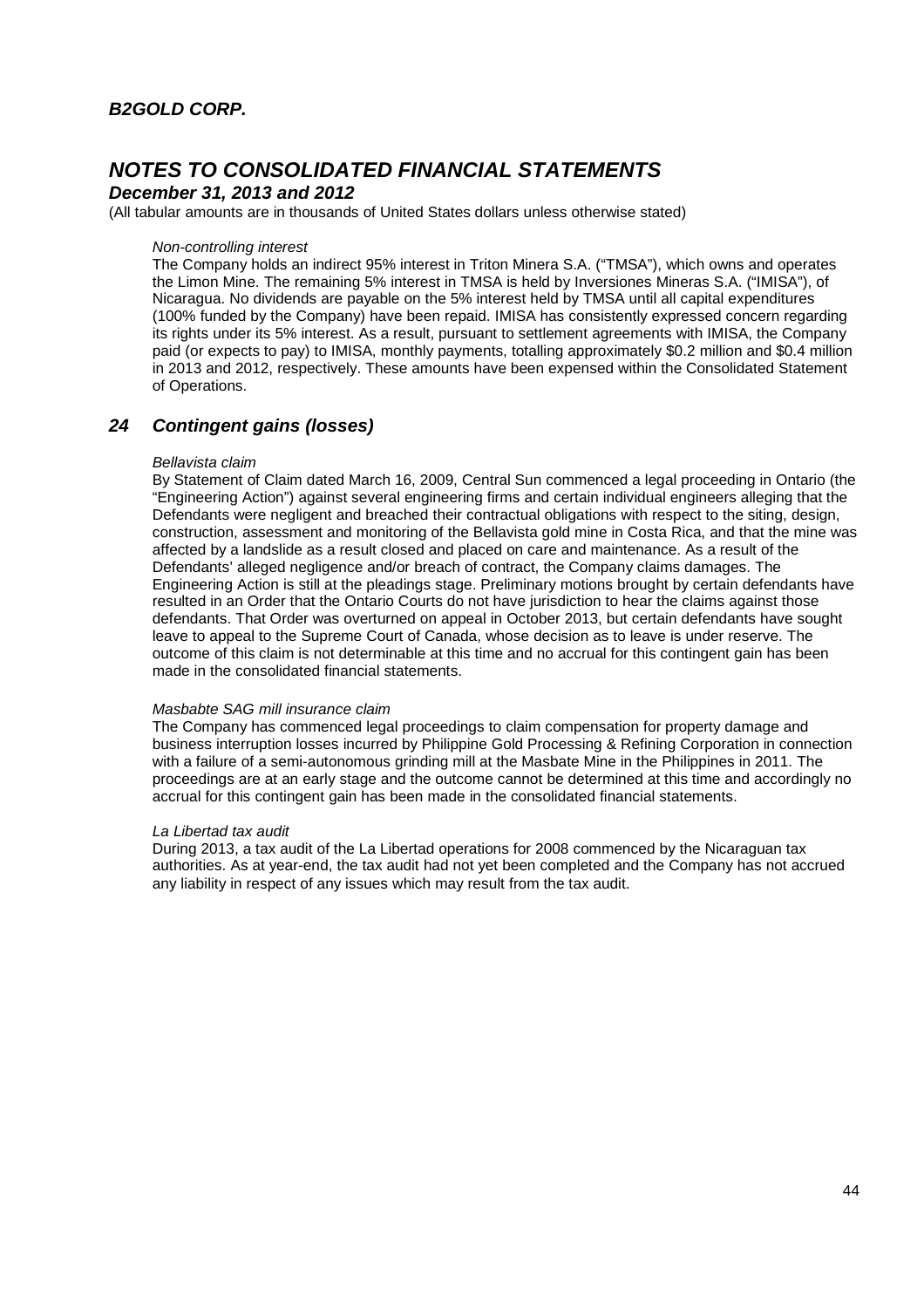*Non-controlling interest*

The Company holds an indirect 95% interest in Triton Minera S.A. ("TMSA"), which owns and operates the Limon Mine. The remaining 5% interest in TMSA is held by Inversiones Mineras S.A. ("IMISA"), of Nicaragua. No dividends are payable on the 5% interest held by TMSA until all capital expenditures (100% funded by the Company) have been repaid. IMISA has consistently expressed concern regarding its rights under its 5% interest. As a result, pursuant to settlement agreements with IMISA, the Company paid (or expects to pay) to IMISA, monthly payments, totalling approximately \$0.2 million and \$0.4 million in 2013 and 2012, respectively. These amounts have been expensed within the Consolidated Statement of Operations.

## 24 Contingent gains (losses)

*Bellavista claim*

By Statement of Claim dated March 16, 2009, Central Sun commenced a legal proceeding in Ontario (the "Engineering Action") against several engineering firms and certain individual engineers alleging that the Defendants were negligent and breached their contractual obligations with respect to the siting, design, construction, assessment and monitoring of the Bellavista gold mine in Costa Rica, and that the mine was affected by a landslide as a result closed and placed on care and maintenance. As a result of the Defendants' alleged negligence and/or breach of contract, the Company claims damages. The Engineering Action is still at the pleadings stage. Preliminary motions brought by certain defendants have resulted in an Order that the Ontario Courts do not have jurisdiction to hear the claims against those defendants. That Order was overturned on appeal in October 2013, but certain defendants have sought leave to appeal to the Supreme Court of Canada, whose decision as to leave is under reserve. The outcome of this claim is not determinable at this time and no accrual for this contingent gain has been made in the consolidated financial statements.

*Masbabte SAG mill insurance claim*

The Company has commenced legal proceedings to claim compensation for property damage and business interruption losses incurred by Philippine Gold Processing & Refining Corporation in connection with a failure of a semi-autonomous grinding mill at the Masbate Mine in the Philippines in 2011. The proceedings are at an early stage and the outcome cannot be determined at this time and accordingly no accrual for this contingent gain has been made in the consolidated financial statements.

*La Libertad tax audit*

During 2013, a tax audit of the La Libertad operations for 2008 commenced by the Nicaraguan tax authorities. As at year-end, the tax audit had not yet been completed and the Company has not accrued any liability in respect of any issues which may result from the tax audit.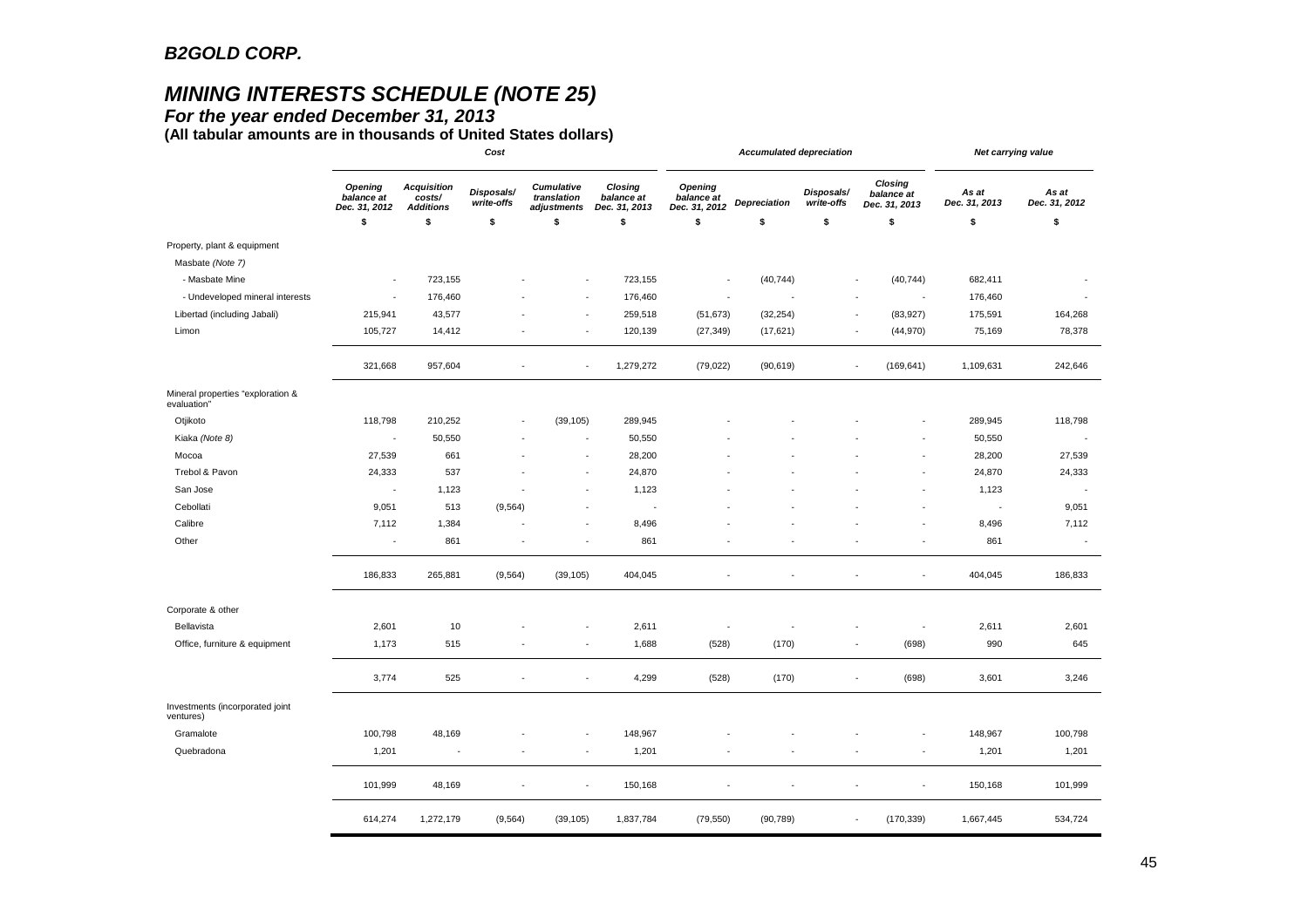**B2GOLD CORP.**

## *MINING INTERESTS SCHEDULE (NOTE 25)*

***For the year ended December 31, 2013***

**(All tabular amounts are in thousands of United States dollars)**

| | *Cost* | | | | | *Accumulated depreciation* | | | | *Net carrying value* | |
|---|---|---|---|---|---|---|---|---|---|---|---|
| | ***Opening balance at Dec. 31, 2012*** | ***Acquisition costs/ Additions*** | ***Disposals/ write-offs*** | ***Cumulative translation adjustments*** | ***Closing balance at Dec. 31, 2013*** | ***Opening balance at Dec. 31, 2012*** | ***Depreciation*** | ***Disposals/ write-offs*** | ***Closing balance at Dec. 31, 2013*** | ***As at Dec. 31, 2013*** | ***As at Dec. 31, 2012*** |
| | **$** | **$** | **$** | **$** | **$** | **$** | **$** | **$** | **$** | **$** | **$** |
| Property, plant & equipment | | | | | | | | | | | |
| Masbate *(Note 7)* | | | | | | | | | | | |
| - Masbate Mine | - | 723,155 | - | - | 723,155 | - | (40,744) | - | (40,744) | 682,411 | - |
| - Undeveloped mineral interests | - | 176,460 | - | - | 176,460 | - | - | - | - | 176,460 | - |
| Libertad (including Jabali) | 215,941 | 43,577 | - | - | 259,518 | (51,673) | (32,254) | - | (83,927) | 175,591 | 164,268 |
| Limon | 105,727 | 14,412 | - | - | 120,139 | (27,349) | (17,621) | - | (44,970) | 75,169 | 78,378 |
| | 321,668 | 957,604 | - | - | 1,279,272 | (79,022) | (90,619) | - | (169,641) | 1,109,631 | 242,646 |
| Mineral properties "exploration & evaluation" | | | | | | | | | | | |
| Otjikoto | 118,798 | 210,252 | - | (39,105) | 289,945 | - | - | - | - | 289,945 | 118,798 |
| Kiaka *(Note 8)* | - | 50,550 | - | - | 50,550 | - | - | - | - | 50,550 | - |
| Mocoa | 27,539 | 661 | - | - | 28,200 | - | - | - | - | 28,200 | 27,539 |
| Trebol & Pavon | 24,333 | 537 | - | - | 24,870 | - | - | - | - | 24,870 | 24,333 |
| San Jose | - | 1,123 | - | - | 1,123 | - | - | - | - | 1,123 | - |
| Cebollati | 9,051 | 513 | (9,564) | - | - | - | - | - | - | - | 9,051 |
| Calibre | 7,112 | 1,384 | - | - | 8,496 | - | - | - | - | 8,496 | 7,112 |
| Other | - | 861 | - | - | 861 | - | - | - | - | 861 | - |
| | 186,833 | 265,881 | (9,564) | (39,105) | 404,045 | - | - | - | - | 404,045 | 186,833 |
| Corporate & other | | | | | | | | | | | |
| Bellavista | 2,601 | 10 | - | - | 2,611 | - | - | - | - | 2,611 | 2,601 |
| Office, furniture & equipment | 1,173 | 515 | - | - | 1,688 | (528) | (170) | - | (698) | 990 | 645 |
| | 3,774 | 525 | - | - | 4,299 | (528) | (170) | - | (698) | 3,601 | 3,246 |
| Investments (incorporated joint ventures) | | | | | | | | | | | |
| Gramalote | 100,798 | 48,169 | - | - | 148,967 | - | - | - | - | 148,967 | 100,798 |
| Quebradona | 1,201 | - | - | - | 1,201 | - | - | - | - | 1,201 | 1,201 |
| | 101,999 | 48,169 | - | - | 150,168 | - | - | - | - | 150,168 | 101,999 |
| | 614,274 | 1,272,179 | (9,564) | (39,105) | 1,837,784 | (79,550) | (90,789) | - | (170,339) | 1,667,445 | 534,724 |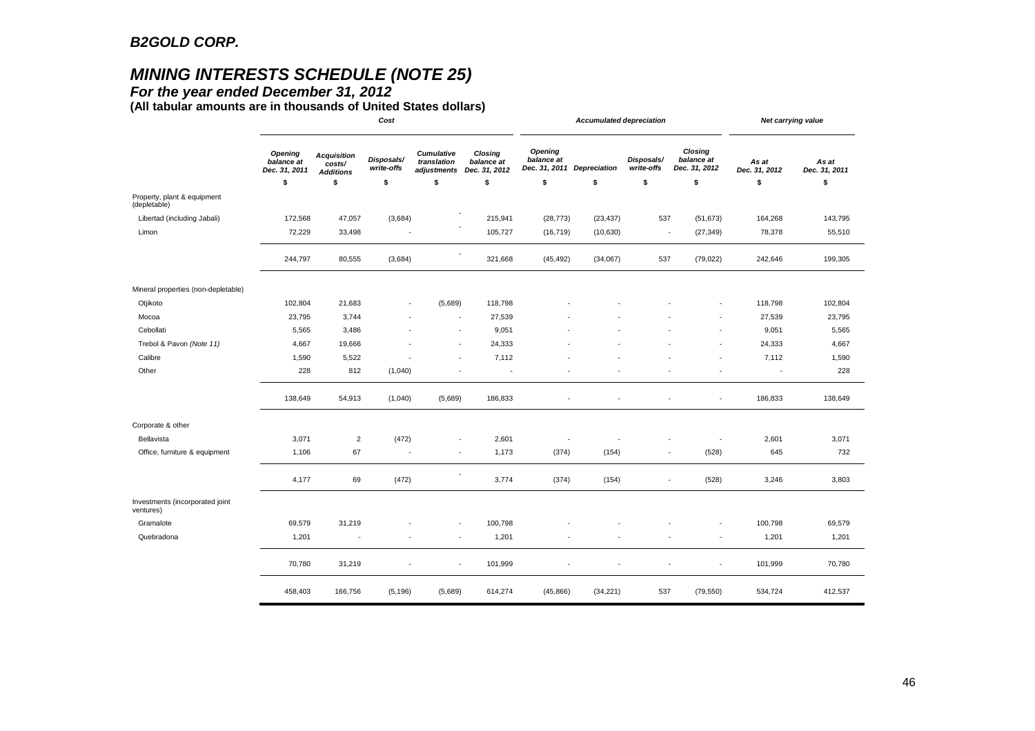***B2GOLD CORP.***

## ***MINING INTERESTS SCHEDULE (NOTE 25)***

***For the year ended December 31, 2012***

**(All tabular amounts are in thousands of United States dollars)**

| | *Cost* | | | | | *Accumulated depreciation* | | | | *Net carrying value* | |
|---|---|---|---|---|---|---|---|---|---|---|---|
| | ***Opening balance at Dec. 31, 2011*** | ***Acquisition costs/ Additions*** | ***Disposals/ write-offs*** | ***Cumulative translation adjustments*** | ***Closing balance at Dec. 31, 2012*** | ***Opening balance at Dec. 31, 2011*** | ***Depreciation*** | ***Disposals/ write-offs*** | ***Closing balance at Dec. 31, 2012*** | ***As at Dec. 31, 2012*** | ***As at Dec. 31, 2011*** |
| | **$** | **$** | **$** | **$** | **$** | **$** | **$** | **$** | **$** | **$** | **$** |
| Property, plant & equipment (depletable) | | | | | | | | | | | |
| Libertad (including Jabali) | 172,568 | 47,057 | (3,684) | - | 215,941 | (28,773) | (23,437) | 537 | (51,673) | 164,268 | 143,795 |
| Limon | 72,229 | 33,498 | - | - | 105,727 | (16,719) | (10,630) | - | (27,349) | 78,378 | 55,510 |
| | 244,797 | 80,555 | (3,684) | - | 321,668 | (45,492) | (34,067) | 537 | (79,022) | 242,646 | 199,305 |
| Mineral properties (non-depletable) | | | | | | | | | | | |
| Otjikoto | 102,804 | 21,683 | - | (5,689) | 118,798 | - | - | - | - | 118,798 | 102,804 |
| Mocoa | 23,795 | 3,744 | - | - | 27,539 | - | - | - | - | 27,539 | 23,795 |
| Cebollati | 5,565 | 3,486 | - | - | 9,051 | - | - | - | - | 9,051 | 5,565 |
| Trebol & Pavon *(Note 11)* | 4,667 | 19,666 | - | - | 24,333 | - | - | - | - | 24,333 | 4,667 |
| Calibre | 1,590 | 5,522 | - | - | 7,112 | - | - | - | - | 7,112 | 1,590 |
| Other | 228 | 812 | (1,040) | - | - | - | - | - | - | - | 228 |
| | 138,649 | 54,913 | (1,040) | (5,689) | 186,833 | - | - | - | - | 186,833 | 138,649 |
| Corporate & other | | | | | | | | | | | |
| Bellavista | 3,071 | 2 | (472) | - | 2,601 | - | - | - | - | 2,601 | 3,071 |
| Office, furniture & equipment | 1,106 | 67 | - | - | 1,173 | (374) | (154) | - | (528) | 645 | 732 |
| | 4,177 | 69 | (472) | - | 3,774 | (374) | (154) | - | (528) | 3,246 | 3,803 |
| Investments (incorporated joint ventures) | | | | | | | | | | | |
| Gramalote | 69,579 | 31,219 | - | - | 100,798 | - | - | - | - | 100,798 | 69,579 |
| Quebradona | 1,201 | - | - | - | 1,201 | - | - | - | - | 1,201 | 1,201 |
| | 70,780 | 31,219 | - | - | 101,999 | - | - | - | - | 101,999 | 70,780 |
| | 458,403 | 166,756 | (5,196) | (5,689) | 614,274 | (45,866) | (34,221) | 537 | (79,550) | 534,724 | 412,537 |